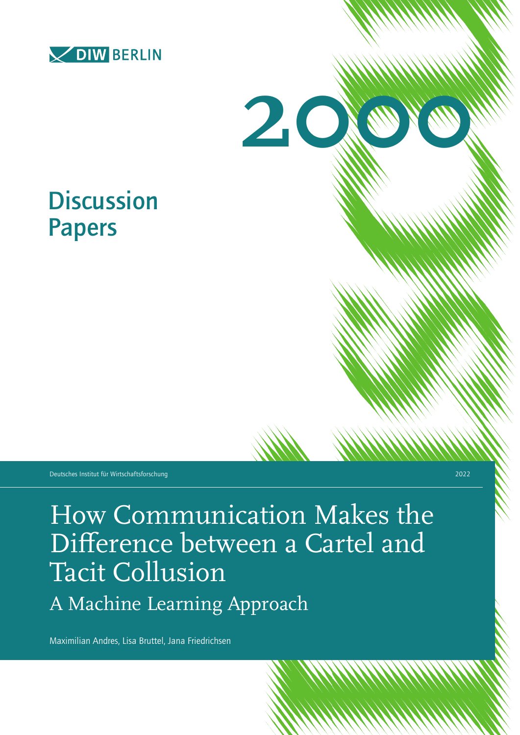DIW BERLIN

# 2000

## Discussion Papers

Deutsches Institut für Wirtschaftsforschung

2022

# How Communication Makes the Difference between a Cartel and Tacit Collusion

## A Machine Learning Approach

Maximilian Andres, Lisa Bruttel, Jana Friedrichsen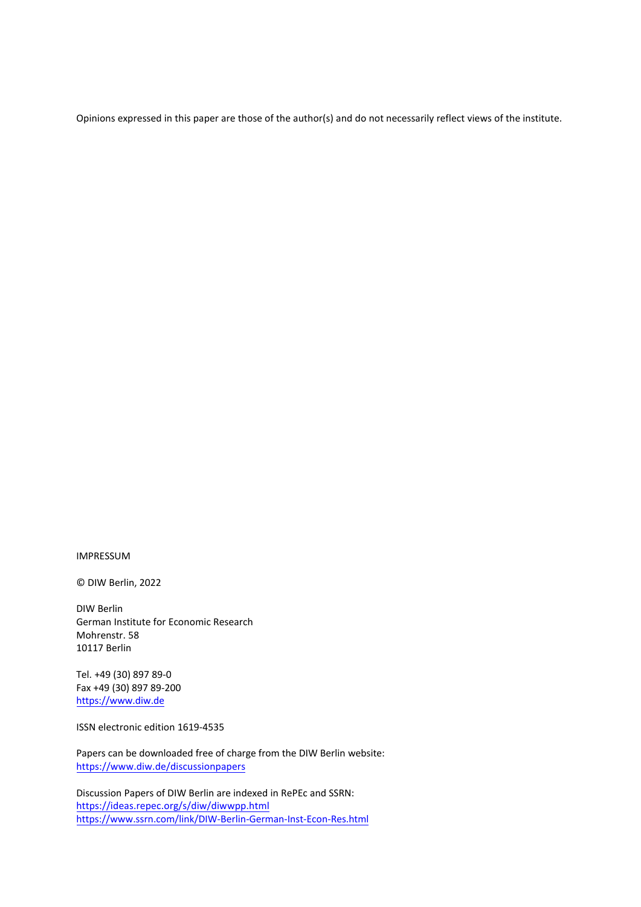Opinions expressed in this paper are those of the author(s) and do not necessarily reflect views of the institute.

IMPRESSUM

© DIW Berlin, 2022

DIW Berlin
German Institute for Economic Research
Mohrenstr. 58
10117 Berlin

Tel. +49 (30) 897 89-0
Fax +49 (30) 897 89-200
https://www.diw.de

ISSN electronic edition 1619-4535

Papers can be downloaded free of charge from the DIW Berlin website:
https://www.diw.de/discussionpapers

Discussion Papers of DIW Berlin are indexed in RePEc and SSRN:
https://ideas.repec.org/s/diw/diwwpp.html
https://www.ssrn.com/link/DIW-Berlin-German-Inst-Econ-Res.html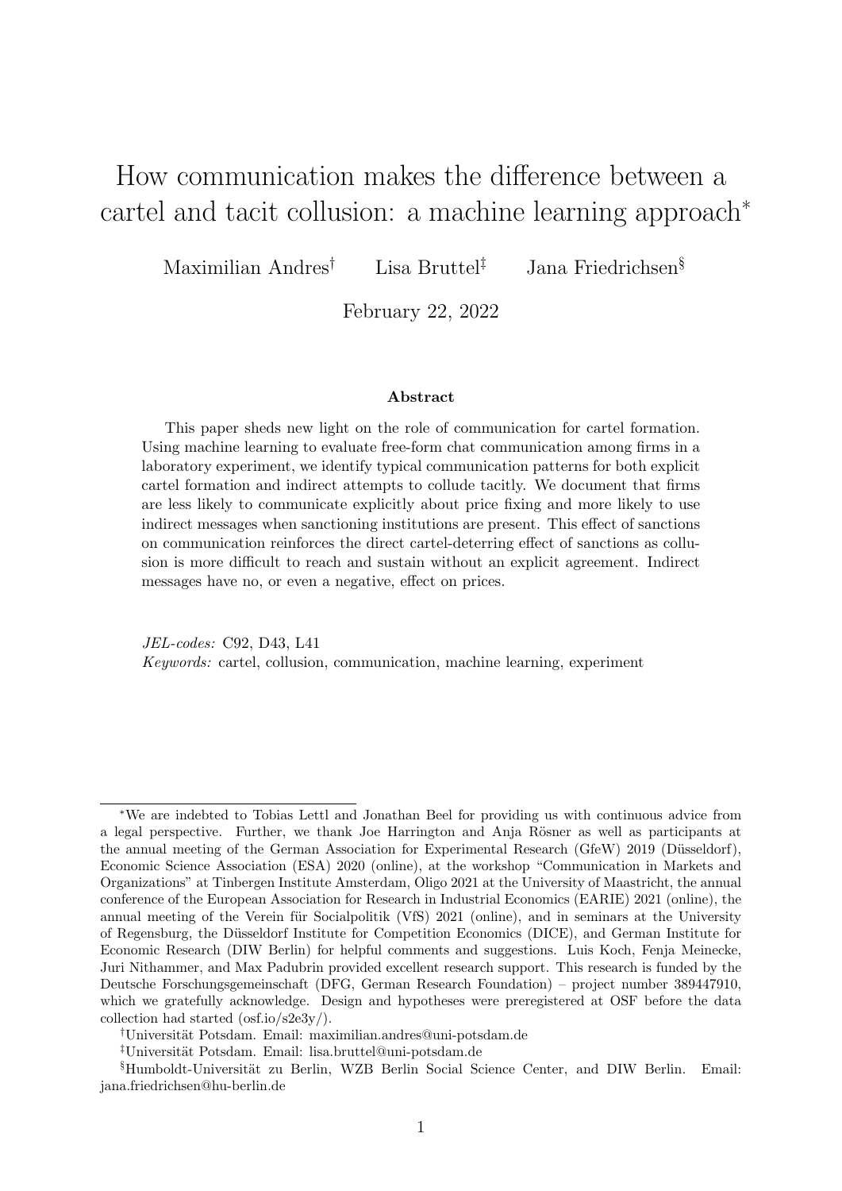# How communication makes the difference between a cartel and tacit collusion: a machine learning approach*

Maximilian Andres[†] Lisa Bruttel[‡] Jana Friedrichsen[§]

February 22, 2022

**Abstract**

This paper sheds new light on the role of communication for cartel formation. Using machine learning to evaluate free-form chat communication among firms in a laboratory experiment, we identify typical communication patterns for both explicit cartel formation and indirect attempts to collude tacitly. We document that firms are less likely to communicate explicitly about price fixing and more likely to use indirect messages when sanctioning institutions are present. This effect of sanctions on communication reinforces the direct cartel-deterring effect of sanctions as collusion is more difficult to reach and sustain without an explicit agreement. Indirect messages have no, or even a negative, effect on prices.

*JEL-codes:* C92, D43, L41

*Keywords:* cartel, collusion, communication, machine learning, experiment

---

*We are indebted to Tobias Lettl and Jonathan Beel for providing us with continuous advice from a legal perspective. Further, we thank Joe Harrington and Anja Rösner as well as participants at the annual meeting of the German Association for Experimental Research (GfeW) 2019 (Düsseldorf), Economic Science Association (ESA) 2020 (online), at the workshop "Communication in Markets and Organizations" at Tinbergen Institute Amsterdam, Oligo 2021 at the University of Maastricht, the annual conference of the European Association for Research in Industrial Economics (EARIE) 2021 (online), the annual meeting of the Verein für Socialpolitik (VfS) 2021 (online), and in seminars at the University of Regensburg, the Düsseldorf Institute for Competition Economics (DICE), and German Institute for Economic Research (DIW Berlin) for helpful comments and suggestions. Luis Koch, Fenja Meinecke, Juri Nithammer, and Max Padubrin provided excellent research support. This research is funded by the Deutsche Forschungsgemeinschaft (DFG, German Research Foundation) – project number 389447910, which we gratefully acknowledge. Design and hypotheses were preregistered at OSF before the data collection had started (osf.io/s2e3y/).

[†]Universität Potsdam. Email: maximilian.andres@uni-potsdam.de

[‡]Universität Potsdam. Email: lisa.bruttel@uni-potsdam.de

[§]Humboldt-Universität zu Berlin, WZB Berlin Social Science Center, and DIW Berlin. Email: jana.friedrichsen@hu-berlin.de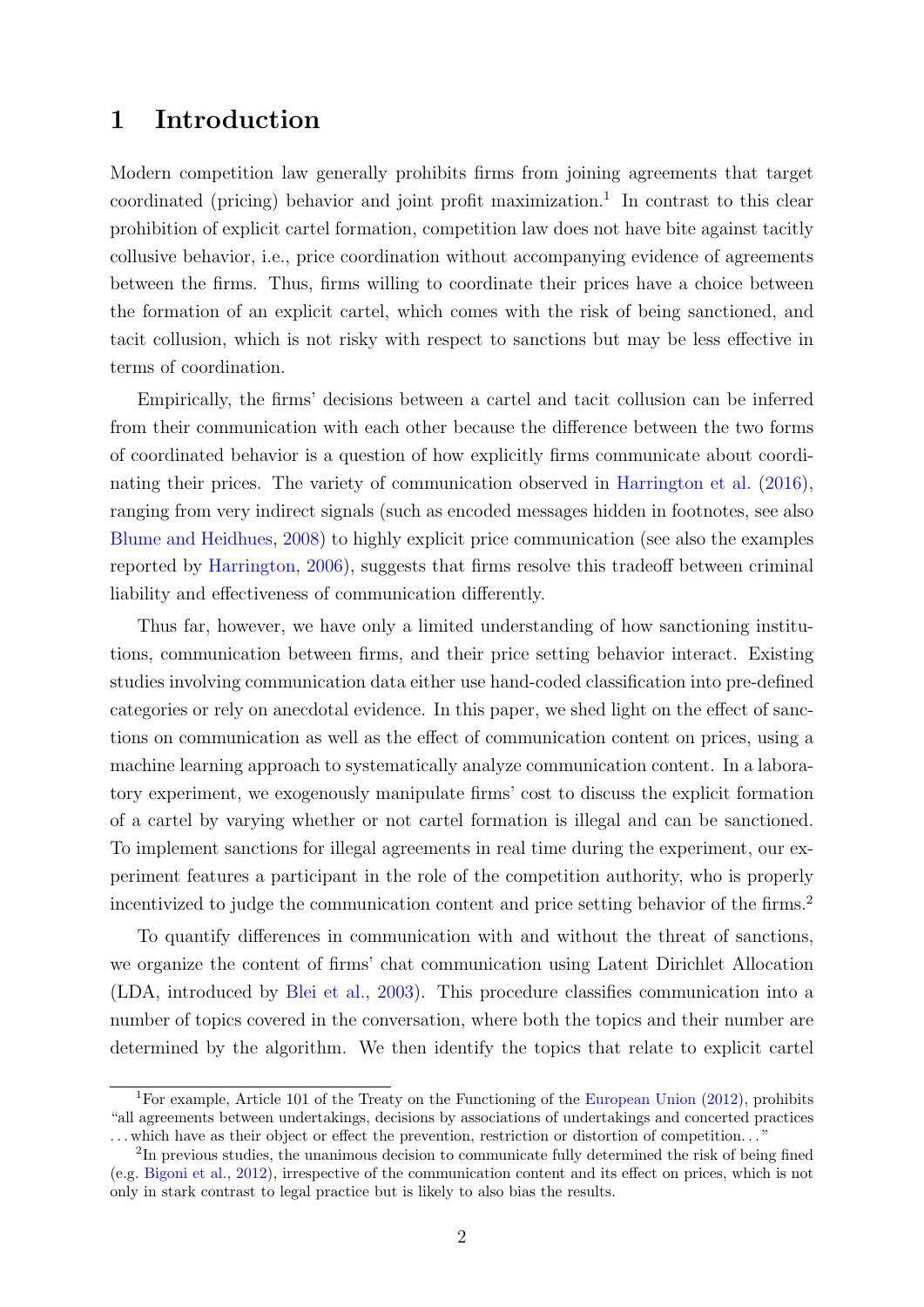# 1 Introduction

Modern competition law generally prohibits firms from joining agreements that target coordinated (pricing) behavior and joint profit maximization.[1] In contrast to this clear prohibition of explicit cartel formation, competition law does not have bite against tacitly collusive behavior, i.e., price coordination without accompanying evidence of agreements between the firms. Thus, firms willing to coordinate their prices have a choice between the formation of an explicit cartel, which comes with the risk of being sanctioned, and tacit collusion, which is not risky with respect to sanctions but may be less effective in terms of coordination.

Empirically, the firms' decisions between a cartel and tacit collusion can be inferred from their communication with each other because the difference between the two forms of coordinated behavior is a question of how explicitly firms communicate about coordinating their prices. The variety of communication observed in Harrington et al. (2016), ranging from very indirect signals (such as encoded messages hidden in footnotes, see also Blume and Heidhues, 2008) to highly explicit price communication (see also the examples reported by Harrington, 2006), suggests that firms resolve this tradeoff between criminal liability and effectiveness of communication differently.

Thus far, however, we have only a limited understanding of how sanctioning institutions, communication between firms, and their price setting behavior interact. Existing studies involving communication data either use hand-coded classification into pre-defined categories or rely on anecdotal evidence. In this paper, we shed light on the effect of sanctions on communication as well as the effect of communication content on prices, using a machine learning approach to systematically analyze communication content. In a laboratory experiment, we exogenously manipulate firms' cost to discuss the explicit formation of a cartel by varying whether or not cartel formation is illegal and can be sanctioned. To implement sanctions for illegal agreements in real time during the experiment, our experiment features a participant in the role of the competition authority, who is properly incentivized to judge the communication content and price setting behavior of the firms.[2]

To quantify differences in communication with and without the threat of sanctions, we organize the content of firms' chat communication using Latent Dirichlet Allocation (LDA, introduced by Blei et al., 2003). This procedure classifies communication into a number of topics covered in the conversation, where both the topics and their number are determined by the algorithm. We then identify the topics that relate to explicit cartel

---

[1] For example, Article 101 of the Treaty on the Functioning of the European Union (2012), prohibits "all agreements between undertakings, decisions by associations of undertakings and concerted practices ...which have as their object or effect the prevention, restriction or distortion of competition..."

[2] In previous studies, the unanimous decision to communicate fully determined the risk of being fined (e.g. Bigoni et al., 2012), irrespective of the communication content and its effect on prices, which is not only in stark contrast to legal practice but is likely to also bias the results.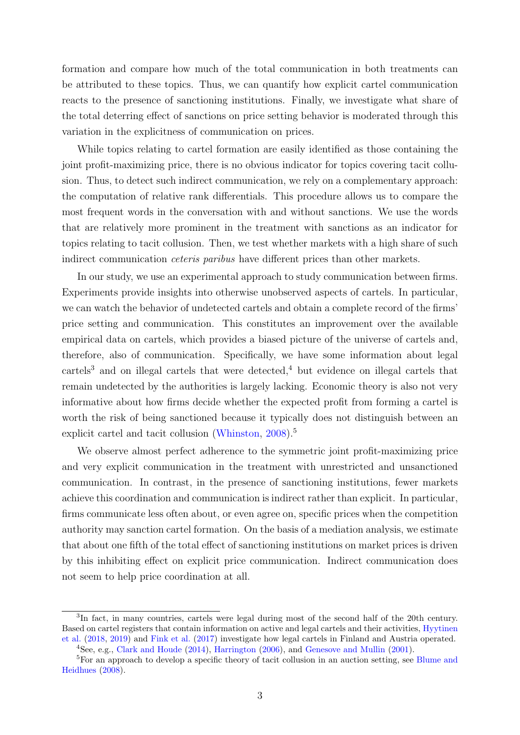formation and compare how much of the total communication in both treatments can be attributed to these topics. Thus, we can quantify how explicit cartel communication reacts to the presence of sanctioning institutions. Finally, we investigate what share of the total deterring effect of sanctions on price setting behavior is moderated through this variation in the explicitness of communication on prices.

While topics relating to cartel formation are easily identified as those containing the joint profit-maximizing price, there is no obvious indicator for topics covering tacit collusion. Thus, to detect such indirect communication, we rely on a complementary approach: the computation of relative rank differentials. This procedure allows us to compare the most frequent words in the conversation with and without sanctions. We use the words that are relatively more prominent in the treatment with sanctions as an indicator for topics relating to tacit collusion. Then, we test whether markets with a high share of such indirect communication *ceteris paribus* have different prices than other markets.

In our study, we use an experimental approach to study communication between firms. Experiments provide insights into otherwise unobserved aspects of cartels. In particular, we can watch the behavior of undetected cartels and obtain a complete record of the firms' price setting and communication. This constitutes an improvement over the available empirical data on cartels, which provides a biased picture of the universe of cartels and, therefore, also of communication. Specifically, we have some information about legal cartels[3] and on illegal cartels that were detected,[4] but evidence on illegal cartels that remain undetected by the authorities is largely lacking. Economic theory is also not very informative about how firms decide whether the expected profit from forming a cartel is worth the risk of being sanctioned because it typically does not distinguish between an explicit cartel and tacit collusion (Whinston, 2008).[5]

We observe almost perfect adherence to the symmetric joint profit-maximizing price and very explicit communication in the treatment with unrestricted and unsanctioned communication. In contrast, in the presence of sanctioning institutions, fewer markets achieve this coordination and communication is indirect rather than explicit. In particular, firms communicate less often about, or even agree on, specific prices when the competition authority may sanction cartel formation. On the basis of a mediation analysis, we estimate that about one fifth of the total effect of sanctioning institutions on market prices is driven by this inhibiting effect on explicit price communication. Indirect communication does not seem to help price coordination at all.

---

[3] In fact, in many countries, cartels were legal during most of the second half of the 20th century. Based on cartel registers that contain information on active and legal cartels and their activities, Hyytinen et al. (2018, 2019) and Fink et al. (2017) investigate how legal cartels in Finland and Austria operated.

[4] See, e.g., Clark and Houde (2014), Harrington (2006), and Genesove and Mullin (2001).

[5] For an approach to develop a specific theory of tacit collusion in an auction setting, see Blume and Heidhues (2008).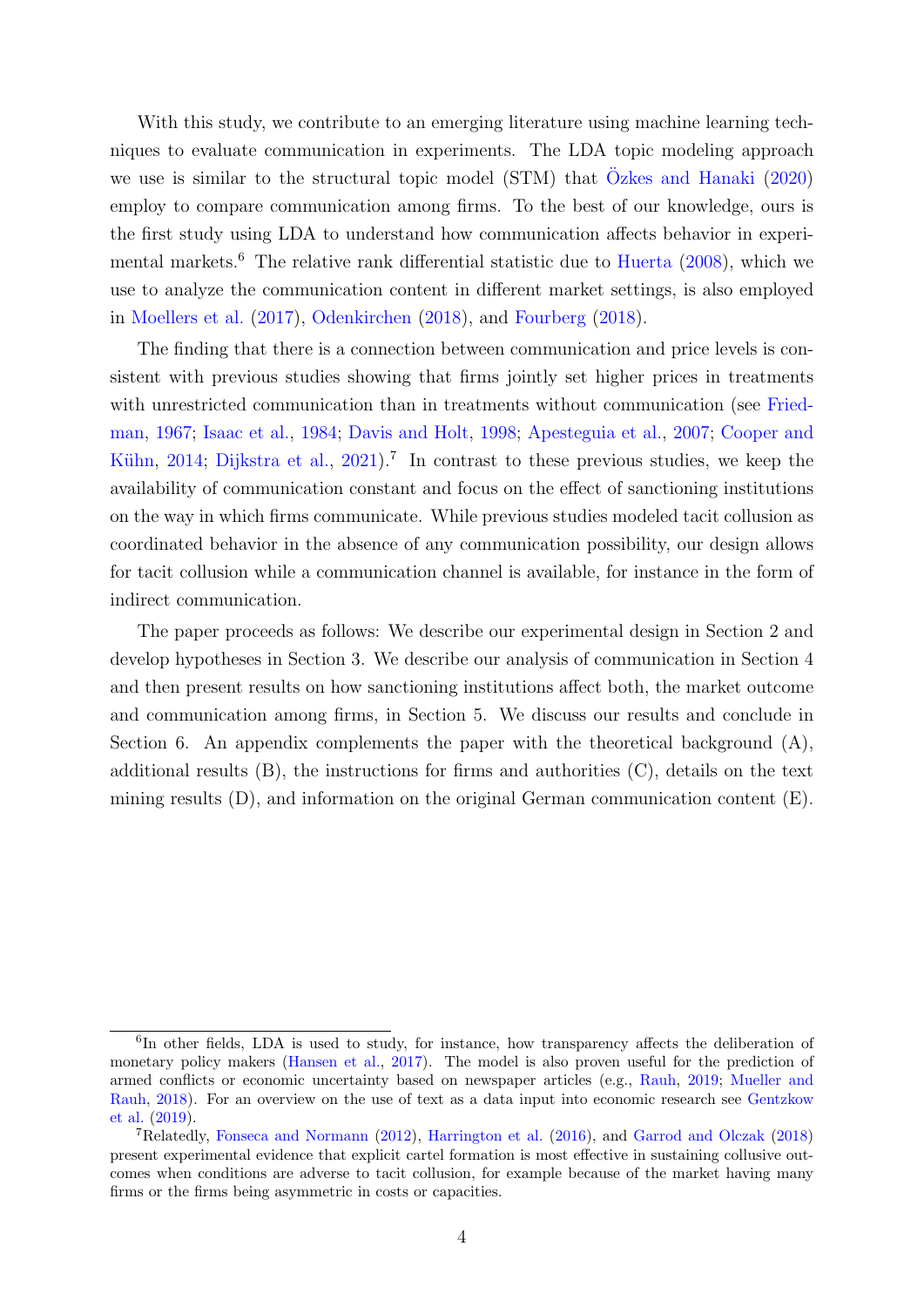With this study, we contribute to an emerging literature using machine learning techniques to evaluate communication in experiments. The LDA topic modeling approach we use is similar to the structural topic model (STM) that Özkes and Hanaki (2020) employ to compare communication among firms. To the best of our knowledge, ours is the first study using LDA to understand how communication affects behavior in experimental markets.[6] The relative rank differential statistic due to Huerta (2008), which we use to analyze the communication content in different market settings, is also employed in Moellers et al. (2017), Odenkirchen (2018), and Fourberg (2018).

The finding that there is a connection between communication and price levels is consistent with previous studies showing that firms jointly set higher prices in treatments with unrestricted communication than in treatments without communication (see Friedman, 1967; Isaac et al., 1984; Davis and Holt, 1998; Apesteguia et al., 2007; Cooper and Kühn, 2014; Dijkstra et al., 2021).[7] In contrast to these previous studies, we keep the availability of communication constant and focus on the effect of sanctioning institutions on the way in which firms communicate. While previous studies modeled tacit collusion as coordinated behavior in the absence of any communication possibility, our design allows for tacit collusion while a communication channel is available, for instance in the form of indirect communication.

The paper proceeds as follows: We describe our experimental design in Section 2 and develop hypotheses in Section 3. We describe our analysis of communication in Section 4 and then present results on how sanctioning institutions affect both, the market outcome and communication among firms, in Section 5. We discuss our results and conclude in Section 6. An appendix complements the paper with the theoretical background (A), additional results (B), the instructions for firms and authorities (C), details on the text mining results (D), and information on the original German communication content (E).

[6] In other fields, LDA is used to study, for instance, how transparency affects the deliberation of monetary policy makers (Hansen et al., 2017). The model is also proven useful for the prediction of armed conflicts or economic uncertainty based on newspaper articles (e.g., Rauh, 2019; Mueller and Rauh, 2018). For an overview on the use of text as a data input into economic research see Gentzkow et al. (2019).

[7] Relatedly, Fonseca and Normann (2012), Harrington et al. (2016), and Garrod and Olczak (2018) present experimental evidence that explicit cartel formation is most effective in sustaining collusive outcomes when conditions are adverse to tacit collusion, for example because of the market having many firms or the firms being asymmetric in costs or capacities.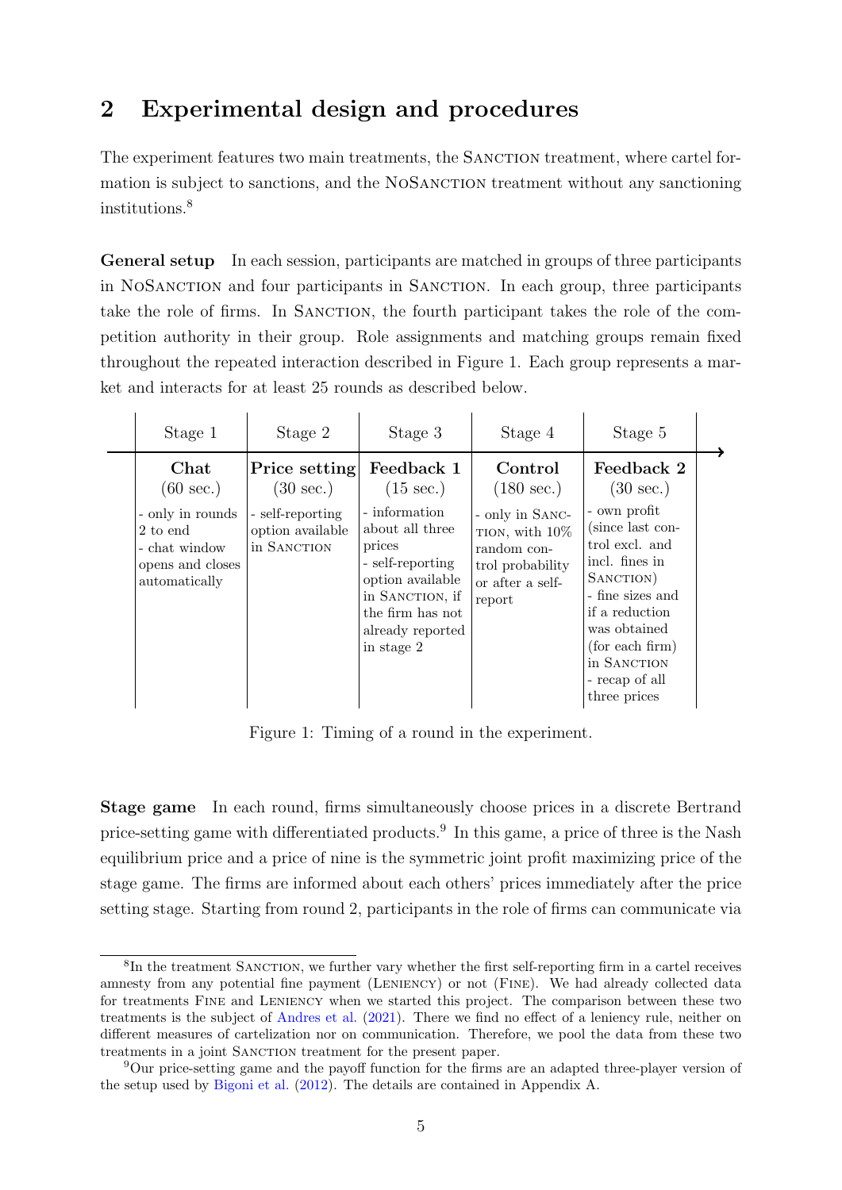## 2 Experimental design and procedures

The experiment features two main treatments, the Sanction treatment, where cartel formation is subject to sanctions, and the NoSanction treatment without any sanctioning institutions.[8]

**General setup** In each session, participants are matched in groups of three participants in NoSanction and four participants in Sanction. In each group, three participants take the role of firms. In Sanction, the fourth participant takes the role of the competition authority in their group. Role assignments and matching groups remain fixed throughout the repeated interaction described in Figure 1. Each group represents a market and interacts for at least 25 rounds as described below.

| Stage 1 | Stage 2 | Stage 3 | Stage 4 | Stage 5 |
|---|---|---|---|---|
| **Chat** (60 sec.) | **Price setting** (30 sec.) | **Feedback 1** (15 sec.) | **Control** (180 sec.) | **Feedback 2** (30 sec.) |
| - only in rounds 2 to end<br>- chat window opens and closes automatically | - self-reporting option available in Sanction | - information about all three prices<br>- self-reporting option available in Sanction, if the firm has not already reported in stage 2 | - only in Sanction, with 10% random control probability or after a self-report | - own profit (since last control excl. and incl. fines in Sanction)<br>- fine sizes and if a reduction was obtained (for each firm) in Sanction<br>- recap of all three prices |

Figure 1: Timing of a round in the experiment.

**Stage game** In each round, firms simultaneously choose prices in a discrete Bertrand price-setting game with differentiated products.[9] In this game, a price of three is the Nash equilibrium price and a price of nine is the symmetric joint profit maximizing price of the stage game. The firms are informed about each others' prices immediately after the price setting stage. Starting from round 2, participants in the role of firms can communicate via

---

[8] In the treatment Sanction, we further vary whether the first self-reporting firm in a cartel receives amnesty from any potential fine payment (Leniency) or not (Fine). We had already collected data for treatments Fine and Leniency when we started this project. The comparison between these two treatments is the subject of Andres et al. (2021). There we find no effect of a leniency rule, neither on different measures of cartelization nor on communication. Therefore, we pool the data from these two treatments in a joint Sanction treatment for the present paper.

[9] Our price-setting game and the payoff function for the firms are an adapted three-player version of the setup used by Bigoni et al. (2012). The details are contained in Appendix A.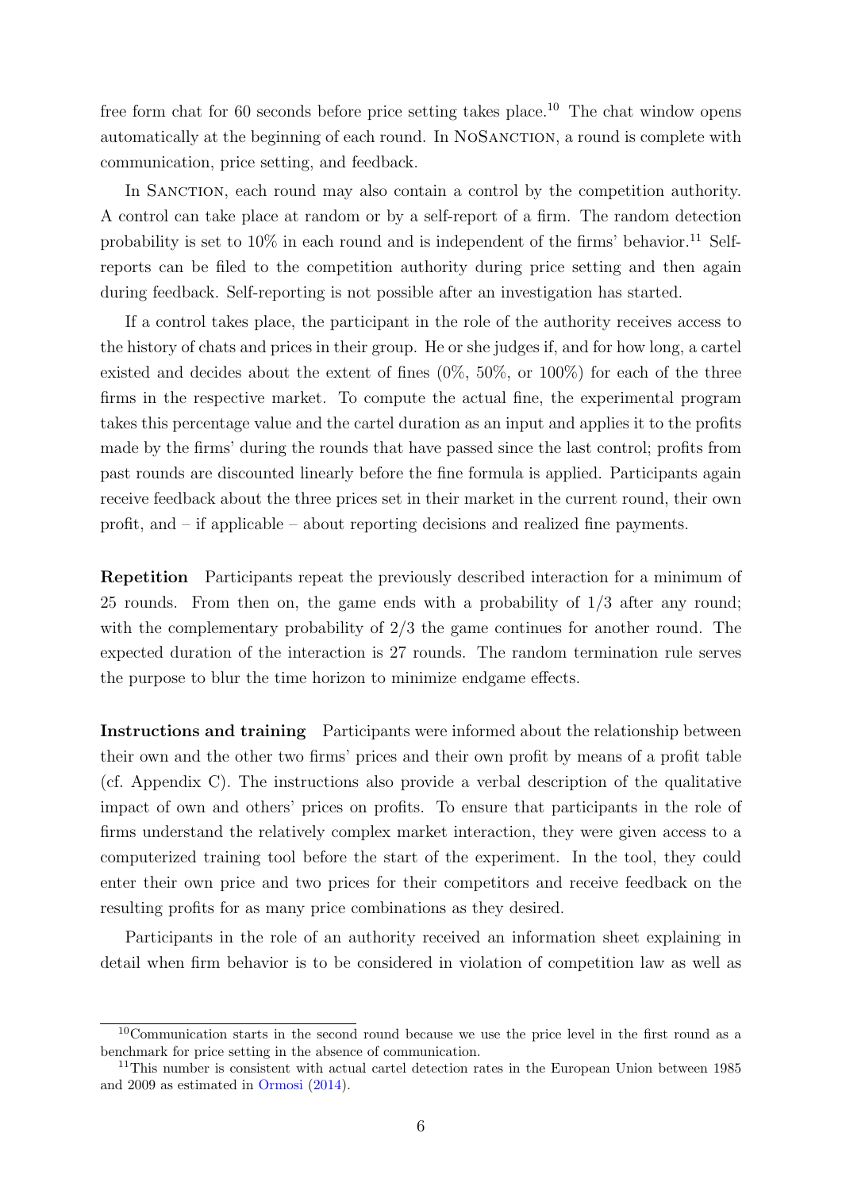free form chat for 60 seconds before price setting takes place.[10] The chat window opens automatically at the beginning of each round. In NoSanction, a round is complete with communication, price setting, and feedback.

In Sanction, each round may also contain a control by the competition authority. A control can take place at random or by a self-report of a firm. The random detection probability is set to 10% in each round and is independent of the firms' behavior.[11] Self-reports can be filed to the competition authority during price setting and then again during feedback. Self-reporting is not possible after an investigation has started.

If a control takes place, the participant in the role of the authority receives access to the history of chats and prices in their group. He or she judges if, and for how long, a cartel existed and decides about the extent of fines (0%, 50%, or 100%) for each of the three firms in the respective market. To compute the actual fine, the experimental program takes this percentage value and the cartel duration as an input and applies it to the profits made by the firms' during the rounds that have passed since the last control; profits from past rounds are discounted linearly before the fine formula is applied. Participants again receive feedback about the three prices set in their market in the current round, their own profit, and – if applicable – about reporting decisions and realized fine payments.

**Repetition** Participants repeat the previously described interaction for a minimum of 25 rounds. From then on, the game ends with a probability of 1/3 after any round; with the complementary probability of 2/3 the game continues for another round. The expected duration of the interaction is 27 rounds. The random termination rule serves the purpose to blur the time horizon to minimize endgame effects.

**Instructions and training** Participants were informed about the relationship between their own and the other two firms' prices and their own profit by means of a profit table (cf. Appendix C). The instructions also provide a verbal description of the qualitative impact of own and others' prices on profits. To ensure that participants in the role of firms understand the relatively complex market interaction, they were given access to a computerized training tool before the start of the experiment. In the tool, they could enter their own price and two prices for their competitors and receive feedback on the resulting profits for as many price combinations as they desired.

Participants in the role of an authority received an information sheet explaining in detail when firm behavior is to be considered in violation of competition law as well as

---

[10] Communication starts in the second round because we use the price level in the first round as a benchmark for price setting in the absence of communication.

[11] This number is consistent with actual cartel detection rates in the European Union between 1985 and 2009 as estimated in Ormosi (2014).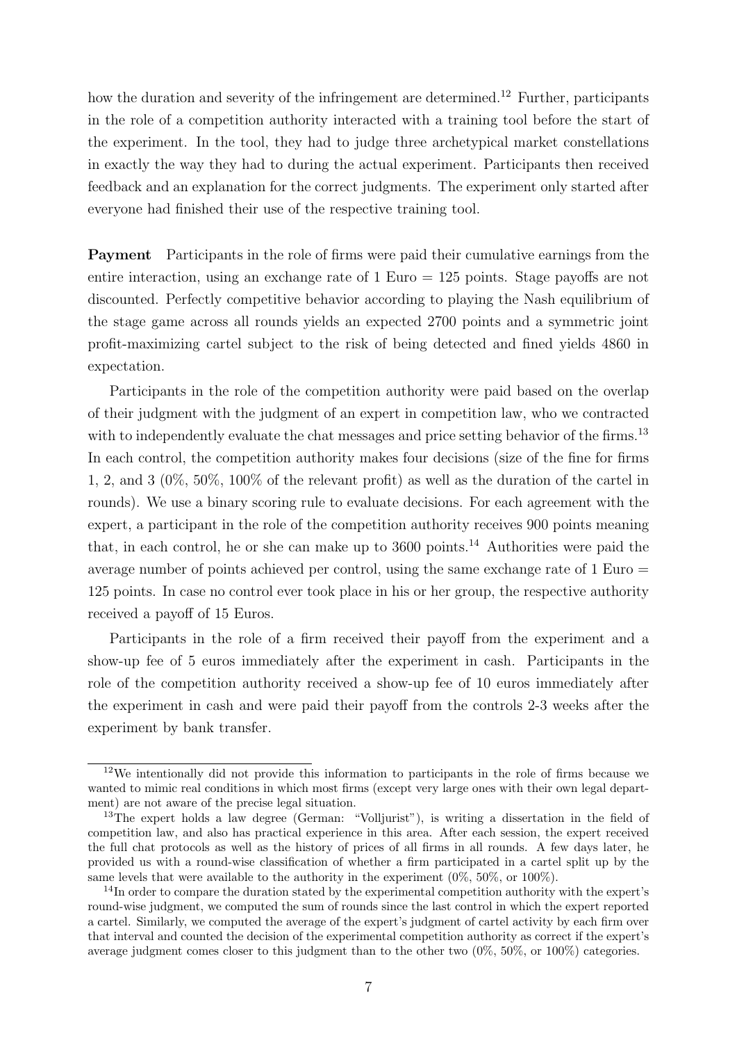how the duration and severity of the infringement are determined.[12] Further, participants in the role of a competition authority interacted with a training tool before the start of the experiment. In the tool, they had to judge three archetypical market constellations in exactly the way they had to during the actual experiment. Participants then received feedback and an explanation for the correct judgments. The experiment only started after everyone had finished their use of the respective training tool.

**Payment** Participants in the role of firms were paid their cumulative earnings from the entire interaction, using an exchange rate of 1 Euro = 125 points. Stage payoffs are not discounted. Perfectly competitive behavior according to playing the Nash equilibrium of the stage game across all rounds yields an expected 2700 points and a symmetric joint profit-maximizing cartel subject to the risk of being detected and fined yields 4860 in expectation.

Participants in the role of the competition authority were paid based on the overlap of their judgment with the judgment of an expert in competition law, who we contracted with to independently evaluate the chat messages and price setting behavior of the firms.[13] In each control, the competition authority makes four decisions (size of the fine for firms 1, 2, and 3 (0%, 50%, 100% of the relevant profit) as well as the duration of the cartel in rounds). We use a binary scoring rule to evaluate decisions. For each agreement with the expert, a participant in the role of the competition authority receives 900 points meaning that, in each control, he or she can make up to 3600 points.[14] Authorities were paid the average number of points achieved per control, using the same exchange rate of 1 Euro = 125 points. In case no control ever took place in his or her group, the respective authority received a payoff of 15 Euros.

Participants in the role of a firm received their payoff from the experiment and a show-up fee of 5 euros immediately after the experiment in cash. Participants in the role of the competition authority received a show-up fee of 10 euros immediately after the experiment in cash and were paid their payoff from the controls 2-3 weeks after the experiment by bank transfer.

---

[12] We intentionally did not provide this information to participants in the role of firms because we wanted to mimic real conditions in which most firms (except very large ones with their own legal department) are not aware of the precise legal situation.

[13] The expert holds a law degree (German: "Volljurist"), is writing a dissertation in the field of competition law, and also has practical experience in this area. After each session, the expert received the full chat protocols as well as the history of prices of all firms in all rounds. A few days later, he provided us with a round-wise classification of whether a firm participated in a cartel split up by the same levels that were available to the authority in the experiment (0%, 50%, or 100%).

[14] In order to compare the duration stated by the experimental competition authority with the expert's round-wise judgment, we computed the sum of rounds since the last control in which the expert reported a cartel. Similarly, we computed the average of the expert's judgment of cartel activity by each firm over that interval and counted the decision of the experimental competition authority as correct if the expert's average judgment comes closer to this judgment than to the other two (0%, 50%, or 100%) categories.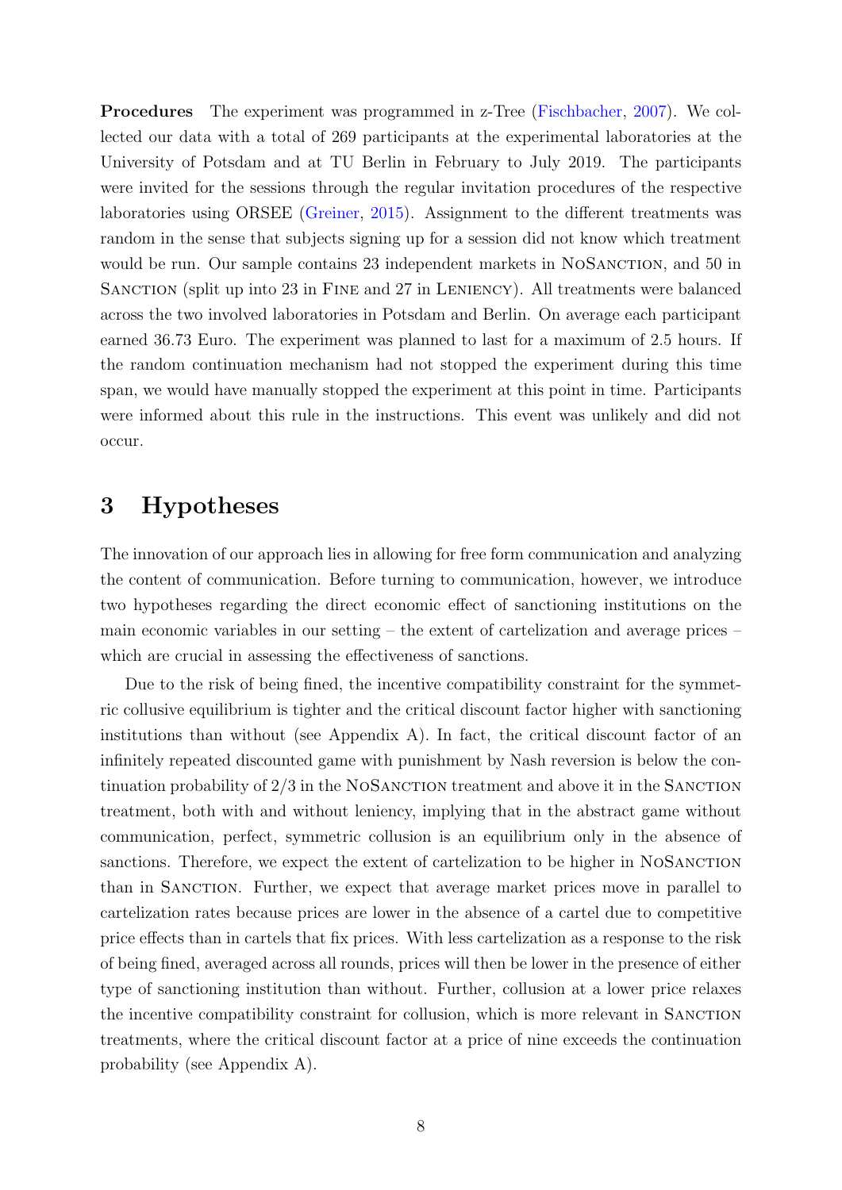**Procedures** The experiment was programmed in z-Tree (Fischbacher, 2007). We collected our data with a total of 269 participants at the experimental laboratories at the University of Potsdam and at TU Berlin in February to July 2019. The participants were invited for the sessions through the regular invitation procedures of the respective laboratories using ORSEE (Greiner, 2015). Assignment to the different treatments was random in the sense that subjects signing up for a session did not know which treatment would be run. Our sample contains 23 independent markets in NoSanction, and 50 in Sanction (split up into 23 in Fine and 27 in Leniency). All treatments were balanced across the two involved laboratories in Potsdam and Berlin. On average each participant earned 36.73 Euro. The experiment was planned to last for a maximum of 2.5 hours. If the random continuation mechanism had not stopped the experiment during this time span, we would have manually stopped the experiment at this point in time. Participants were informed about this rule in the instructions. This event was unlikely and did not occur.

# 3 Hypotheses

The innovation of our approach lies in allowing for free form communication and analyzing the content of communication. Before turning to communication, however, we introduce two hypotheses regarding the direct economic effect of sanctioning institutions on the main economic variables in our setting – the extent of cartelization and average prices – which are crucial in assessing the effectiveness of sanctions.

Due to the risk of being fined, the incentive compatibility constraint for the symmetric collusive equilibrium is tighter and the critical discount factor higher with sanctioning institutions than without (see Appendix A). In fact, the critical discount factor of an infinitely repeated discounted game with punishment by Nash reversion is below the continuation probability of 2/3 in the NoSanction treatment and above it in the Sanction treatment, both with and without leniency, implying that in the abstract game without communication, perfect, symmetric collusion is an equilibrium only in the absence of sanctions. Therefore, we expect the extent of cartelization to be higher in NoSanction than in Sanction. Further, we expect that average market prices move in parallel to cartelization rates because prices are lower in the absence of a cartel due to competitive price effects than in cartels that fix prices. With less cartelization as a response to the risk of being fined, averaged across all rounds, prices will then be lower in the presence of either type of sanctioning institution than without. Further, collusion at a lower price relaxes the incentive compatibility constraint for collusion, which is more relevant in Sanction treatments, where the critical discount factor at a price of nine exceeds the continuation probability (see Appendix A).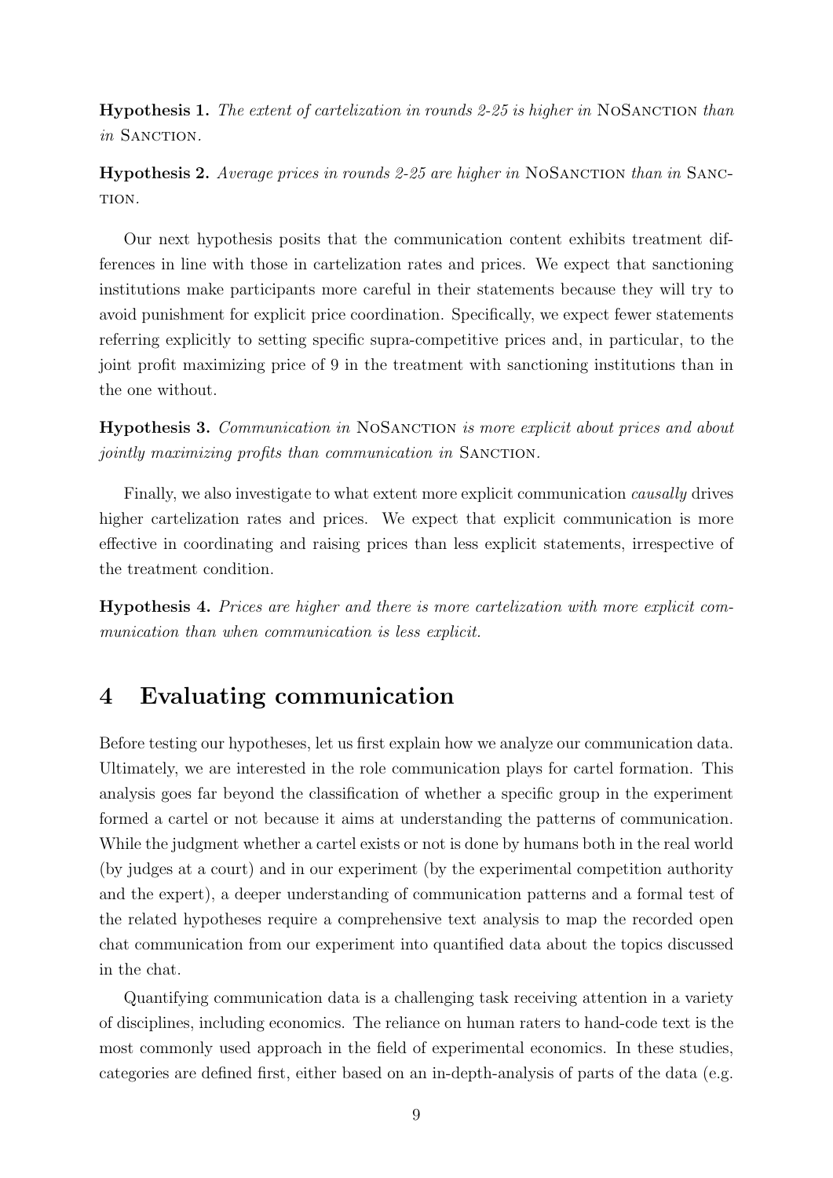**Hypothesis 1.** *The extent of cartelization in rounds 2-25 is higher in* NoSanction *than in* Sanction.

**Hypothesis 2.** *Average prices in rounds 2-25 are higher in* NoSanction *than in* Sanction.

Our next hypothesis posits that the communication content exhibits treatment differences in line with those in cartelization rates and prices. We expect that sanctioning institutions make participants more careful in their statements because they will try to avoid punishment for explicit price coordination. Specifically, we expect fewer statements referring explicitly to setting specific supra-competitive prices and, in particular, to the joint profit maximizing price of 9 in the treatment with sanctioning institutions than in the one without.

**Hypothesis 3.** *Communication in* NoSanction *is more explicit about prices and about jointly maximizing profits than communication in* Sanction.

Finally, we also investigate to what extent more explicit communication *causally* drives higher cartelization rates and prices. We expect that explicit communication is more effective in coordinating and raising prices than less explicit statements, irrespective of the treatment condition.

**Hypothesis 4.** *Prices are higher and there is more cartelization with more explicit communication than when communication is less explicit.*

# 4 Evaluating communication

Before testing our hypotheses, let us first explain how we analyze our communication data. Ultimately, we are interested in the role communication plays for cartel formation. This analysis goes far beyond the classification of whether a specific group in the experiment formed a cartel or not because it aims at understanding the patterns of communication. While the judgment whether a cartel exists or not is done by humans both in the real world (by judges at a court) and in our experiment (by the experimental competition authority and the expert), a deeper understanding of communication patterns and a formal test of the related hypotheses require a comprehensive text analysis to map the recorded open chat communication from our experiment into quantified data about the topics discussed in the chat.

Quantifying communication data is a challenging task receiving attention in a variety of disciplines, including economics. The reliance on human raters to hand-code text is the most commonly used approach in the field of experimental economics. In these studies, categories are defined first, either based on an in-depth-analysis of parts of the data (e.g.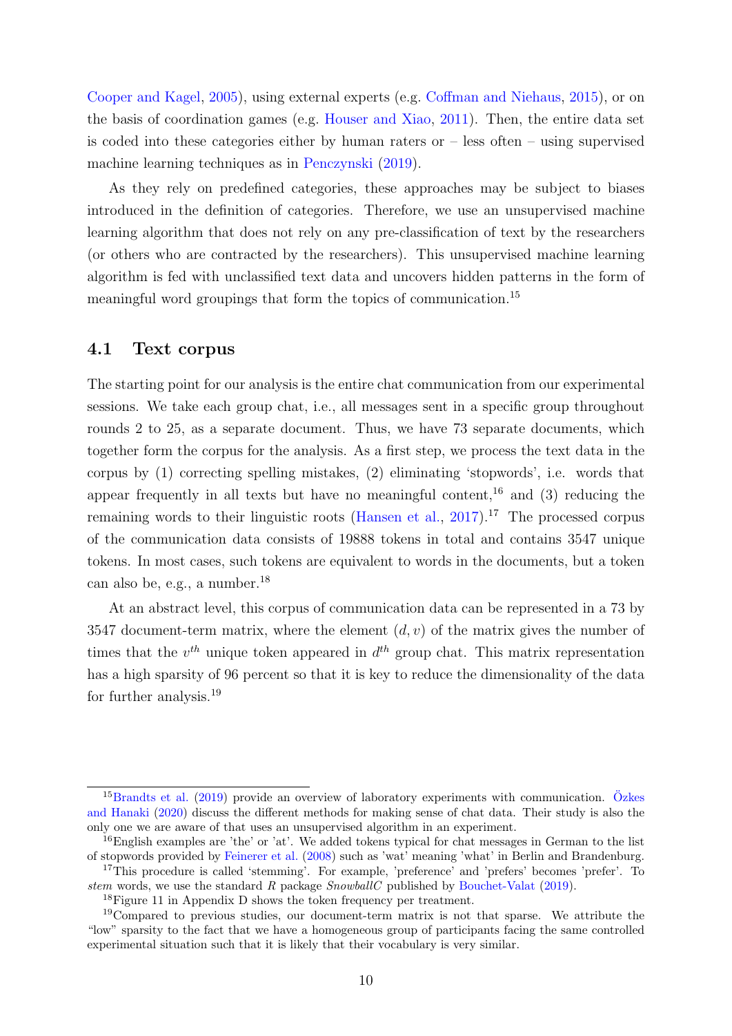Cooper and Kagel, 2005), using external experts (e.g. Coffman and Niehaus, 2015), or on the basis of coordination games (e.g. Houser and Xiao, 2011). Then, the entire data set is coded into these categories either by human raters or – less often – using supervised machine learning techniques as in Penczynski (2019).

As they rely on predefined categories, these approaches may be subject to biases introduced in the definition of categories. Therefore, we use an unsupervised machine learning algorithm that does not rely on any pre-classification of text by the researchers (or others who are contracted by the researchers). This unsupervised machine learning algorithm is fed with unclassified text data and uncovers hidden patterns in the form of meaningful word groupings that form the topics of communication.[15]

## 4.1 Text corpus

The starting point for our analysis is the entire chat communication from our experimental sessions. We take each group chat, i.e., all messages sent in a specific group throughout rounds 2 to 25, as a separate document. Thus, we have 73 separate documents, which together form the corpus for the analysis. As a first step, we process the text data in the corpus by (1) correcting spelling mistakes, (2) eliminating 'stopwords', i.e. words that appear frequently in all texts but have no meaningful content,[16] and (3) reducing the remaining words to their linguistic roots (Hansen et al., 2017).[17] The processed corpus of the communication data consists of 19888 tokens in total and contains 3547 unique tokens. In most cases, such tokens are equivalent to words in the documents, but a token can also be, e.g., a number.[18]

At an abstract level, this corpus of communication data can be represented in a 73 by 3547 document-term matrix, where the element $(d, v)$ of the matrix gives the number of times that the $v^{th}$ unique token appeared in $d^{th}$ group chat. This matrix representation has a high sparsity of 96 percent so that it is key to reduce the dimensionality of the data for further analysis.[19]

---

[15] Brandts et al. (2019) provide an overview of laboratory experiments with communication. Özkes and Hanaki (2020) discuss the different methods for making sense of chat data. Their study is also the only one we are aware of that uses an unsupervised algorithm in an experiment.

[16] English examples are 'the' or 'at'. We added tokens typical for chat messages in German to the list of stopwords provided by Feinerer et al. (2008) such as 'wat' meaning 'what' in Berlin and Brandenburg.

[17] This procedure is called 'stemming'. For example, 'preference' and 'prefers' becomes 'prefer'. To *stem* words, we use the standard *R* package *SnowballC* published by Bouchet-Valat (2019).

[18] Figure 11 in Appendix D shows the token frequency per treatment.

[19] Compared to previous studies, our document-term matrix is not that sparse. We attribute the "low" sparsity to the fact that we have a homogeneous group of participants facing the same controlled experimental situation such that it is likely that their vocabulary is very similar.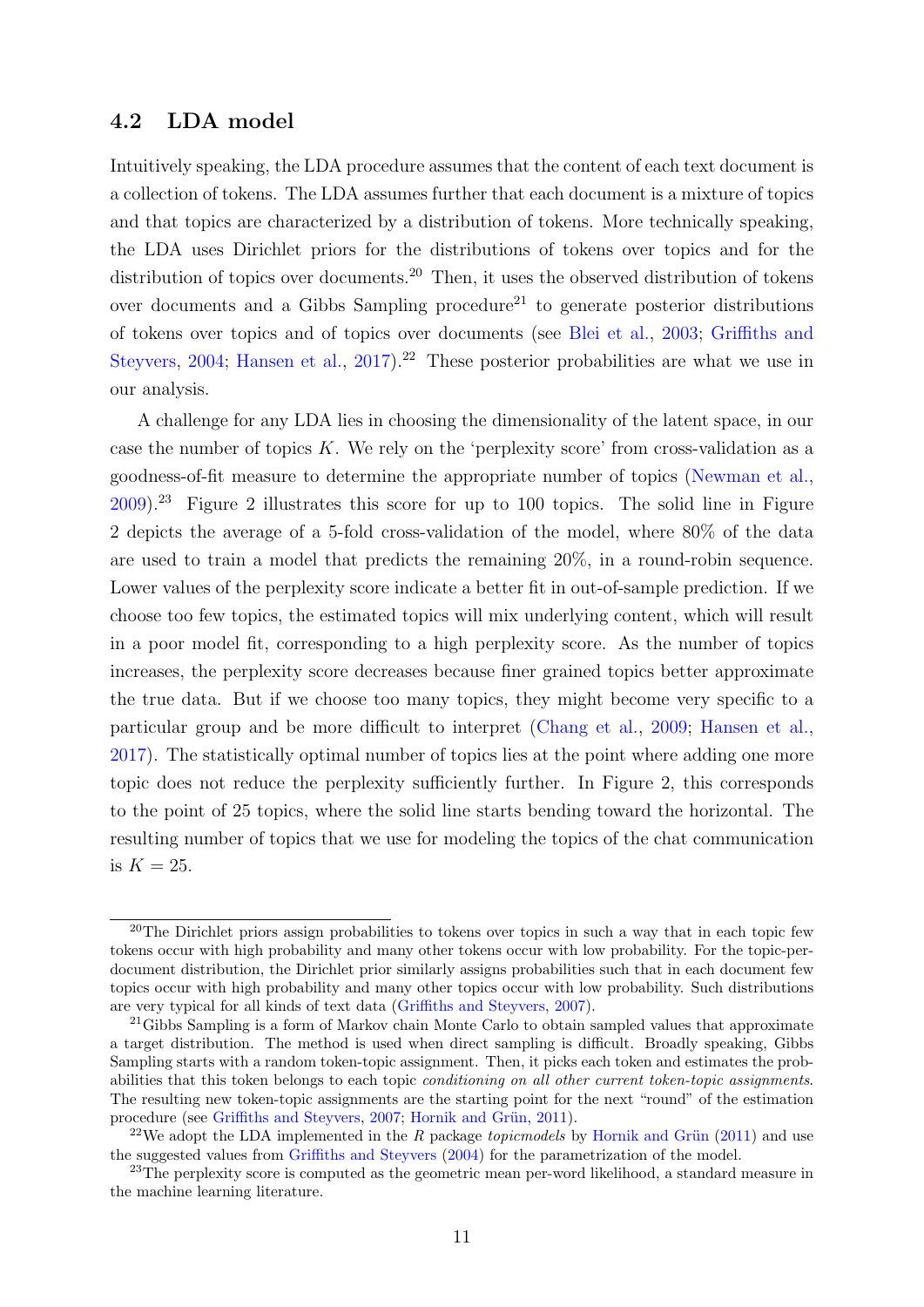### 4.2 LDA model

Intuitively speaking, the LDA procedure assumes that the content of each text document is a collection of tokens. The LDA assumes further that each document is a mixture of topics and that topics are characterized by a distribution of tokens. More technically speaking, the LDA uses Dirichlet priors for the distributions of tokens over topics and for the distribution of topics over documents.[20] Then, it uses the observed distribution of tokens over documents and a Gibbs Sampling procedure[21] to generate posterior distributions of tokens over topics and of topics over documents (see Blei et al., 2003; Griffiths and Steyvers, 2004; Hansen et al., 2017).[22] These posterior probabilities are what we use in our analysis.

A challenge for any LDA lies in choosing the dimensionality of the latent space, in our case the number of topics $K$. We rely on the 'perplexity score' from cross-validation as a goodness-of-fit measure to determine the appropriate number of topics (Newman et al., 2009).[23] Figure 2 illustrates this score for up to 100 topics. The solid line in Figure 2 depicts the average of a 5-fold cross-validation of the model, where 80% of the data are used to train a model that predicts the remaining 20%, in a round-robin sequence. Lower values of the perplexity score indicate a better fit in out-of-sample prediction. If we choose too few topics, the estimated topics will mix underlying content, which will result in a poor model fit, corresponding to a high perplexity score. As the number of topics increases, the perplexity score decreases because finer grained topics better approximate the true data. But if we choose too many topics, they might become very specific to a particular group and be more difficult to interpret (Chang et al., 2009; Hansen et al., 2017). The statistically optimal number of topics lies at the point where adding one more topic does not reduce the perplexity sufficiently further. In Figure 2, this corresponds to the point of 25 topics, where the solid line starts bending toward the horizontal. The resulting number of topics that we use for modeling the topics of the chat communication is $K = 25$.

---

[20] The Dirichlet priors assign probabilities to tokens over topics in such a way that in each topic few tokens occur with high probability and many other tokens occur with low probability. For the topic-per-document distribution, the Dirichlet prior similarly assigns probabilities such that in each document few topics occur with high probability and many other topics occur with low probability. Such distributions are very typical for all kinds of text data (Griffiths and Steyvers, 2007).

[21] Gibbs Sampling is a form of Markov chain Monte Carlo to obtain sampled values that approximate a target distribution. The method is used when direct sampling is difficult. Broadly speaking, Gibbs Sampling starts with a random token-topic assignment. Then, it picks each token and estimates the probabilities that this token belongs to each topic *conditioning on all other current token-topic assignments*. The resulting new token-topic assignments are the starting point for the next "round" of the estimation procedure (see Griffiths and Steyvers, 2007; Hornik and Grün, 2011).

[22] We adopt the LDA implemented in the *R* package *topicmodels* by Hornik and Grün (2011) and use the suggested values from Griffiths and Steyvers (2004) for the parametrization of the model.

[23] The perplexity score is computed as the geometric mean per-word likelihood, a standard measure in the machine learning literature.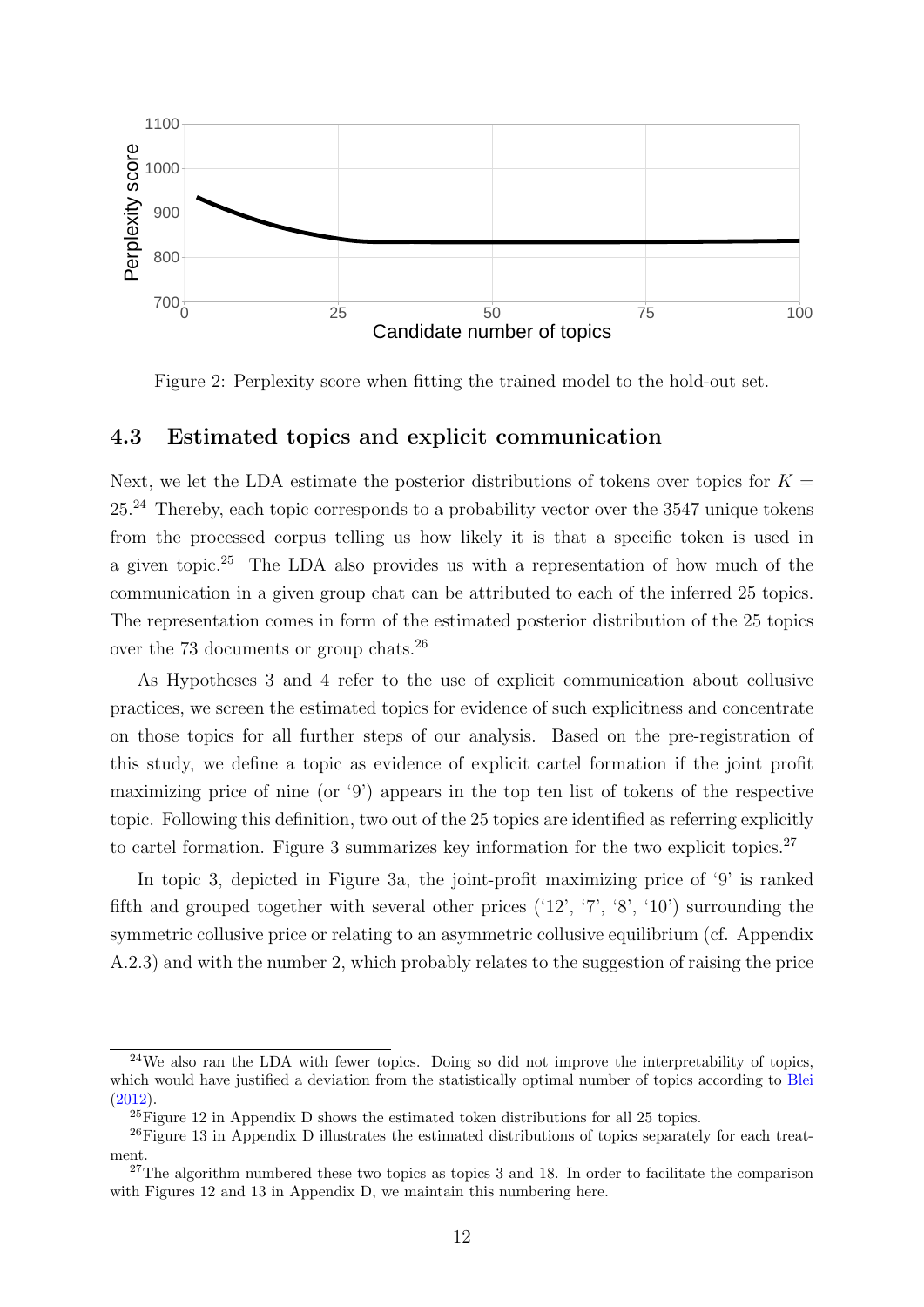Figure 2: Perplexity score when fitting the trained model to the hold-out set.

### 4.3 Estimated topics and explicit communication

Next, we let the LDA estimate the posterior distributions of tokens over topics for $K = 25$.[24] Thereby, each topic corresponds to a probability vector over the 3547 unique tokens from the processed corpus telling us how likely it is that a specific token is used in a given topic.[25] The LDA also provides us with a representation of how much of the communication in a given group chat can be attributed to each of the inferred 25 topics. The representation comes in form of the estimated posterior distribution of the 25 topics over the 73 documents or group chats.[26]

As Hypotheses 3 and 4 refer to the use of explicit communication about collusive practices, we screen the estimated topics for evidence of such explicitness and concentrate on those topics for all further steps of our analysis. Based on the pre-registration of this study, we define a topic as evidence of explicit cartel formation if the joint profit maximizing price of nine (or '9') appears in the top ten list of tokens of the respective topic. Following this definition, two out of the 25 topics are identified as referring explicitly to cartel formation. Figure 3 summarizes key information for the two explicit topics.[27]

In topic 3, depicted in Figure 3a, the joint-profit maximizing price of '9' is ranked fifth and grouped together with several other prices ('12', '7', '8', '10') surrounding the symmetric collusive price or relating to an asymmetric collusive equilibrium (cf. Appendix A.2.3) and with the number 2, which probably relates to the suggestion of raising the price

---

[24] We also ran the LDA with fewer topics. Doing so did not improve the interpretability of topics, which would have justified a deviation from the statistically optimal number of topics according to Blei (2012).

[25] Figure 12 in Appendix D shows the estimated token distributions for all 25 topics.

[26] Figure 13 in Appendix D illustrates the estimated distributions of topics separately for each treatment.

[27] The algorithm numbered these two topics as topics 3 and 18. In order to facilitate the comparison with Figures 12 and 13 in Appendix D, we maintain this numbering here.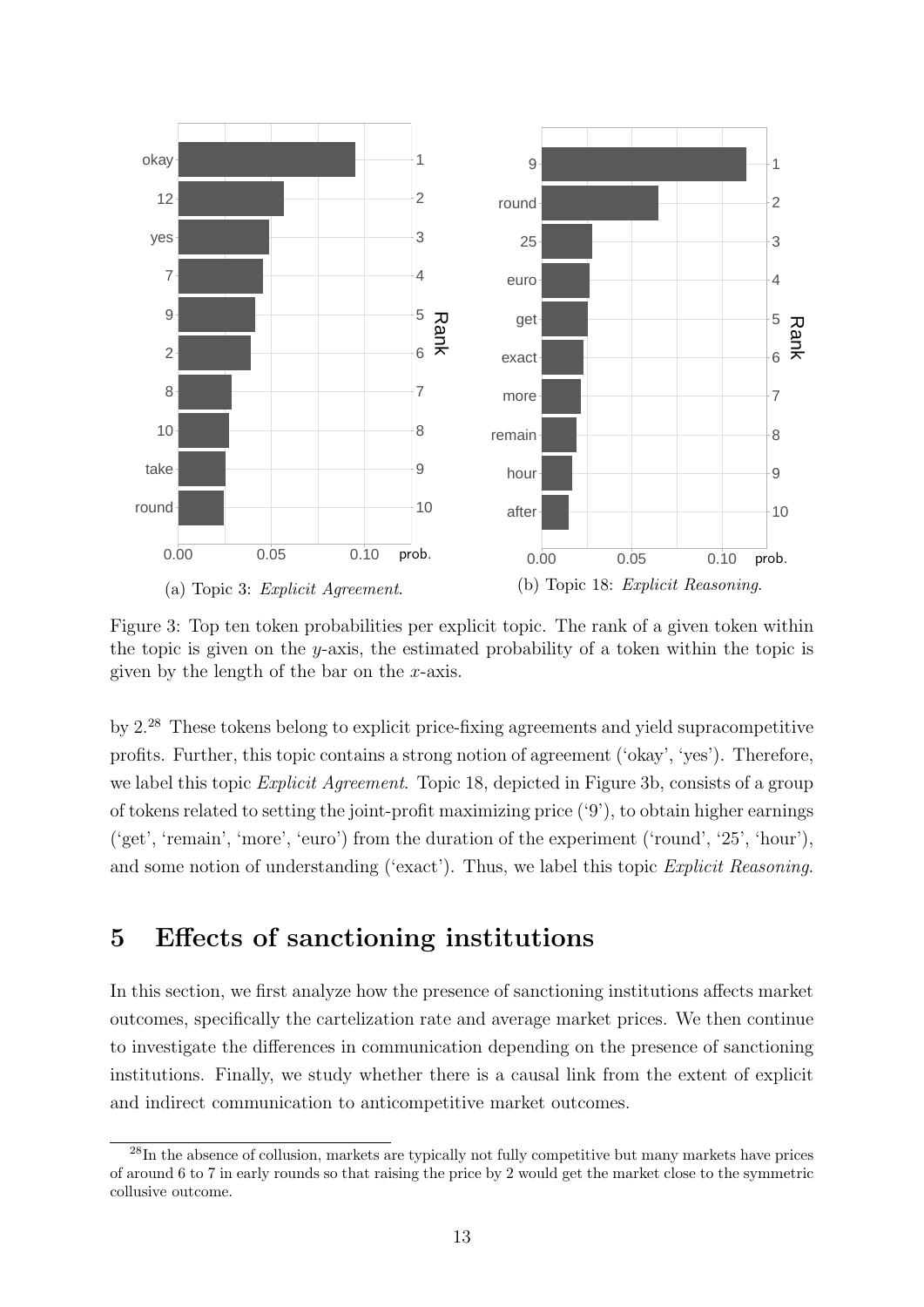(a) Topic 3: *Explicit Agreement*.

(b) Topic 18: *Explicit Reasoning*.

Figure 3: Top ten token probabilities per explicit topic. The rank of a given token within the topic is given on the *y*-axis, the estimated probability of a token within the topic is given by the length of the bar on the *x*-axis.

by 2.[28] These tokens belong to explicit price-fixing agreements and yield supracompetitive profits. Further, this topic contains a strong notion of agreement ('okay', 'yes'). Therefore, we label this topic *Explicit Agreement*. Topic 18, depicted in Figure 3b, consists of a group of tokens related to setting the joint-profit maximizing price ('9'), to obtain higher earnings ('get', 'remain', 'more', 'euro') from the duration of the experiment ('round', '25', 'hour'), and some notion of understanding ('exact'). Thus, we label this topic *Explicit Reasoning*.

## 5 Effects of sanctioning institutions

In this section, we first analyze how the presence of sanctioning institutions affects market outcomes, specifically the cartelization rate and average market prices. We then continue to investigate the differences in communication depending on the presence of sanctioning institutions. Finally, we study whether there is a causal link from the extent of explicit and indirect communication to anticompetitive market outcomes.

[28] In the absence of collusion, markets are typically not fully competitive but many markets have prices of around 6 to 7 in early rounds so that raising the price by 2 would get the market close to the symmetric collusive outcome.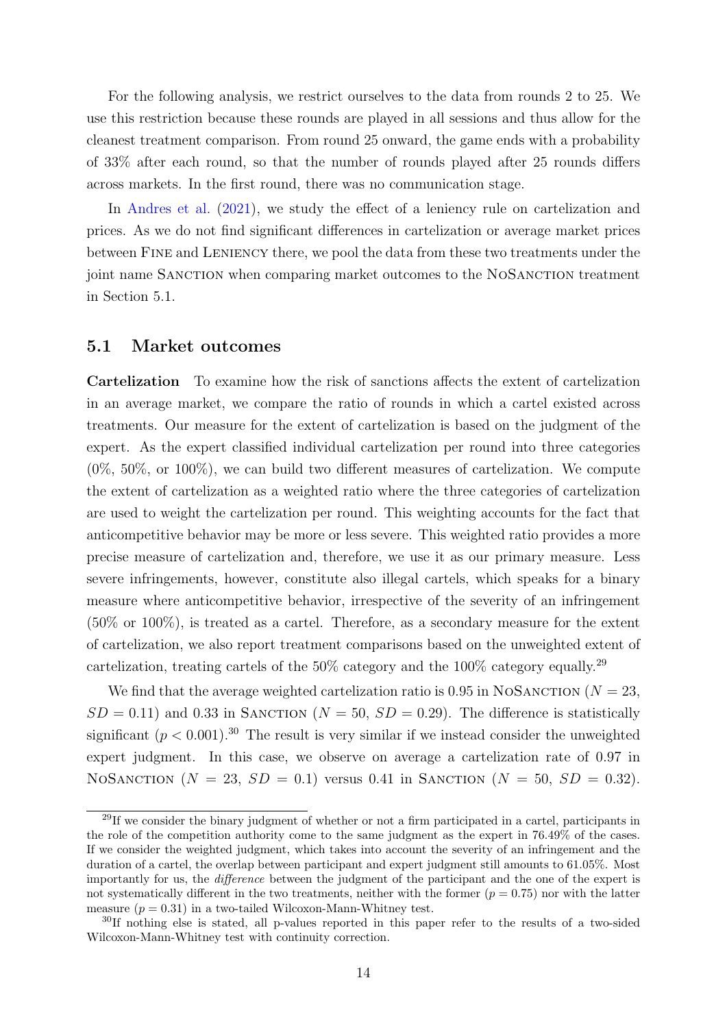For the following analysis, we restrict ourselves to the data from rounds 2 to 25. We use this restriction because these rounds are played in all sessions and thus allow for the cleanest treatment comparison. From round 25 onward, the game ends with a probability of 33% after each round, so that the number of rounds played after 25 rounds differs across markets. In the first round, there was no communication stage.

In Andres et al. (2021), we study the effect of a leniency rule on cartelization and prices. As we do not find significant differences in cartelization or average market prices between Fine and Leniency there, we pool the data from these two treatments under the joint name Sanction when comparing market outcomes to the NoSanction treatment in Section 5.1.

## 5.1 Market outcomes

**Cartelization** To examine how the risk of sanctions affects the extent of cartelization in an average market, we compare the ratio of rounds in which a cartel existed across treatments. Our measure for the extent of cartelization is based on the judgment of the expert. As the expert classified individual cartelization per round into three categories (0%, 50%, or 100%), we can build two different measures of cartelization. We compute the extent of cartelization as a weighted ratio where the three categories of cartelization are used to weight the cartelization per round. This weighting accounts for the fact that anticompetitive behavior may be more or less severe. This weighted ratio provides a more precise measure of cartelization and, therefore, we use it as our primary measure. Less severe infringements, however, constitute also illegal cartels, which speaks for a binary measure where anticompetitive behavior, irrespective of the severity of an infringement (50% or 100%), is treated as a cartel. Therefore, as a secondary measure for the extent of cartelization, we also report treatment comparisons based on the unweighted extent of cartelization, treating cartels of the 50% category and the 100% category equally.[29]

We find that the average weighted cartelization ratio is 0.95 in NoSanction ($N = 23$, $SD = 0.11$) and 0.33 in Sanction ($N = 50$, $SD = 0.29$). The difference is statistically significant ($p < 0.001$).[30] The result is very similar if we instead consider the unweighted expert judgment. In this case, we observe on average a cartelization rate of 0.97 in NoSanction ($N = 23$, $SD = 0.1$) versus 0.41 in Sanction ($N = 50$, $SD = 0.32$).

[29] If we consider the binary judgment of whether or not a firm participated in a cartel, participants in the role of the competition authority come to the same judgment as the expert in 76.49% of the cases. If we consider the weighted judgment, which takes into account the severity of an infringement and the duration of a cartel, the overlap between participant and expert judgment still amounts to 61.05%. Most importantly for us, the *difference* between the judgment of the participant and the one of the expert is not systematically different in the two treatments, neither with the former ($p = 0.75$) nor with the latter measure ($p = 0.31$) in a two-tailed Wilcoxon-Mann-Whitney test.

[30] If nothing else is stated, all p-values reported in this paper refer to the results of a two-sided Wilcoxon-Mann-Whitney test with continuity correction.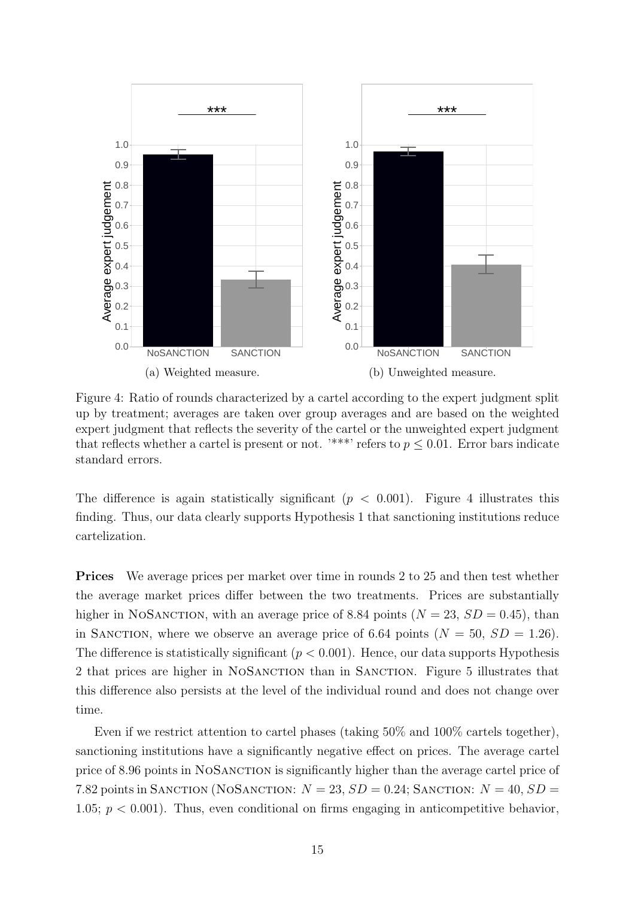(a) Weighted measure.

(b) Unweighted measure.

Figure 4: Ratio of rounds characterized by a cartel according to the expert judgment split up by treatment; averages are taken over group averages and are based on the weighted expert judgment that reflects the severity of the cartel or the unweighted expert judgment that reflects whether a cartel is present or not. '***' refers to $p \leq 0.01$. Error bars indicate standard errors.

The difference is again statistically significant ($p < 0.001$). Figure 4 illustrates this finding. Thus, our data clearly supports Hypothesis 1 that sanctioning institutions reduce cartelization.

**Prices** We average prices per market over time in rounds 2 to 25 and then test whether the average market prices differ between the two treatments. Prices are substantially higher in NoSanction, with an average price of 8.84 points ($N = 23$, $SD = 0.45$), than in Sanction, where we observe an average price of 6.64 points ($N = 50$, $SD = 1.26$). The difference is statistically significant ($p < 0.001$). Hence, our data supports Hypothesis 2 that prices are higher in NoSanction than in Sanction. Figure 5 illustrates that this difference also persists at the level of the individual round and does not change over time.

Even if we restrict attention to cartel phases (taking 50% and 100% cartels together), sanctioning institutions have a significantly negative effect on prices. The average cartel price of 8.96 points in NoSanction is significantly higher than the average cartel price of 7.82 points in Sanction (NoSanction: $N = 23$, $SD = 0.24$; Sanction: $N = 40$, $SD = 1.05$; $p < 0.001$). Thus, even conditional on firms engaging in anticompetitive behavior,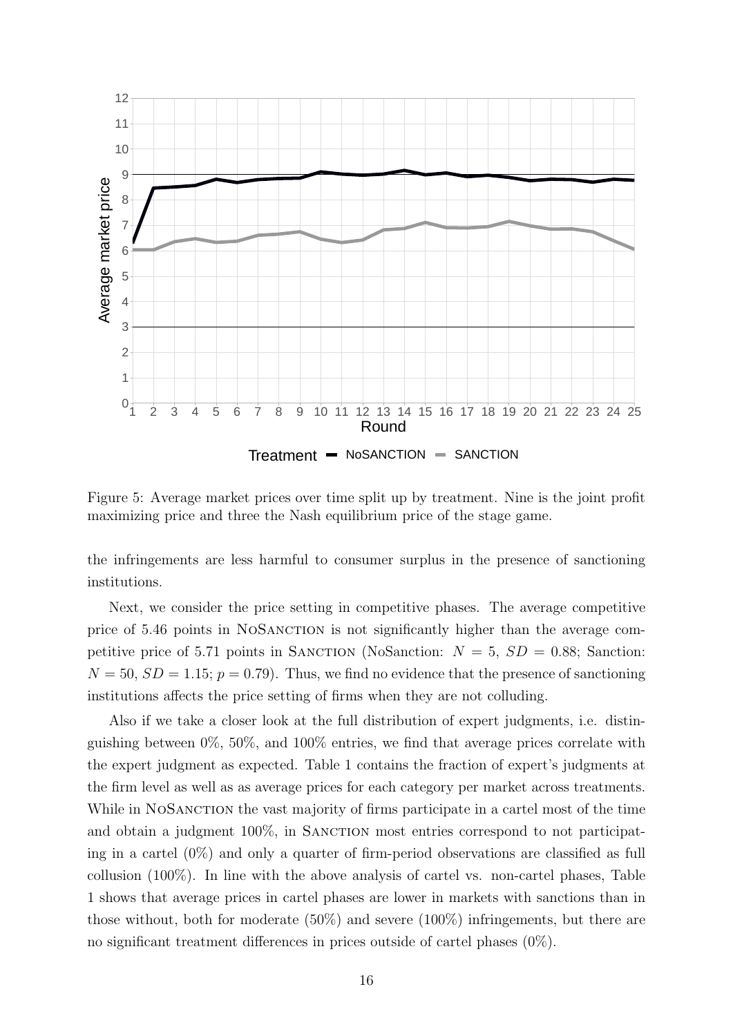Figure 5: Average market prices over time split up by treatment. Nine is the joint profit maximizing price and three the Nash equilibrium price of the stage game.

the infringements are less harmful to consumer surplus in the presence of sanctioning institutions.

Next, we consider the price setting in competitive phases. The average competitive price of 5.46 points in NoSanction is not significantly higher than the average competitive price of 5.71 points in Sanction (NoSanction: $N = 5$, $SD = 0.88$; Sanction: $N = 50$, $SD = 1.15$; $p = 0.79$). Thus, we find no evidence that the presence of sanctioning institutions affects the price setting of firms when they are not colluding.

Also if we take a closer look at the full distribution of expert judgments, i.e. distinguishing between 0%, 50%, and 100% entries, we find that average prices correlate with the expert judgment as expected. Table 1 contains the fraction of expert's judgments at the firm level as well as as average prices for each category per market across treatments. While in NoSanction the vast majority of firms participate in a cartel most of the time and obtain a judgment 100%, in Sanction most entries correspond to not participating in a cartel (0%) and only a quarter of firm-period observations are classified as full collusion (100%). In line with the above analysis of cartel vs. non-cartel phases, Table 1 shows that average prices in cartel phases are lower in markets with sanctions than in those without, both for moderate (50%) and severe (100%) infringements, but there are no significant treatment differences in prices outside of cartel phases (0%).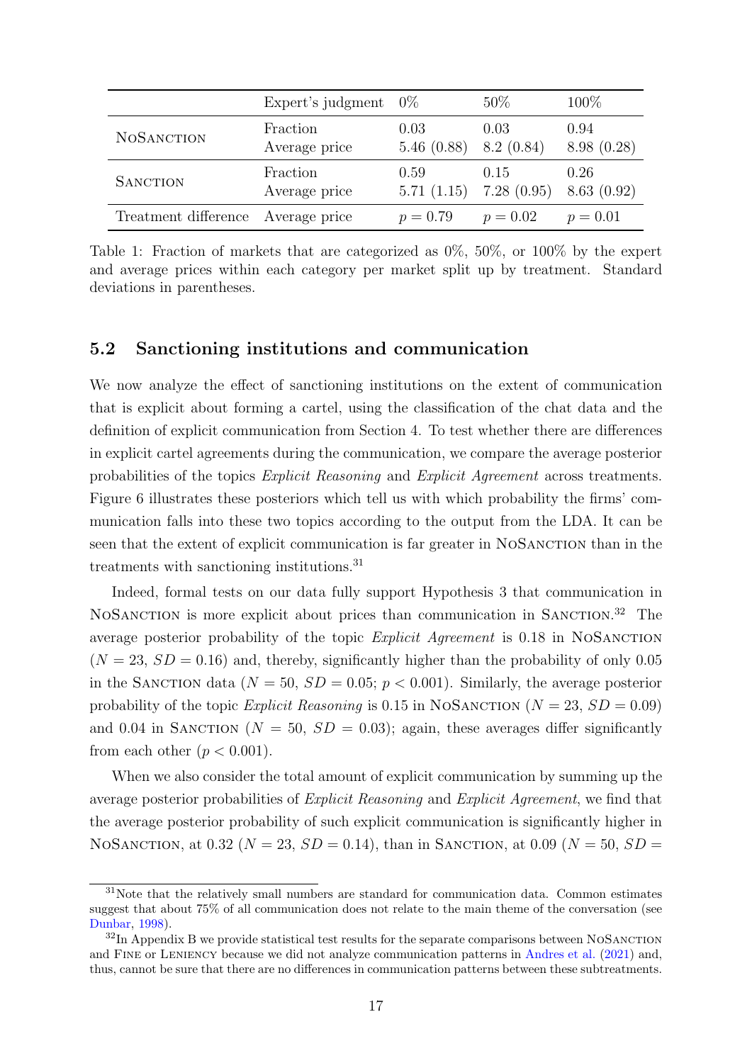| | Expert's judgment | 0% | 50% | 100% |
|---|---|---|---|---|
| NoSanction | Fraction | 0.03 | 0.03 | 0.94 |
| | Average price | 5.46 (0.88) | 8.2 (0.84) | 8.98 (0.28) |
| Sanction | Fraction | 0.59 | 0.15 | 0.26 |
| | Average price | 5.71 (1.15) | 7.28 (0.95) | 8.63 (0.92) |
| Treatment difference | Average price | $p = 0.79$ | $p = 0.02$ | $p = 0.01$ |

Table 1: Fraction of markets that are categorized as 0%, 50%, or 100% by the expert and average prices within each category per market split up by treatment. Standard deviations in parentheses.

## 5.2 Sanctioning institutions and communication

We now analyze the effect of sanctioning institutions on the extent of communication that is explicit about forming a cartel, using the classification of the chat data and the definition of explicit communication from Section 4. To test whether there are differences in explicit cartel agreements during the communication, we compare the average posterior probabilities of the topics *Explicit Reasoning* and *Explicit Agreement* across treatments. Figure 6 illustrates these posteriors which tell us with which probability the firms' communication falls into these two topics according to the output from the LDA. It can be seen that the extent of explicit communication is far greater in NoSanction than in the treatments with sanctioning institutions.[31]

Indeed, formal tests on our data fully support Hypothesis 3 that communication in NoSanction is more explicit about prices than communication in Sanction.[32] The average posterior probability of the topic *Explicit Agreement* is 0.18 in NoSanction ($N = 23$, $SD = 0.16$) and, thereby, significantly higher than the probability of only 0.05 in the Sanction data ($N = 50$, $SD = 0.05$; $p < 0.001$). Similarly, the average posterior probability of the topic *Explicit Reasoning* is 0.15 in NoSanction ($N = 23$, $SD = 0.09$) and 0.04 in Sanction ($N = 50$, $SD = 0.03$); again, these averages differ significantly from each other ($p < 0.001$).

When we also consider the total amount of explicit communication by summing up the average posterior probabilities of *Explicit Reasoning* and *Explicit Agreement*, we find that the average posterior probability of such explicit communication is significantly higher in NoSanction, at 0.32 ($N = 23$, $SD = 0.14$), than in Sanction, at 0.09 ($N = 50$, $SD =$

[31] Note that the relatively small numbers are standard for communication data. Common estimates suggest that about 75% of all communication does not relate to the main theme of the conversation (see Dunbar, 1998).

[32] In Appendix B we provide statistical test results for the separate comparisons between NoSanction and Fine or Leniency because we did not analyze communication patterns in Andres et al. (2021) and, thus, cannot be sure that there are no differences in communication patterns between these subtreatments.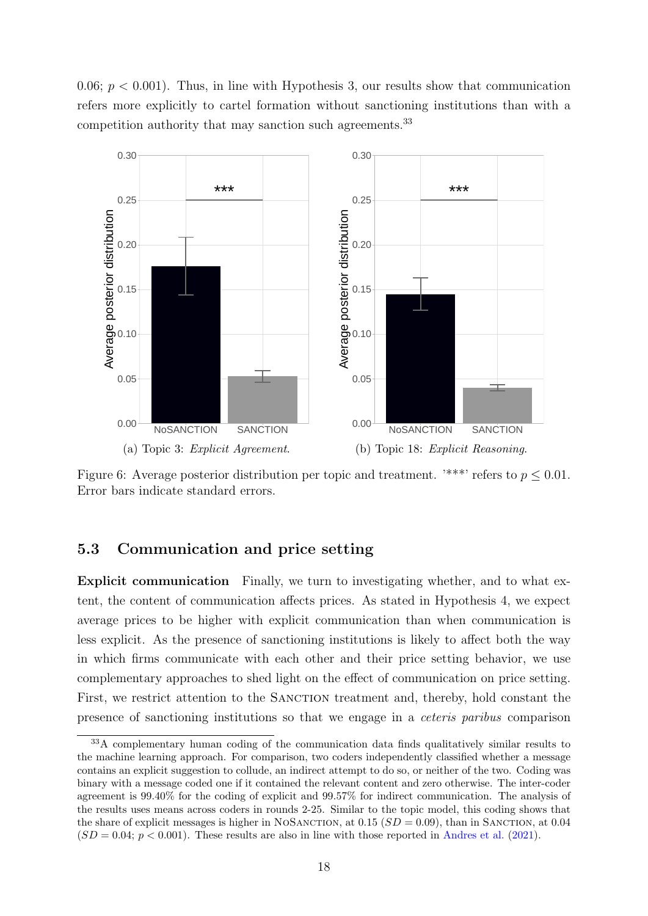0.06; $p < 0.001$). Thus, in line with Hypothesis 3, our results show that communication refers more explicitly to cartel formation without sanctioning institutions than with a competition authority that may sanction such agreements.[33]

(a) Topic 3: *Explicit Agreement*.

(b) Topic 18: *Explicit Reasoning*.

Figure 6: Average posterior distribution per topic and treatment. '***' refers to $p \leq 0.01$. Error bars indicate standard errors.

## 5.3 Communication and price setting

**Explicit communication** Finally, we turn to investigating whether, and to what extent, the content of communication affects prices. As stated in Hypothesis 4, we expect average prices to be higher with explicit communication than when communication is less explicit. As the presence of sanctioning institutions is likely to affect both the way in which firms communicate with each other and their price setting behavior, we use complementary approaches to shed light on the effect of communication on price setting. First, we restrict attention to the SANCTION treatment and, thereby, hold constant the presence of sanctioning institutions so that we engage in a *ceteris paribus* comparison

[33] A complementary human coding of the communication data finds qualitatively similar results to the machine learning approach. For comparison, two coders independently classified whether a message contains an explicit suggestion to collude, an indirect attempt to do so, or neither of the two. Coding was binary with a message coded one if it contained the relevant content and zero otherwise. The inter-coder agreement is 99.40% for the coding of explicit and 99.57% for indirect communication. The analysis of the results uses means across coders in rounds 2-25. Similar to the topic model, this coding shows that the share of explicit messages is higher in NOSANCTION, at 0.15 ($SD = 0.09$), than in SANCTION, at 0.04 ($SD = 0.04$; $p < 0.001$). These results are also in line with those reported in Andres et al. (2021).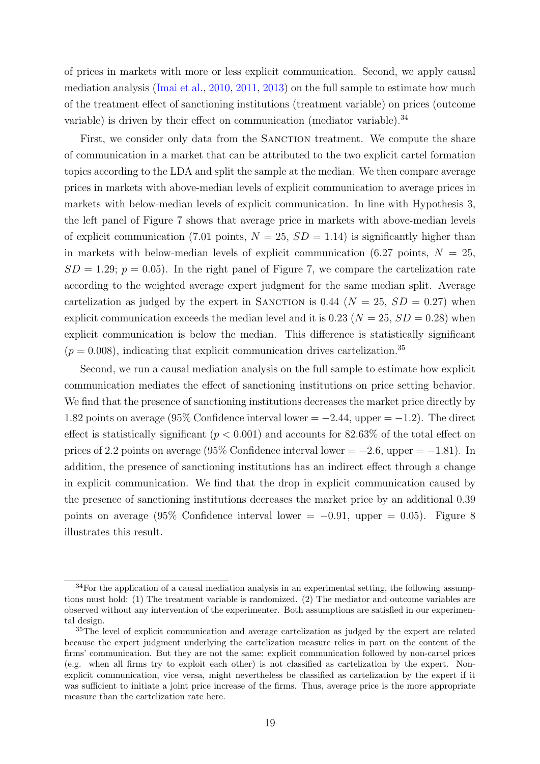of prices in markets with more or less explicit communication. Second, we apply causal mediation analysis (Imai et al., 2010, 2011, 2013) on the full sample to estimate how much of the treatment effect of sanctioning institutions (treatment variable) on prices (outcome variable) is driven by their effect on communication (mediator variable).[34]

First, we consider only data from the Sanction treatment. We compute the share of communication in a market that can be attributed to the two explicit cartel formation topics according to the LDA and split the sample at the median. We then compare average prices in markets with above-median levels of explicit communication to average prices in markets with below-median levels of explicit communication. In line with Hypothesis 3, the left panel of Figure 7 shows that average price in markets with above-median levels of explicit communication (7.01 points, $N = 25$, $SD = 1.14$) is significantly higher than in markets with below-median levels of explicit communication (6.27 points, $N = 25$, $SD = 1.29$; $p = 0.05$). In the right panel of Figure 7, we compare the cartelization rate according to the weighted average expert judgment for the same median split. Average cartelization as judged by the expert in Sanction is 0.44 ($N = 25$, $SD = 0.27$) when explicit communication exceeds the median level and it is 0.23 ($N = 25$, $SD = 0.28$) when explicit communication is below the median. This difference is statistically significant ($p = 0.008$), indicating that explicit communication drives cartelization.[35]

Second, we run a causal mediation analysis on the full sample to estimate how explicit communication mediates the effect of sanctioning institutions on price setting behavior. We find that the presence of sanctioning institutions decreases the market price directly by 1.82 points on average (95% Confidence interval lower = $-2.44$, upper = $-1.2$). The direct effect is statistically significant ($p < 0.001$) and accounts for 82.63% of the total effect on prices of 2.2 points on average (95% Confidence interval lower = $-2.6$, upper = $-1.81$). In addition, the presence of sanctioning institutions has an indirect effect through a change in explicit communication. We find that the drop in explicit communication caused by the presence of sanctioning institutions decreases the market price by an additional 0.39 points on average (95% Confidence interval lower = $-0.91$, upper = $0.05$). Figure 8 illustrates this result.

[34] For the application of a causal mediation analysis in an experimental setting, the following assumptions must hold: (1) The treatment variable is randomized. (2) The mediator and outcome variables are observed without any intervention of the experimenter. Both assumptions are satisfied in our experimental design.

[35] The level of explicit communication and average cartelization as judged by the expert are related because the expert judgment underlying the cartelization measure relies in part on the content of the firms' communication. But they are not the same: explicit communication followed by non-cartel prices (e.g. when all firms try to exploit each other) is not classified as cartelization by the expert. Non-explicit communication, vice versa, might nevertheless be classified as cartelization by the expert if it was sufficient to initiate a joint price increase of the firms. Thus, average price is the more appropriate measure than the cartelization rate here.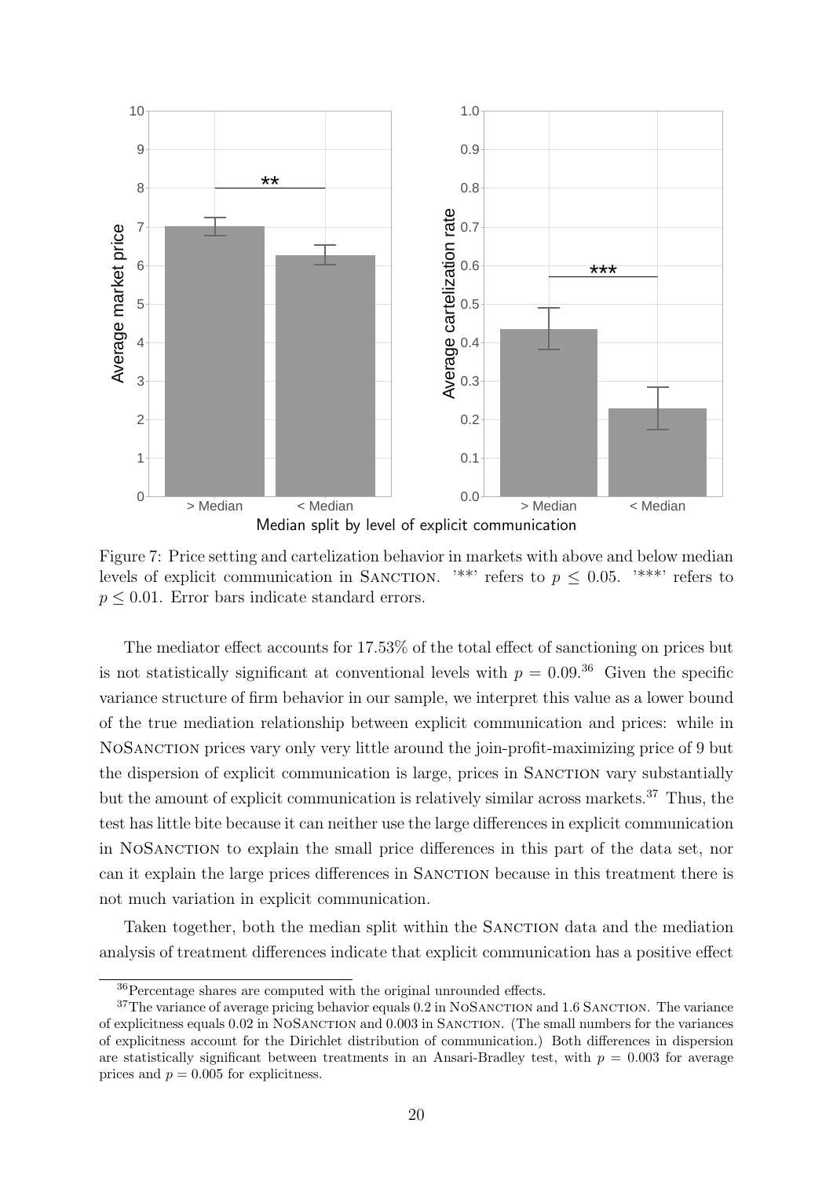Figure 7: Price setting and cartelization behavior in markets with above and below median levels of explicit communication in SANCTION. '**' refers to $p \leq 0.05$. '***' refers to $p \leq 0.01$. Error bars indicate standard errors.

The mediator effect accounts for 17.53% of the total effect of sanctioning on prices but is not statistically significant at conventional levels with $p = 0.09$.[36] Given the specific variance structure of firm behavior in our sample, we interpret this value as a lower bound of the true mediation relationship between explicit communication and prices: while in NOSANCTION prices vary only very little around the join-profit-maximizing price of 9 but the dispersion of explicit communication is large, prices in SANCTION vary substantially but the amount of explicit communication is relatively similar across markets.[37] Thus, the test has little bite because it can neither use the large differences in explicit communication in NOSANCTION to explain the small price differences in this part of the data set, nor can it explain the large prices differences in SANCTION because in this treatment there is not much variation in explicit communication.

Taken together, both the median split within the SANCTION data and the mediation analysis of treatment differences indicate that explicit communication has a positive effect

[36] Percentage shares are computed with the original unrounded effects.

[37] The variance of average pricing behavior equals 0.2 in NOSANCTION and 1.6 SANCTION. The variance of explicitness equals 0.02 in NOSANCTION and 0.003 in SANCTION. (The small numbers for the variances of explicitness account for the Dirichlet distribution of communication.) Both differences in dispersion are statistically significant between treatments in an Ansari-Bradley test, with $p = 0.003$ for average prices and $p = 0.005$ for explicitness.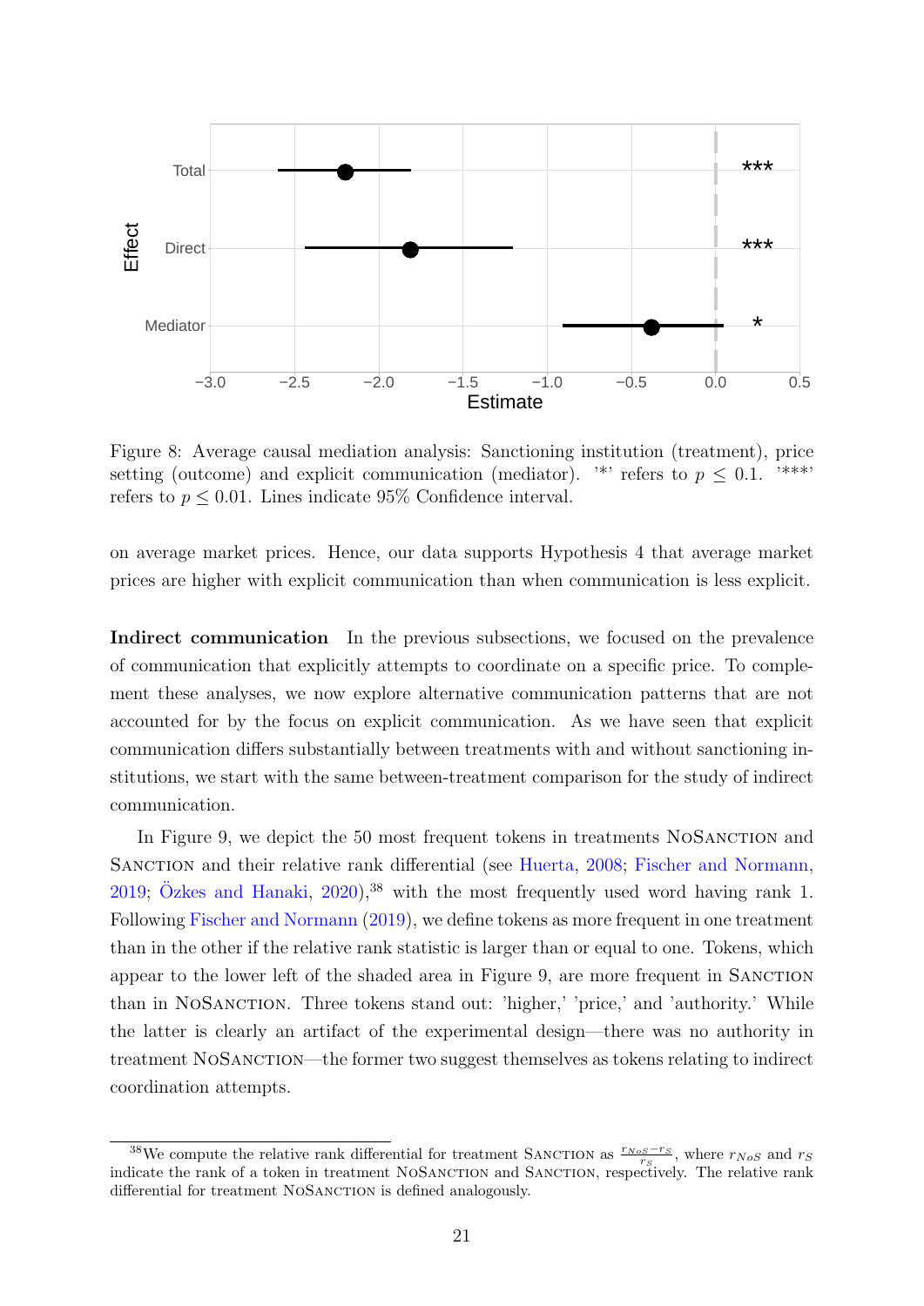Figure 8: Average causal mediation analysis: Sanctioning institution (treatment), price setting (outcome) and explicit communication (mediator). '*' refers to $p \leq 0.1$. '***' refers to $p \leq 0.01$. Lines indicate 95% Confidence interval.

on average market prices. Hence, our data supports Hypothesis 4 that average market prices are higher with explicit communication than when communication is less explicit.

**Indirect communication** In the previous subsections, we focused on the prevalence of communication that explicitly attempts to coordinate on a specific price. To complement these analyses, we now explore alternative communication patterns that are not accounted for by the focus on explicit communication. As we have seen that explicit communication differs substantially between treatments with and without sanctioning institutions, we start with the same between-treatment comparison for the study of indirect communication.

In Figure 9, we depict the 50 most frequent tokens in treatments NoSanction and Sanction and their relative rank differential (see Huerta, 2008; Fischer and Normann, 2019; Özkes and Hanaki, 2020),[38] with the most frequently used word having rank 1. Following Fischer and Normann (2019), we define tokens as more frequent in one treatment than in the other if the relative rank statistic is larger than or equal to one. Tokens, which appear to the lower left of the shaded area in Figure 9, are more frequent in Sanction than in NoSanction. Three tokens stand out: 'higher,' 'price,' and 'authority.' While the latter is clearly an artifact of the experimental design—there was no authority in treatment NoSanction—the former two suggest themselves as tokens relating to indirect coordination attempts.

[38] We compute the relative rank differential for treatment Sanction as $\frac{r_{NoS} - r_S}{r_S}$, where $r_{NoS}$ and $r_S$ indicate the rank of a token in treatment NoSanction and Sanction, respectively. The relative rank differential for treatment NoSanction is defined analogously.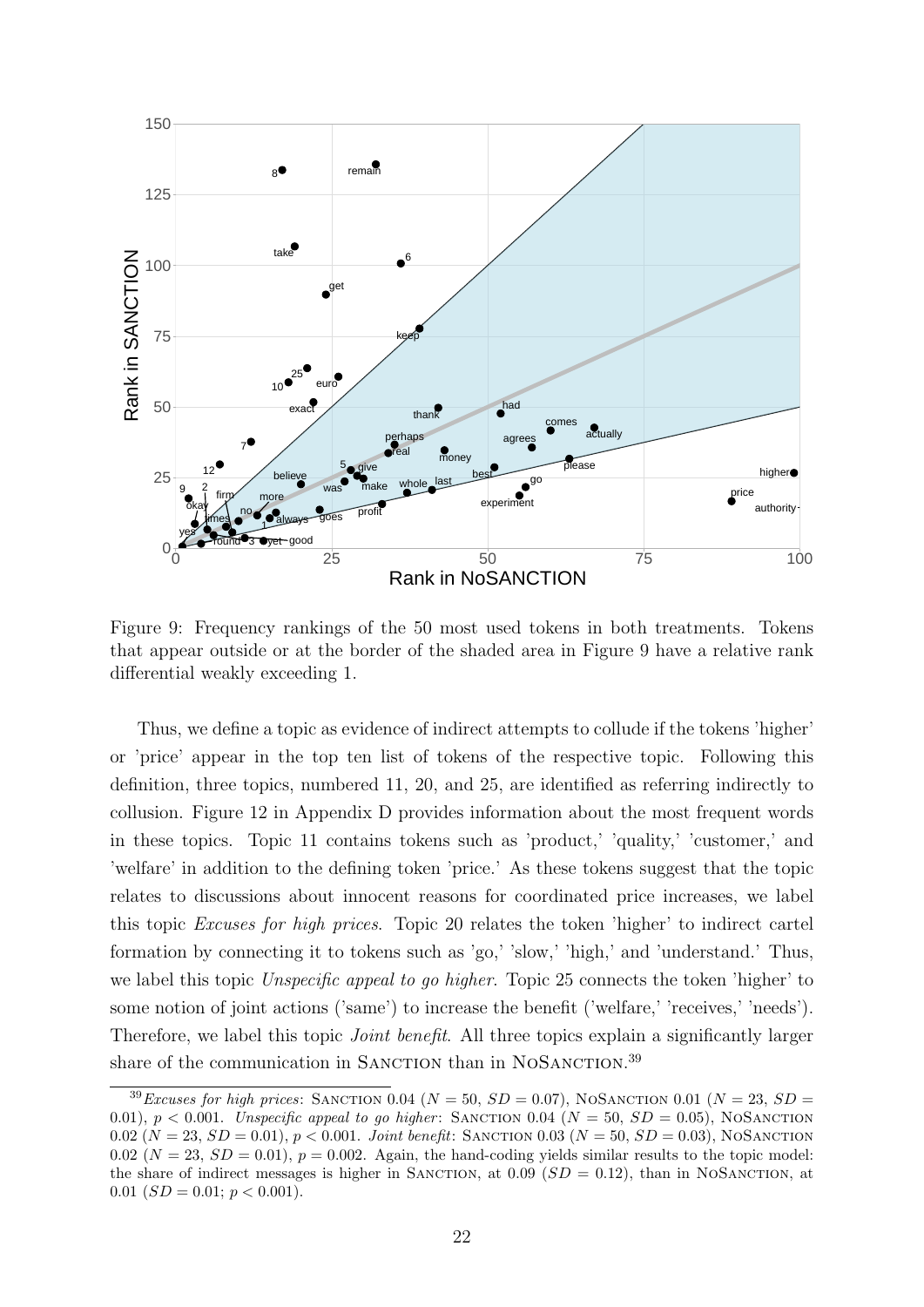Figure 9: Frequency rankings of the 50 most used tokens in both treatments. Tokens that appear outside or at the border of the shaded area in Figure 9 have a relative rank differential weakly exceeding 1.

Thus, we define a topic as evidence of indirect attempts to collude if the tokens 'higher' or 'price' appear in the top ten list of tokens of the respective topic. Following this definition, three topics, numbered 11, 20, and 25, are identified as referring indirectly to collusion. Figure 12 in Appendix D provides information about the most frequent words in these topics. Topic 11 contains tokens such as 'product,' 'quality,' 'customer,' and 'welfare' in addition to the defining token 'price.' As these tokens suggest that the topic relates to discussions about innocent reasons for coordinated price increases, we label this topic *Excuses for high prices*. Topic 20 relates the token 'higher' to indirect cartel formation by connecting it to tokens such as 'go,' 'slow,' 'high,' and 'understand.' Thus, we label this topic *Unspecific appeal to go higher*. Topic 25 connects the token 'higher' to some notion of joint actions ('same') to increase the benefit ('welfare,' 'receives,' 'needs'). Therefore, we label this topic *Joint benefit*. All three topics explain a significantly larger share of the communication in SANCTION than in NOSANCTION.[39]

[39] *Excuses for high prices*: SANCTION 0.04 ($N = 50$, $SD = 0.07$), NOSANCTION 0.01 ($N = 23$, $SD = 0.01$), $p < 0.001$. *Unspecific appeal to go higher*: SANCTION 0.04 ($N = 50$, $SD = 0.05$), NOSANCTION 0.02 ($N = 23$, $SD = 0.01$), $p < 0.001$. *Joint benefit*: SANCTION 0.03 ($N = 50$, $SD = 0.03$), NOSANCTION 0.02 ($N = 23$, $SD = 0.01$), $p = 0.002$. Again, the hand-coding yields similar results to the topic model: the share of indirect messages is higher in SANCTION, at 0.09 ($SD = 0.12$), than in NOSANCTION, at 0.01 ($SD = 0.01$; $p < 0.001$).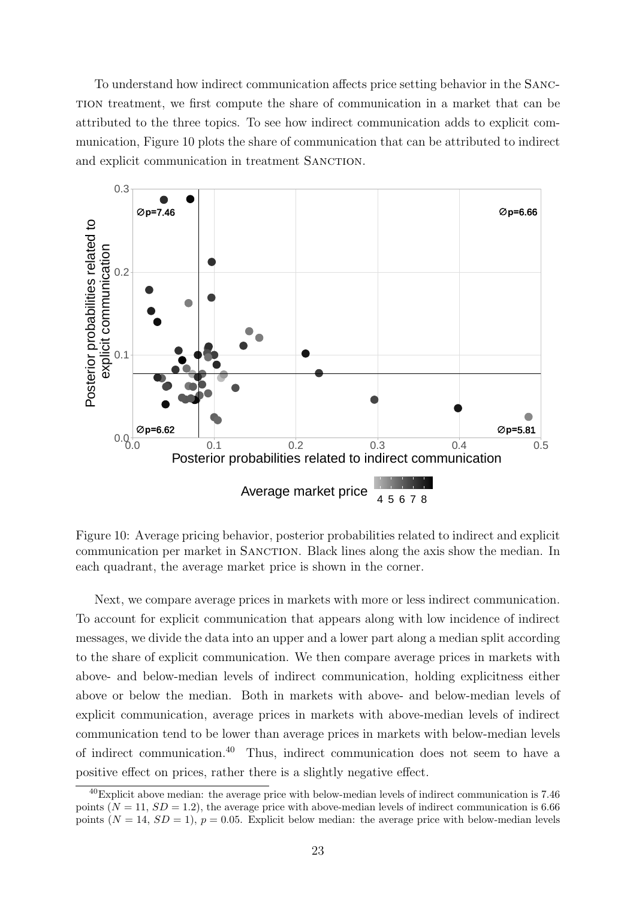To understand how indirect communication affects price setting behavior in the Sanction treatment, we first compute the share of communication in a market that can be attributed to the three topics. To see how indirect communication adds to explicit communication, Figure 10 plots the share of communication that can be attributed to indirect and explicit communication in treatment Sanction.

Figure 10: Average pricing behavior, posterior probabilities related to indirect and explicit communication per market in Sanction. Black lines along the axis show the median. In each quadrant, the average market price is shown in the corner.

Next, we compare average prices in markets with more or less indirect communication. To account for explicit communication that appears along with low incidence of indirect messages, we divide the data into an upper and a lower part along a median split according to the share of explicit communication. We then compare average prices in markets with above- and below-median levels of indirect communication, holding explicitness either above or below the median. Both in markets with above- and below-median levels of explicit communication, average prices in markets with above-median levels of indirect communication tend to be lower than average prices in markets with below-median levels of indirect communication.[40] Thus, indirect communication does not seem to have a positive effect on prices, rather there is a slightly negative effect.

[40] Explicit above median: the average price with below-median levels of indirect communication is 7.46 points ($N = 11$, $SD = 1.2$), the average price with above-median levels of indirect communication is 6.66 points ($N = 14$, $SD = 1$), $p = 0.05$. Explicit below median: the average price with below-median levels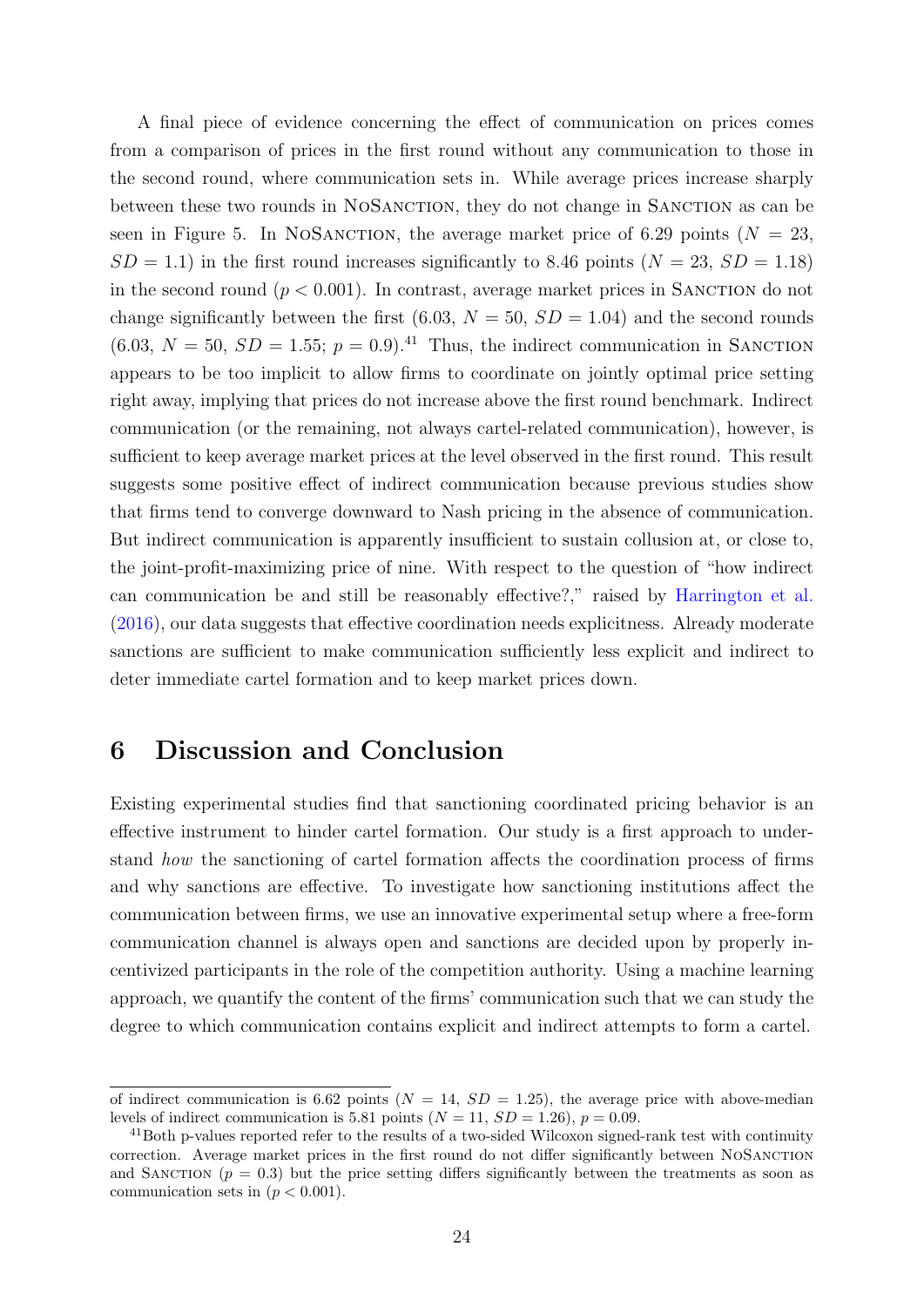A final piece of evidence concerning the effect of communication on prices comes from a comparison of prices in the first round without any communication to those in the second round, where communication sets in. While average prices increase sharply between these two rounds in NoSanction, they do not change in Sanction as can be seen in Figure 5. In NoSanction, the average market price of 6.29 points ($N = 23$, $SD = 1.1$) in the first round increases significantly to 8.46 points ($N = 23$, $SD = 1.18$) in the second round ($p < 0.001$). In contrast, average market prices in Sanction do not change significantly between the first (6.03, $N = 50$, $SD = 1.04$) and the second rounds (6.03, $N = 50$, $SD = 1.55$; $p = 0.9$).[41] Thus, the indirect communication in Sanction appears to be too implicit to allow firms to coordinate on jointly optimal price setting right away, implying that prices do not increase above the first round benchmark. Indirect communication (or the remaining, not always cartel-related communication), however, is sufficient to keep average market prices at the level observed in the first round. This result suggests some positive effect of indirect communication because previous studies show that firms tend to converge downward to Nash pricing in the absence of communication. But indirect communication is apparently insufficient to sustain collusion at, or close to, the joint-profit-maximizing price of nine. With respect to the question of "how indirect can communication be and still be reasonably effective?," raised by Harrington et al. (2016), our data suggests that effective coordination needs explicitness. Already moderate sanctions are sufficient to make communication sufficiently less explicit and indirect to deter immediate cartel formation and to keep market prices down.

## 6 Discussion and Conclusion

Existing experimental studies find that sanctioning coordinated pricing behavior is an effective instrument to hinder cartel formation. Our study is a first approach to understand *how* the sanctioning of cartel formation affects the coordination process of firms and why sanctions are effective. To investigate how sanctioning institutions affect the communication between firms, we use an innovative experimental setup where a free-form communication channel is always open and sanctions are decided upon by properly incentivized participants in the role of the competition authority. Using a machine learning approach, we quantify the content of the firms' communication such that we can study the degree to which communication contains explicit and indirect attempts to form a cartel.

---

of indirect communication is 6.62 points ($N = 14$, $SD = 1.25$), the average price with above-median levels of indirect communication is 5.81 points ($N = 11$, $SD = 1.26$), $p = 0.09$.

[41] Both p-values reported refer to the results of a two-sided Wilcoxon signed-rank test with continuity correction. Average market prices in the first round do not differ significantly between NoSanction and Sanction ($p = 0.3$) but the price setting differs significantly between the treatments as soon as communication sets in ($p < 0.001$).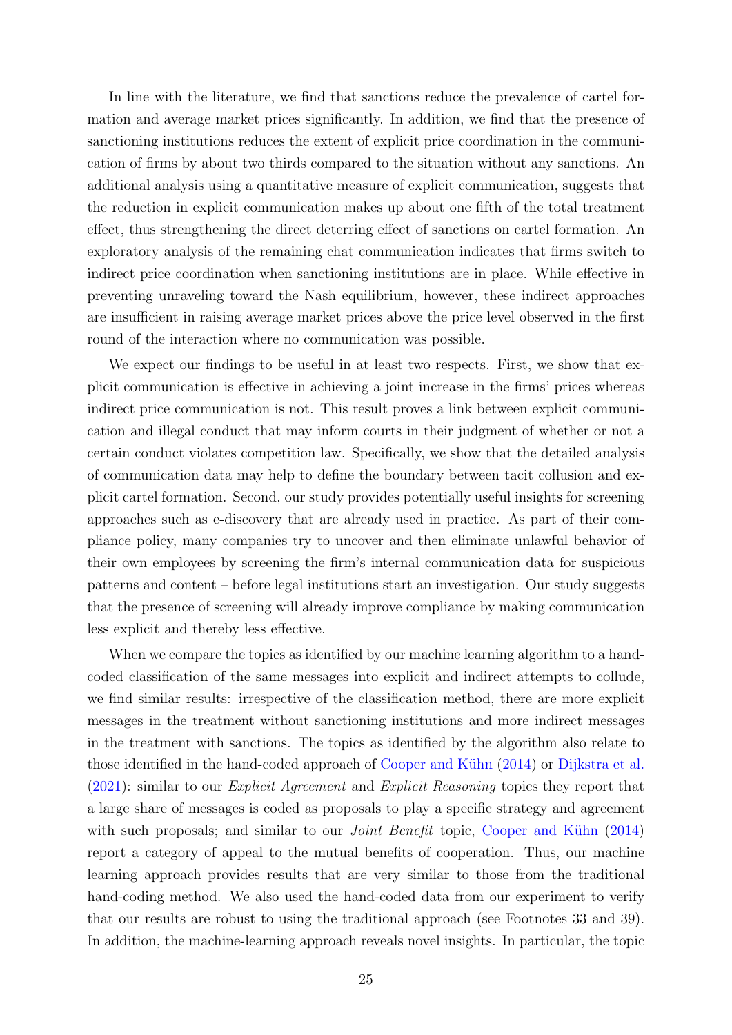In line with the literature, we find that sanctions reduce the prevalence of cartel formation and average market prices significantly. In addition, we find that the presence of sanctioning institutions reduces the extent of explicit price coordination in the communication of firms by about two thirds compared to the situation without any sanctions. An additional analysis using a quantitative measure of explicit communication, suggests that the reduction in explicit communication makes up about one fifth of the total treatment effect, thus strengthening the direct deterring effect of sanctions on cartel formation. An exploratory analysis of the remaining chat communication indicates that firms switch to indirect price coordination when sanctioning institutions are in place. While effective in preventing unraveling toward the Nash equilibrium, however, these indirect approaches are insufficient in raising average market prices above the price level observed in the first round of the interaction where no communication was possible.

We expect our findings to be useful in at least two respects. First, we show that explicit communication is effective in achieving a joint increase in the firms' prices whereas indirect price communication is not. This result proves a link between explicit communication and illegal conduct that may inform courts in their judgment of whether or not a certain conduct violates competition law. Specifically, we show that the detailed analysis of communication data may help to define the boundary between tacit collusion and explicit cartel formation. Second, our study provides potentially useful insights for screening approaches such as e-discovery that are already used in practice. As part of their compliance policy, many companies try to uncover and then eliminate unlawful behavior of their own employees by screening the firm's internal communication data for suspicious patterns and content – before legal institutions start an investigation. Our study suggests that the presence of screening will already improve compliance by making communication less explicit and thereby less effective.

When we compare the topics as identified by our machine learning algorithm to a hand-coded classification of the same messages into explicit and indirect attempts to collude, we find similar results: irrespective of the classification method, there are more explicit messages in the treatment without sanctioning institutions and more indirect messages in the treatment with sanctions. The topics as identified by the algorithm also relate to those identified in the hand-coded approach of Cooper and Kühn (2014) or Dijkstra et al. (2021): similar to our *Explicit Agreement* and *Explicit Reasoning* topics they report that a large share of messages is coded as proposals to play a specific strategy and agreement with such proposals; and similar to our *Joint Benefit* topic, Cooper and Kühn (2014) report a category of appeal to the mutual benefits of cooperation. Thus, our machine learning approach provides results that are very similar to those from the traditional hand-coding method. We also used the hand-coded data from our experiment to verify that our results are robust to using the traditional approach (see Footnotes 33 and 39). In addition, the machine-learning approach reveals novel insights. In particular, the topic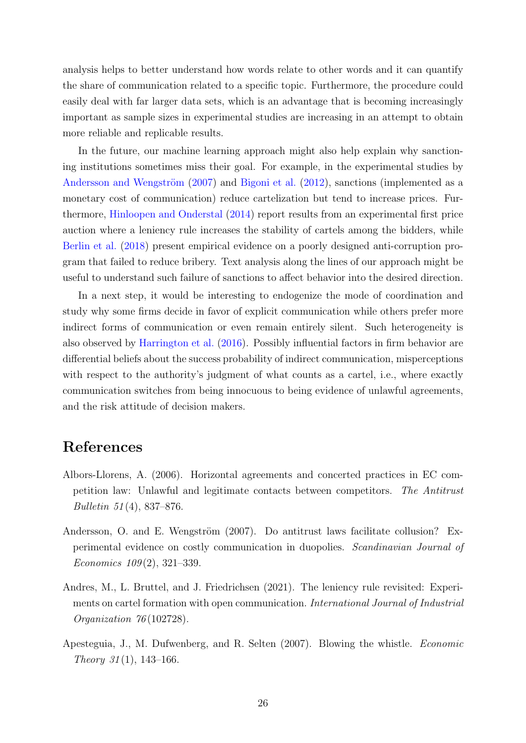analysis helps to better understand how words relate to other words and it can quantify the share of communication related to a specific topic. Furthermore, the procedure could easily deal with far larger data sets, which is an advantage that is becoming increasingly important as sample sizes in experimental studies are increasing in an attempt to obtain more reliable and replicable results.

In the future, our machine learning approach might also help explain why sanctioning institutions sometimes miss their goal. For example, in the experimental studies by Andersson and Wengström (2007) and Bigoni et al. (2012), sanctions (implemented as a monetary cost of communication) reduce cartelization but tend to increase prices. Furthermore, Hinloopen and Onderstal (2014) report results from an experimental first price auction where a leniency rule increases the stability of cartels among the bidders, while Berlin et al. (2018) present empirical evidence on a poorly designed anti-corruption program that failed to reduce bribery. Text analysis along the lines of our approach might be useful to understand such failure of sanctions to affect behavior into the desired direction.

In a next step, it would be interesting to endogenize the mode of coordination and study why some firms decide in favor of explicit communication while others prefer more indirect forms of communication or even remain entirely silent. Such heterogeneity is also observed by Harrington et al. (2016). Possibly influential factors in firm behavior are differential beliefs about the success probability of indirect communication, misperceptions with respect to the authority's judgment of what counts as a cartel, i.e., where exactly communication switches from being innocuous to being evidence of unlawful agreements, and the risk attitude of decision makers.

# References

Albors-Llorens, A. (2006). Horizontal agreements and concerted practices in EC competition law: Unlawful and legitimate contacts between competitors. *The Antitrust Bulletin 51*(4), 837–876.

Andersson, O. and E. Wengström (2007). Do antitrust laws facilitate collusion? Experimental evidence on costly communication in duopolies. *Scandinavian Journal of Economics 109*(2), 321–339.

Andres, M., L. Bruttel, and J. Friedrichsen (2021). The leniency rule revisited: Experiments on cartel formation with open communication. *International Journal of Industrial Organization 76*(102728).

Apesteguia, J., M. Dufwenberg, and R. Selten (2007). Blowing the whistle. *Economic Theory 31*(1), 143–166.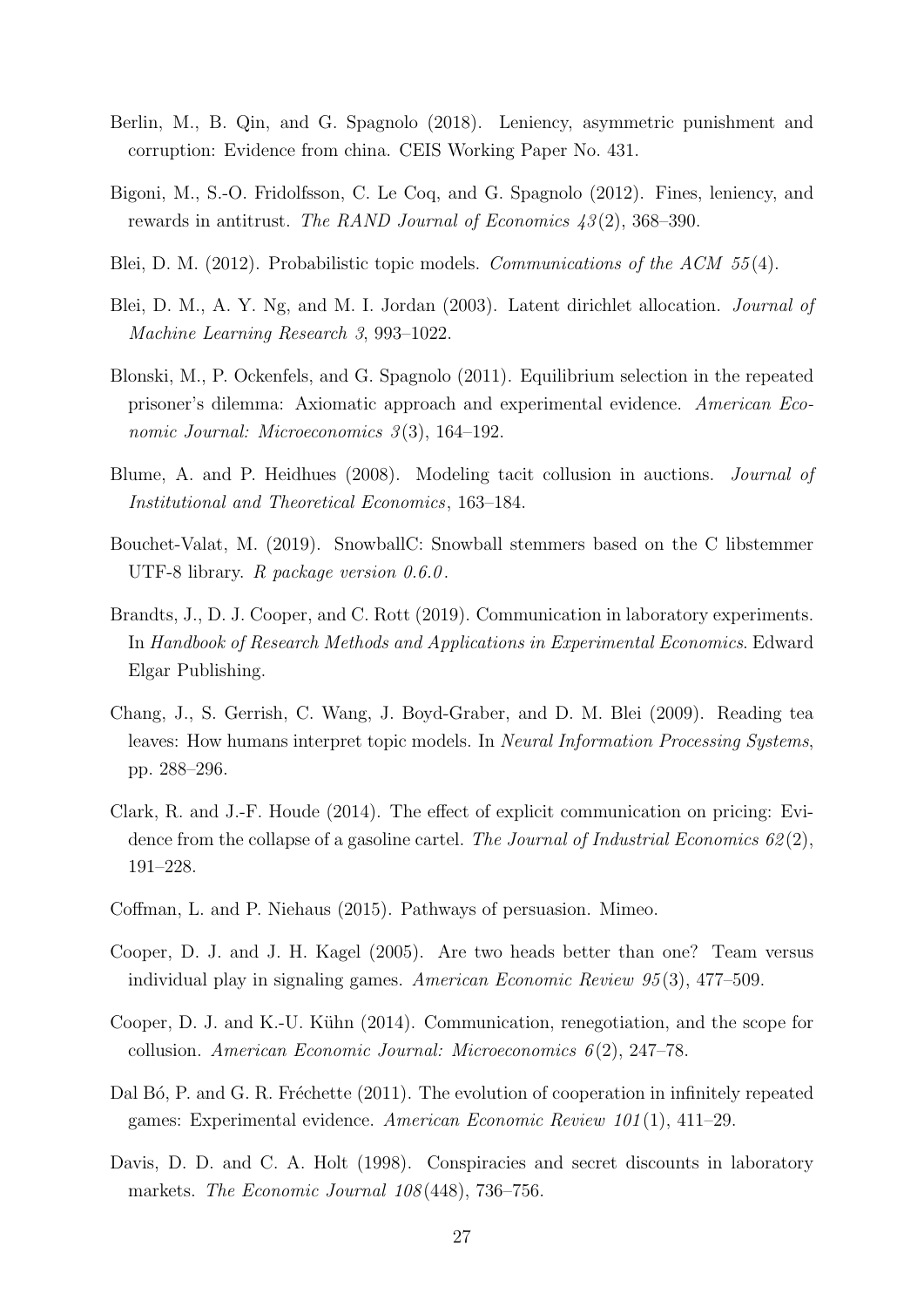Berlin, M., B. Qin, and G. Spagnolo (2018). Leniency, asymmetric punishment and corruption: Evidence from china. CEIS Working Paper No. 431.

Bigoni, M., S.-O. Fridolfsson, C. Le Coq, and G. Spagnolo (2012). Fines, leniency, and rewards in antitrust. *The RAND Journal of Economics 43*(2), 368–390.

Blei, D. M. (2012). Probabilistic topic models. *Communications of the ACM 55*(4).

Blei, D. M., A. Y. Ng, and M. I. Jordan (2003). Latent dirichlet allocation. *Journal of Machine Learning Research 3*, 993–1022.

Blonski, M., P. Ockenfels, and G. Spagnolo (2011). Equilibrium selection in the repeated prisoner's dilemma: Axiomatic approach and experimental evidence. *American Economic Journal: Microeconomics 3*(3), 164–192.

Blume, A. and P. Heidhues (2008). Modeling tacit collusion in auctions. *Journal of Institutional and Theoretical Economics*, 163–184.

Bouchet-Valat, M. (2019). SnowballC: Snowball stemmers based on the C libstemmer UTF-8 library. *R package version 0.6.0*.

Brandts, J., D. J. Cooper, and C. Rott (2019). Communication in laboratory experiments. In *Handbook of Research Methods and Applications in Experimental Economics*. Edward Elgar Publishing.

Chang, J., S. Gerrish, C. Wang, J. Boyd-Graber, and D. M. Blei (2009). Reading tea leaves: How humans interpret topic models. In *Neural Information Processing Systems*, pp. 288–296.

Clark, R. and J.-F. Houde (2014). The effect of explicit communication on pricing: Evidence from the collapse of a gasoline cartel. *The Journal of Industrial Economics 62*(2), 191–228.

Coffman, L. and P. Niehaus (2015). Pathways of persuasion. Mimeo.

Cooper, D. J. and J. H. Kagel (2005). Are two heads better than one? Team versus individual play in signaling games. *American Economic Review 95*(3), 477–509.

Cooper, D. J. and K.-U. Kühn (2014). Communication, renegotiation, and the scope for collusion. *American Economic Journal: Microeconomics 6*(2), 247–78.

Dal Bó, P. and G. R. Fréchette (2011). The evolution of cooperation in infinitely repeated games: Experimental evidence. *American Economic Review 101*(1), 411–29.

Davis, D. D. and C. A. Holt (1998). Conspiracies and secret discounts in laboratory markets. *The Economic Journal 108*(448), 736–756.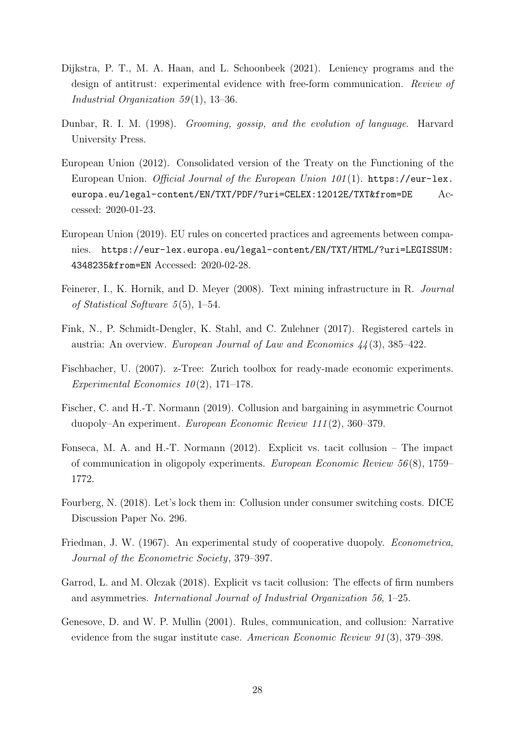Dijkstra, P. T., M. A. Haan, and L. Schoonbeek (2021). Leniency programs and the design of antitrust: experimental evidence with free-form communication. *Review of Industrial Organization 59*(1), 13–36.

Dunbar, R. I. M. (1998). *Grooming, gossip, and the evolution of language.* Harvard University Press.

European Union (2012). Consolidated version of the Treaty on the Functioning of the European Union. *Official Journal of the European Union 101*(1). https://eur-lex.europa.eu/legal-content/EN/TXT/PDF/?uri=CELEX:12012E/TXT&from=DE Accessed: 2020-01-23.

European Union (2019). EU rules on concerted practices and agreements between companies. https://eur-lex.europa.eu/legal-content/EN/TXT/HTML/?uri=LEGISSUM:4348235&from=EN Accessed: 2020-02-28.

Feinerer, I., K. Hornik, and D. Meyer (2008). Text mining infrastructure in R. *Journal of Statistical Software 5*(5), 1–54.

Fink, N., P. Schmidt-Dengler, K. Stahl, and C. Zulehner (2017). Registered cartels in austria: An overview. *European Journal of Law and Economics 44*(3), 385–422.

Fischbacher, U. (2007). z-Tree: Zurich toolbox for ready-made economic experiments. *Experimental Economics 10*(2), 171–178.

Fischer, C. and H.-T. Normann (2019). Collusion and bargaining in asymmetric Cournot duopoly–An experiment. *European Economic Review 111*(2), 360–379.

Fonseca, M. A. and H.-T. Normann (2012). Explicit vs. tacit collusion – The impact of communication in oligopoly experiments. *European Economic Review 56*(8), 1759–1772.

Fourberg, N. (2018). Let's lock them in: Collusion under consumer switching costs. DICE Discussion Paper No. 296.

Friedman, J. W. (1967). An experimental study of cooperative duopoly. *Econometrica, Journal of the Econometric Society*, 379–397.

Garrod, L. and M. Olczak (2018). Explicit vs tacit collusion: The effects of firm numbers and asymmetries. *International Journal of Industrial Organization 56*, 1–25.

Genesove, D. and W. P. Mullin (2001). Rules, communication, and collusion: Narrative evidence from the sugar institute case. *American Economic Review 91*(3), 379–398.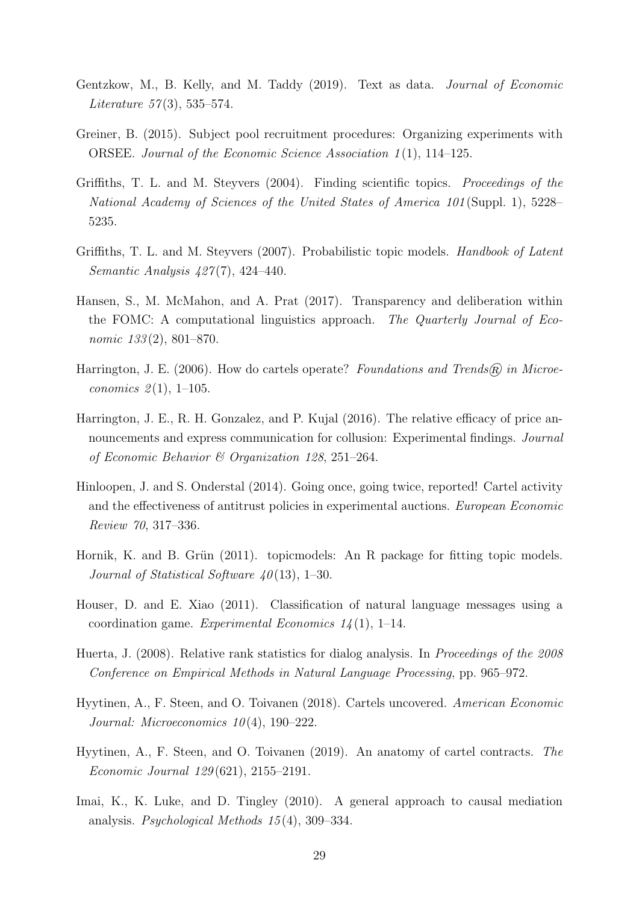Gentzkow, M., B. Kelly, and M. Taddy (2019). Text as data. *Journal of Economic Literature 57*(3), 535–574.

Greiner, B. (2015). Subject pool recruitment procedures: Organizing experiments with ORSEE. *Journal of the Economic Science Association 1*(1), 114–125.

Griffiths, T. L. and M. Steyvers (2004). Finding scientific topics. *Proceedings of the National Academy of Sciences of the United States of America 101*(Suppl. 1), 5228–5235.

Griffiths, T. L. and M. Steyvers (2007). Probabilistic topic models. *Handbook of Latent Semantic Analysis 427*(7), 424–440.

Hansen, S., M. McMahon, and A. Prat (2017). Transparency and deliberation within the FOMC: A computational linguistics approach. *The Quarterly Journal of Economic 133*(2), 801–870.

Harrington, J. E. (2006). How do cartels operate? *Foundations and Trends® in Microeconomics 2*(1), 1–105.

Harrington, J. E., R. H. Gonzalez, and P. Kujal (2016). The relative efficacy of price announcements and express communication for collusion: Experimental findings. *Journal of Economic Behavior & Organization 128*, 251–264.

Hinloopen, J. and S. Onderstal (2014). Going once, going twice, reported! Cartel activity and the effectiveness of antitrust policies in experimental auctions. *European Economic Review 70*, 317–336.

Hornik, K. and B. Grün (2011). topicmodels: An R package for fitting topic models. *Journal of Statistical Software 40*(13), 1–30.

Houser, D. and E. Xiao (2011). Classification of natural language messages using a coordination game. *Experimental Economics 14*(1), 1–14.

Huerta, J. (2008). Relative rank statistics for dialog analysis. In *Proceedings of the 2008 Conference on Empirical Methods in Natural Language Processing*, pp. 965–972.

Hyytinen, A., F. Steen, and O. Toivanen (2018). Cartels uncovered. *American Economic Journal: Microeconomics 10*(4), 190–222.

Hyytinen, A., F. Steen, and O. Toivanen (2019). An anatomy of cartel contracts. *The Economic Journal 129*(621), 2155–2191.

Imai, K., K. Luke, and D. Tingley (2010). A general approach to causal mediation analysis. *Psychological Methods 15*(4), 309–334.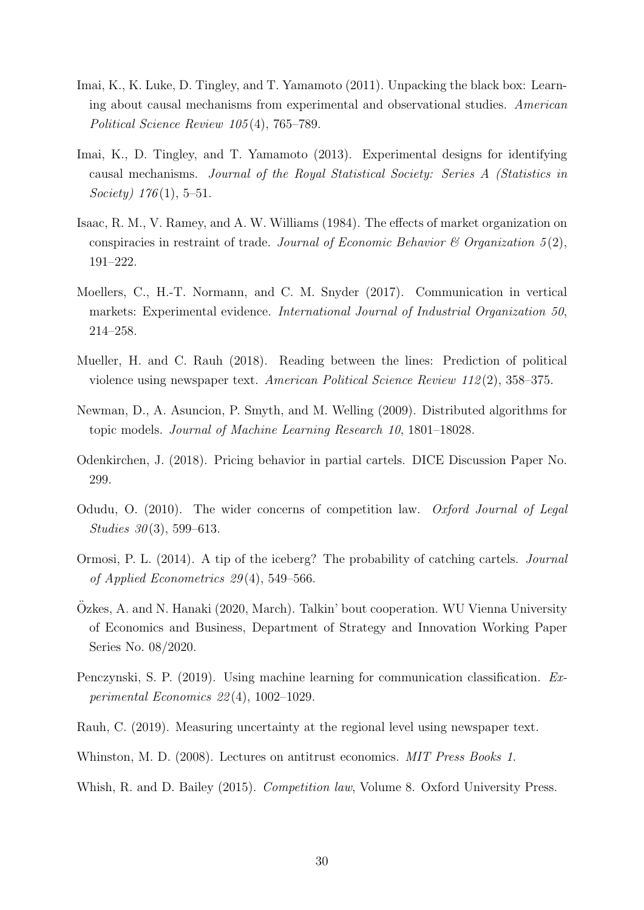Imai, K., K. Luke, D. Tingley, and T. Yamamoto (2011). Unpacking the black box: Learning about causal mechanisms from experimental and observational studies. *American Political Science Review 105*(4), 765–789.

Imai, K., D. Tingley, and T. Yamamoto (2013). Experimental designs for identifying causal mechanisms. *Journal of the Royal Statistical Society: Series A (Statistics in Society) 176*(1), 5–51.

Isaac, R. M., V. Ramey, and A. W. Williams (1984). The effects of market organization on conspiracies in restraint of trade. *Journal of Economic Behavior & Organization 5*(2), 191–222.

Moellers, C., H.-T. Normann, and C. M. Snyder (2017). Communication in vertical markets: Experimental evidence. *International Journal of Industrial Organization 50*, 214–258.

Mueller, H. and C. Rauh (2018). Reading between the lines: Prediction of political violence using newspaper text. *American Political Science Review 112*(2), 358–375.

Newman, D., A. Asuncion, P. Smyth, and M. Welling (2009). Distributed algorithms for topic models. *Journal of Machine Learning Research 10*, 1801–18028.

Odenkirchen, J. (2018). Pricing behavior in partial cartels. DICE Discussion Paper No. 299.

Odudu, O. (2010). The wider concerns of competition law. *Oxford Journal of Legal Studies 30*(3), 599–613.

Ormosi, P. L. (2014). A tip of the iceberg? The probability of catching cartels. *Journal of Applied Econometrics 29*(4), 549–566.

Özkes, A. and N. Hanaki (2020, March). Talkin' bout cooperation. WU Vienna University of Economics and Business, Department of Strategy and Innovation Working Paper Series No. 08/2020.

Penczynski, S. P. (2019). Using machine learning for communication classification. *Experimental Economics 22*(4), 1002–1029.

Rauh, C. (2019). Measuring uncertainty at the regional level using newspaper text.

Whinston, M. D. (2008). Lectures on antitrust economics. *MIT Press Books 1*.

Whish, R. and D. Bailey (2015). *Competition law*, Volume 8. Oxford University Press.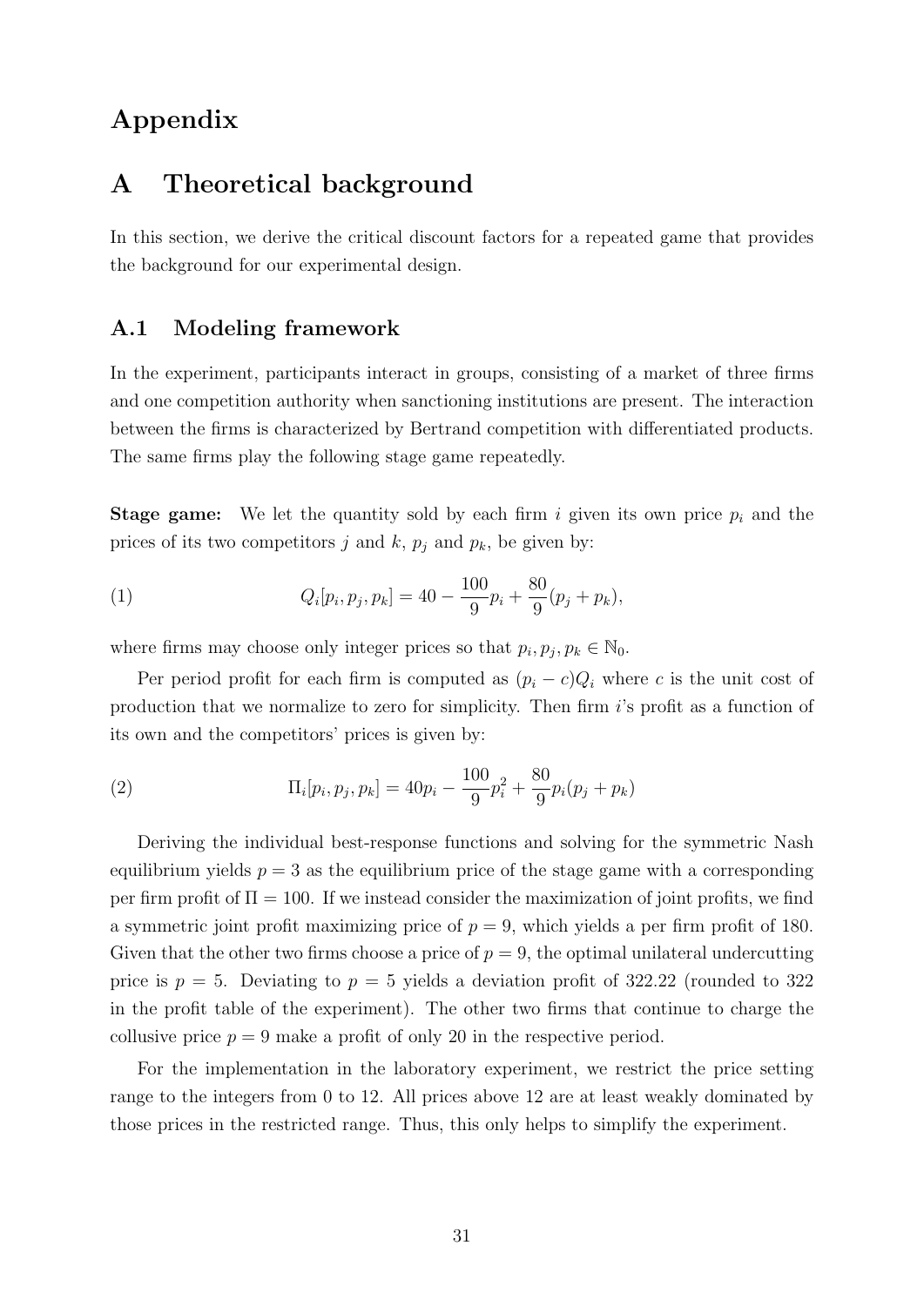# Appendix

# A Theoretical background

In this section, we derive the critical discount factors for a repeated game that provides the background for our experimental design.

## A.1 Modeling framework

In the experiment, participants interact in groups, consisting of a market of three firms and one competition authority when sanctioning institutions are present. The interaction between the firms is characterized by Bertrand competition with differentiated products. The same firms play the following stage game repeatedly.

**Stage game:** We let the quantity sold by each firm $i$ given its own price $p_i$ and the prices of its two competitors $j$ and $k$, $p_j$ and $p_k$, be given by:

$$Q_i[p_i, p_j, p_k] = 40 - \frac{100}{9}p_i + \frac{80}{9}(p_j + p_k), \tag{1}$$

where firms may choose only integer prices so that $p_i, p_j, p_k \in \mathbb{N}_0$.

Per period profit for each firm is computed as $(p_i - c)Q_i$ where $c$ is the unit cost of production that we normalize to zero for simplicity. Then firm $i$'s profit as a function of its own and the competitors' prices is given by:

$$\Pi_i[p_i, p_j, p_k] = 40p_i - \frac{100}{9}p_i^2 + \frac{80}{9}p_i(p_j + p_k) \tag{2}$$

Deriving the individual best-response functions and solving for the symmetric Nash equilibrium yields $p = 3$ as the equilibrium price of the stage game with a corresponding per firm profit of $\Pi = 100$. If we instead consider the maximization of joint profits, we find a symmetric joint profit maximizing price of $p = 9$, which yields a per firm profit of 180. Given that the other two firms choose a price of $p = 9$, the optimal unilateral undercutting price is $p = 5$. Deviating to $p = 5$ yields a deviation profit of 322.22 (rounded to 322 in the profit table of the experiment). The other two firms that continue to charge the collusive price $p = 9$ make a profit of only 20 in the respective period.

For the implementation in the laboratory experiment, we restrict the price setting range to the integers from 0 to 12. All prices above 12 are at least weakly dominated by those prices in the restricted range. Thus, this only helps to simplify the experiment.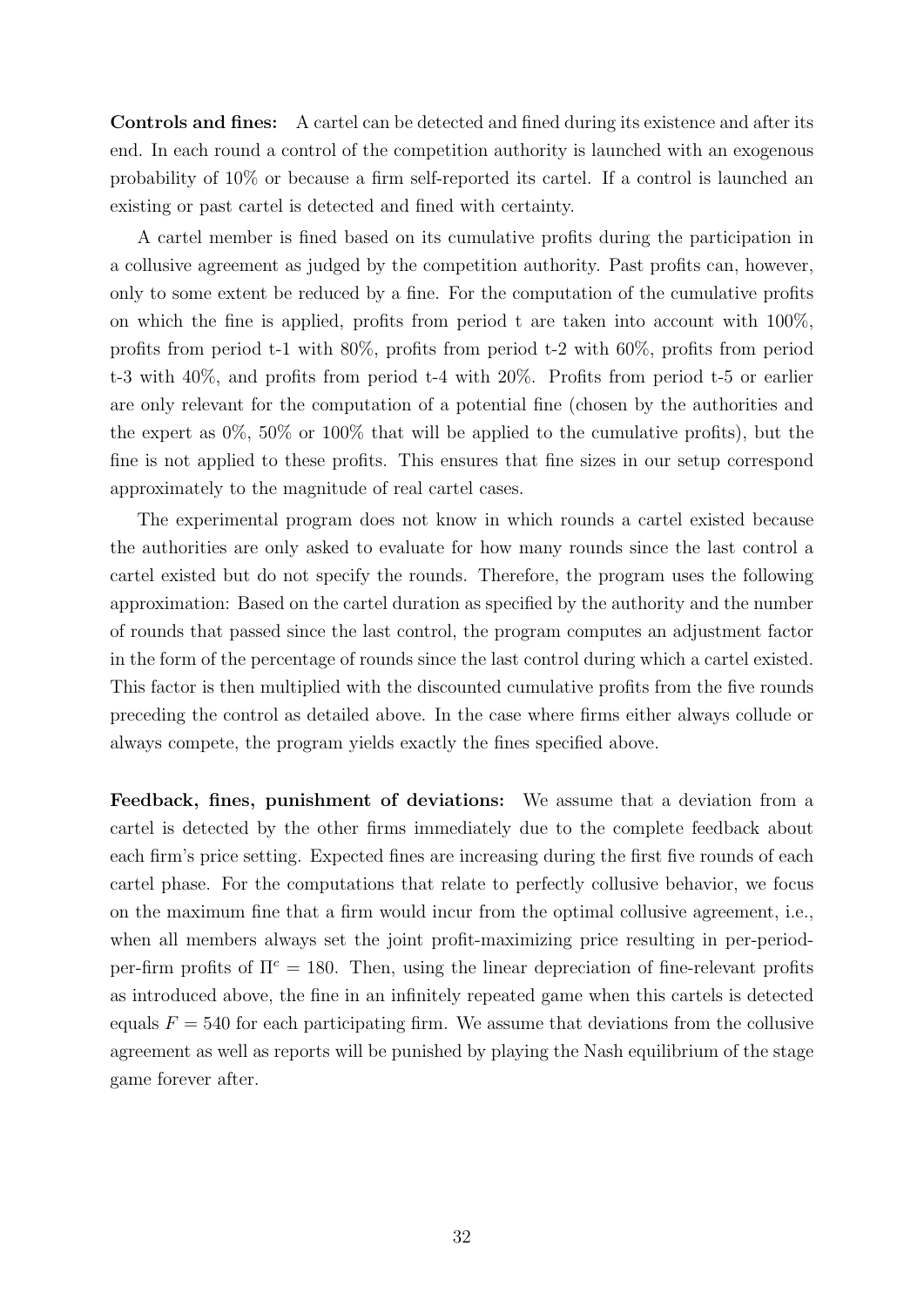**Controls and fines:** A cartel can be detected and fined during its existence and after its end. In each round a control of the competition authority is launched with an exogenous probability of 10% or because a firm self-reported its cartel. If a control is launched an existing or past cartel is detected and fined with certainty.

A cartel member is fined based on its cumulative profits during the participation in a collusive agreement as judged by the competition authority. Past profits can, however, only to some extent be reduced by a fine. For the computation of the cumulative profits on which the fine is applied, profits from period t are taken into account with 100%, profits from period t-1 with 80%, profits from period t-2 with 60%, profits from period t-3 with 40%, and profits from period t-4 with 20%. Profits from period t-5 or earlier are only relevant for the computation of a potential fine (chosen by the authorities and the expert as 0%, 50% or 100% that will be applied to the cumulative profits), but the fine is not applied to these profits. This ensures that fine sizes in our setup correspond approximately to the magnitude of real cartel cases.

The experimental program does not know in which rounds a cartel existed because the authorities are only asked to evaluate for how many rounds since the last control a cartel existed but do not specify the rounds. Therefore, the program uses the following approximation: Based on the cartel duration as specified by the authority and the number of rounds that passed since the last control, the program computes an adjustment factor in the form of the percentage of rounds since the last control during which a cartel existed. This factor is then multiplied with the discounted cumulative profits from the five rounds preceding the control as detailed above. In the case where firms either always collude or always compete, the program yields exactly the fines specified above.

**Feedback, fines, punishment of deviations:** We assume that a deviation from a cartel is detected by the other firms immediately due to the complete feedback about each firm's price setting. Expected fines are increasing during the first five rounds of each cartel phase. For the computations that relate to perfectly collusive behavior, we focus on the maximum fine that a firm would incur from the optimal collusive agreement, i.e., when all members always set the joint profit-maximizing price resulting in per-period-per-firm profits of $\Pi^c = 180$. Then, using the linear depreciation of fine-relevant profits as introduced above, the fine in an infinitely repeated game when this cartels is detected equals $F = 540$ for each participating firm. We assume that deviations from the collusive agreement as well as reports will be punished by playing the Nash equilibrium of the stage game forever after.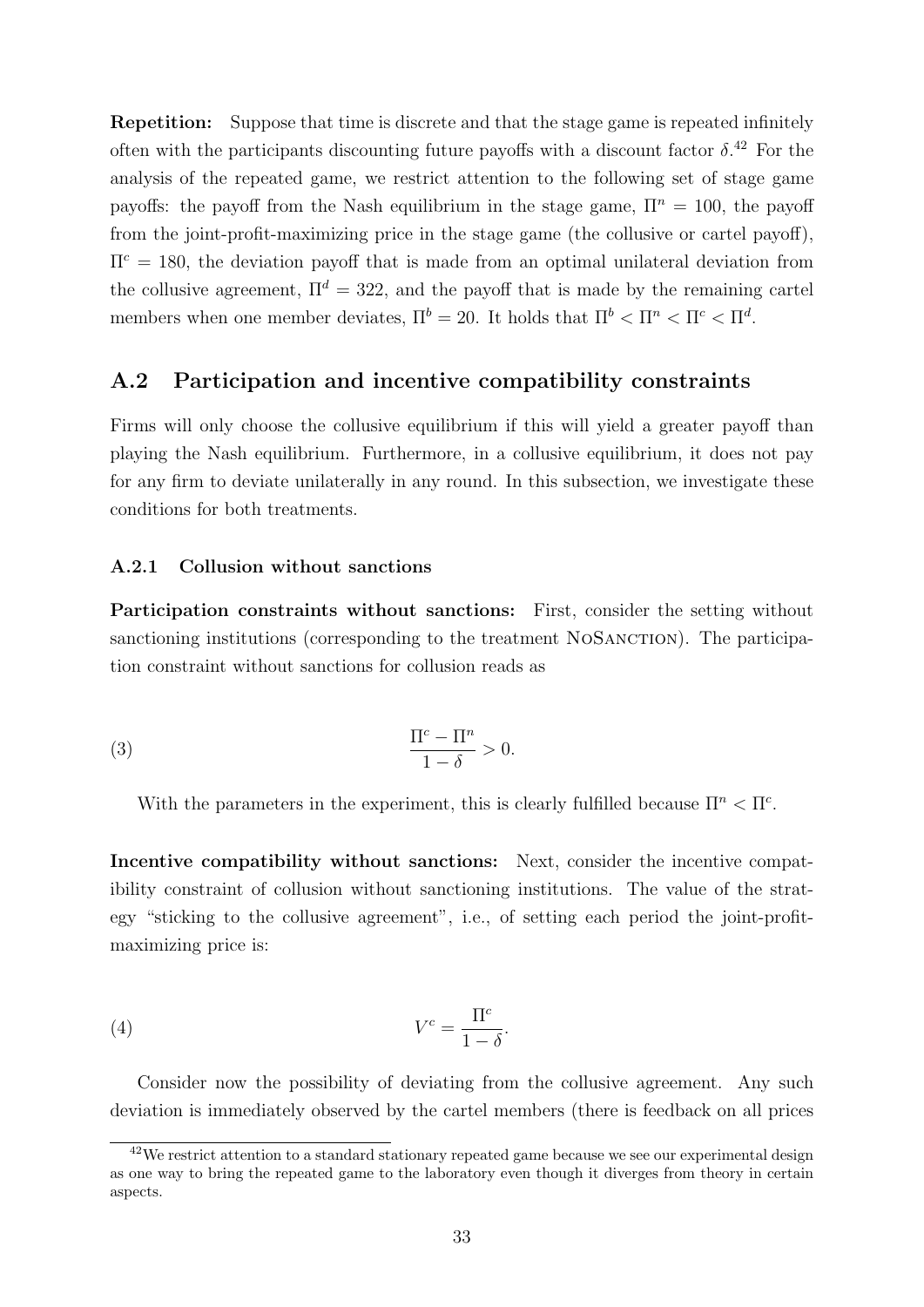**Repetition:** Suppose that time is discrete and that the stage game is repeated infinitely often with the participants discounting future payoffs with a discount factor $\delta$.[42] For the analysis of the repeated game, we restrict attention to the following set of stage game payoffs: the payoff from the Nash equilibrium in the stage game, $\Pi^n = 100$, the payoff from the joint-profit-maximizing price in the stage game (the collusive or cartel payoff), $\Pi^c = 180$, the deviation payoff that is made from an optimal unilateral deviation from the collusive agreement, $\Pi^d = 322$, and the payoff that is made by the remaining cartel members when one member deviates, $\Pi^b = 20$. It holds that $\Pi^b < \Pi^n < \Pi^c < \Pi^d$.

## A.2 Participation and incentive compatibility constraints

Firms will only choose the collusive equilibrium if this will yield a greater payoff than playing the Nash equilibrium. Furthermore, in a collusive equilibrium, it does not pay for any firm to deviate unilaterally in any round. In this subsection, we investigate these conditions for both treatments.

### A.2.1 Collusion without sanctions

**Participation constraints without sanctions:** First, consider the setting without sanctioning institutions (corresponding to the treatment NoSanction). The participation constraint without sanctions for collusion reads as

$$\frac{\Pi^c - \Pi^n}{1-\delta} > 0. \tag{3}$$

With the parameters in the experiment, this is clearly fulfilled because $\Pi^n < \Pi^c$.

**Incentive compatibility without sanctions:** Next, consider the incentive compatibility constraint of collusion without sanctioning institutions. The value of the strategy "sticking to the collusive agreement", i.e., of setting each period the joint-profit-maximizing price is:

$$V^c = \frac{\Pi^c}{1-\delta}. \tag{4}$$

Consider now the possibility of deviating from the collusive agreement. Any such deviation is immediately observed by the cartel members (there is feedback on all prices

[42] We restrict attention to a standard stationary repeated game because we see our experimental design as one way to bring the repeated game to the laboratory even though it diverges from theory in certain aspects.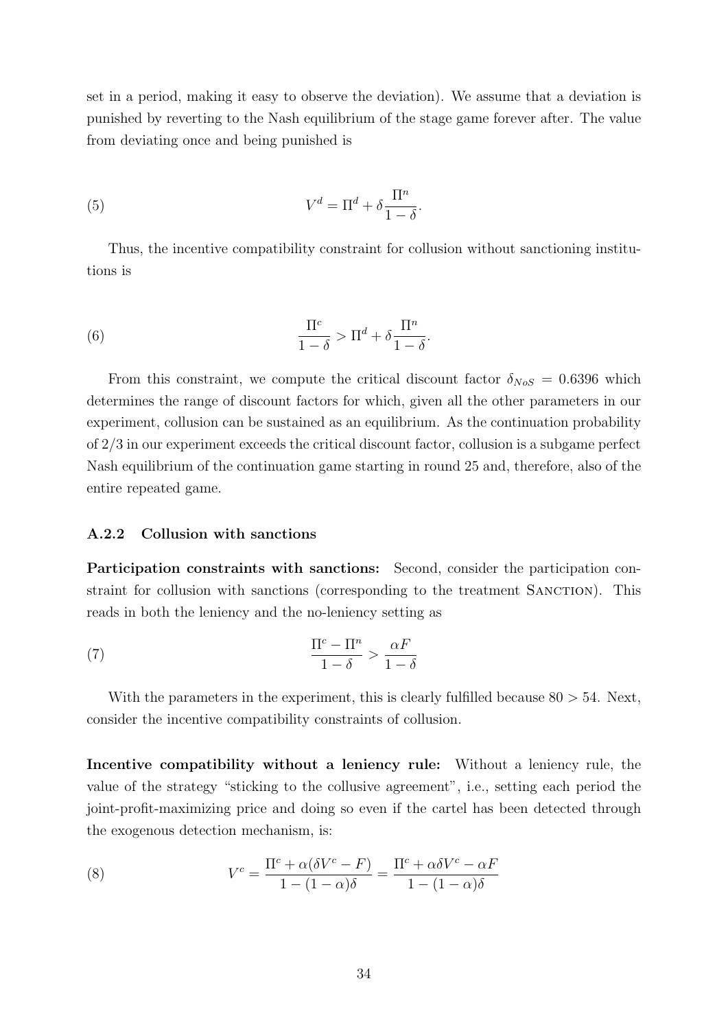set in a period, making it easy to observe the deviation). We assume that a deviation is punished by reverting to the Nash equilibrium of the stage game forever after. The value from deviating once and being punished is

$$V^d = \Pi^d + \delta \frac{\Pi^n}{1-\delta}. \tag{5}$$

Thus, the incentive compatibility constraint for collusion without sanctioning institutions is

$$\frac{\Pi^c}{1-\delta} > \Pi^d + \delta \frac{\Pi^n}{1-\delta}. \tag{6}$$

From this constraint, we compute the critical discount factor $\delta_{NoS} = 0.6396$ which determines the range of discount factors for which, given all the other parameters in our experiment, collusion can be sustained as an equilibrium. As the continuation probability of 2/3 in our experiment exceeds the critical discount factor, collusion is a subgame perfect Nash equilibrium of the continuation game starting in round 25 and, therefore, also of the entire repeated game.

### A.2.2 Collusion with sanctions

**Participation constraints with sanctions:** Second, consider the participation constraint for collusion with sanctions (corresponding to the treatment SANCTION). This reads in both the leniency and the no-leniency setting as

$$\frac{\Pi^c - \Pi^n}{1-\delta} > \frac{\alpha F}{1-\delta} \tag{7}$$

With the parameters in the experiment, this is clearly fulfilled because $80 > 54$. Next, consider the incentive compatibility constraints of collusion.

**Incentive compatibility without a leniency rule:** Without a leniency rule, the value of the strategy "sticking to the collusive agreement", i.e., setting each period the joint-profit-maximizing price and doing so even if the cartel has been detected through the exogenous detection mechanism, is:

$$V^c = \frac{\Pi^c + \alpha(\delta V^c - F)}{1-(1-\alpha)\delta} = \frac{\Pi^c + \alpha\delta V^c - \alpha F}{1-(1-\alpha)\delta} \tag{8}$$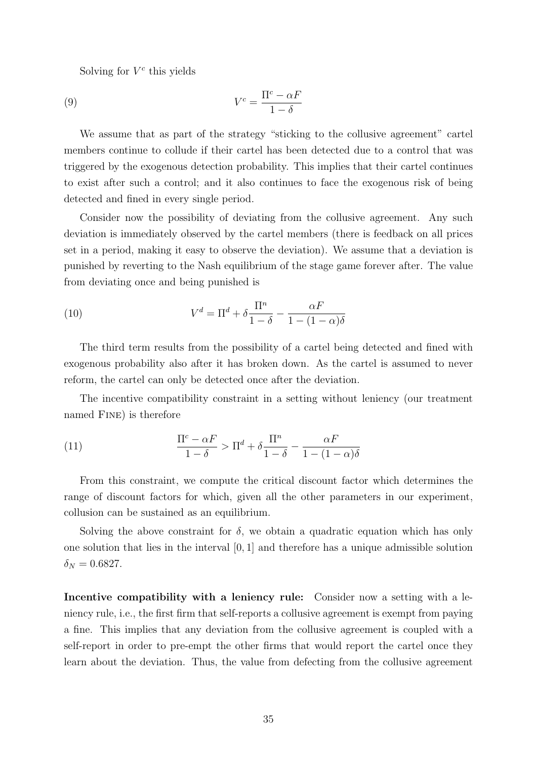Solving for $V^c$ this yields

$$V^c = \frac{\Pi^c - \alpha F}{1 - \delta} \tag{9}$$

We assume that as part of the strategy "sticking to the collusive agreement" cartel members continue to collude if their cartel has been detected due to a control that was triggered by the exogenous detection probability. This implies that their cartel continues to exist after such a control; and it also continues to face the exogenous risk of being detected and fined in every single period.

Consider now the possibility of deviating from the collusive agreement. Any such deviation is immediately observed by the cartel members (there is feedback on all prices set in a period, making it easy to observe the deviation). We assume that a deviation is punished by reverting to the Nash equilibrium of the stage game forever after. The value from deviating once and being punished is

$$V^d = \Pi^d + \delta \frac{\Pi^n}{1 - \delta} - \frac{\alpha F}{1 - (1 - \alpha)\delta} \tag{10}$$

The third term results from the possibility of a cartel being detected and fined with exogenous probability also after it has broken down. As the cartel is assumed to never reform, the cartel can only be detected once after the deviation.

The incentive compatibility constraint in a setting without leniency (our treatment named Fine) is therefore

$$\frac{\Pi^c - \alpha F}{1 - \delta} > \Pi^d + \delta \frac{\Pi^n}{1 - \delta} - \frac{\alpha F}{1 - (1 - \alpha)\delta} \tag{11}$$

From this constraint, we compute the critical discount factor which determines the range of discount factors for which, given all the other parameters in our experiment, collusion can be sustained as an equilibrium.

Solving the above constraint for $\delta$, we obtain a quadratic equation which has only one solution that lies in the interval $[0, 1]$ and therefore has a unique admissible solution $\delta_N = 0.6827$.

**Incentive compatibility with a leniency rule:** Consider now a setting with a leniency rule, i.e., the first firm that self-reports a collusive agreement is exempt from paying a fine. This implies that any deviation from the collusive agreement is coupled with a self-report in order to pre-empt the other firms that would report the cartel once they learn about the deviation. Thus, the value from defecting from the collusive agreement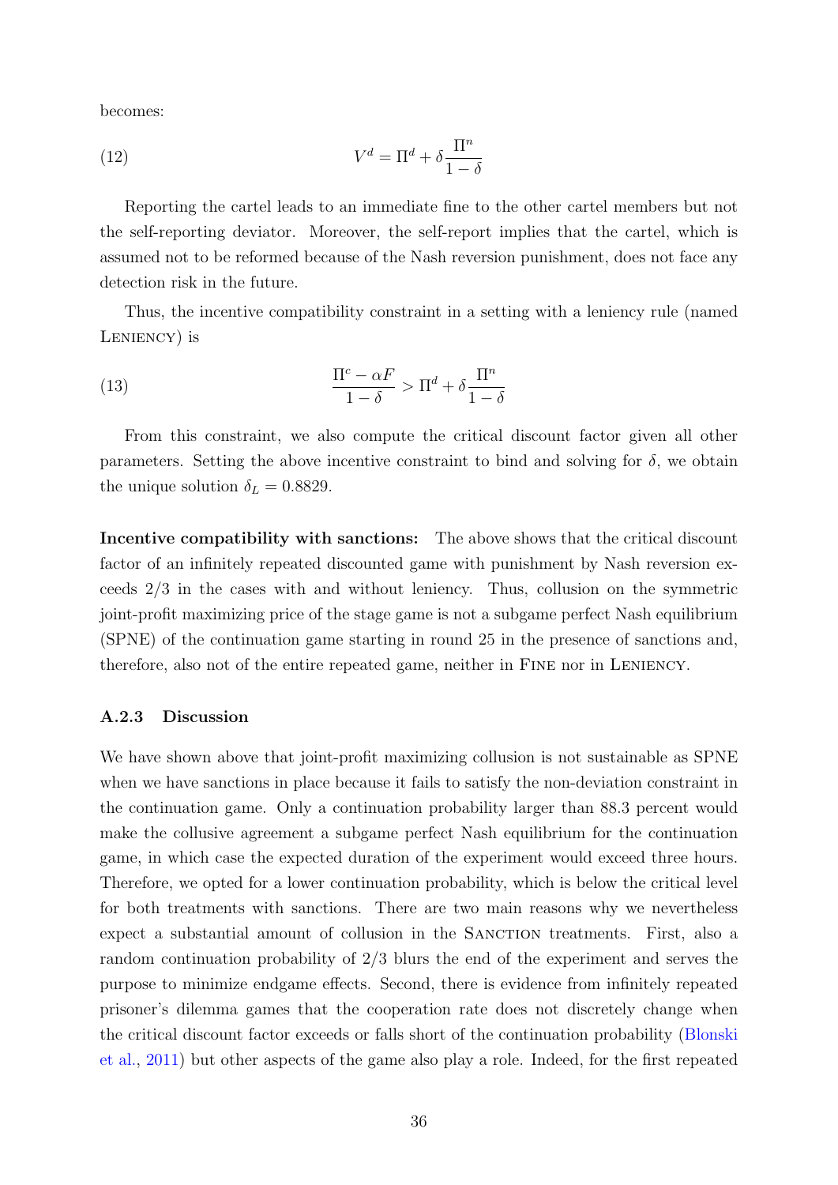becomes:

$$V^d = \Pi^d + \delta \frac{\Pi^n}{1-\delta} \tag{12}$$

Reporting the cartel leads to an immediate fine to the other cartel members but not the self-reporting deviator. Moreover, the self-report implies that the cartel, which is assumed not to be reformed because of the Nash reversion punishment, does not face any detection risk in the future.

Thus, the incentive compatibility constraint in a setting with a leniency rule (named Leniency) is

$$\frac{\Pi^c - \alpha F}{1-\delta} > \Pi^d + \delta \frac{\Pi^n}{1-\delta} \tag{13}$$

From this constraint, we also compute the critical discount factor given all other parameters. Setting the above incentive constraint to bind and solving for $\delta$, we obtain the unique solution $\delta_L = 0.8829$.

**Incentive compatibility with sanctions:** The above shows that the critical discount factor of an infinitely repeated discounted game with punishment by Nash reversion exceeds 2/3 in the cases with and without leniency. Thus, collusion on the symmetric joint-profit maximizing price of the stage game is not a subgame perfect Nash equilibrium (SPNE) of the continuation game starting in round 25 in the presence of sanctions and, therefore, also not of the entire repeated game, neither in Fine nor in Leniency.

### A.2.3 Discussion

We have shown above that joint-profit maximizing collusion is not sustainable as SPNE when we have sanctions in place because it fails to satisfy the non-deviation constraint in the continuation game. Only a continuation probability larger than 88.3 percent would make the collusive agreement a subgame perfect Nash equilibrium for the continuation game, in which case the expected duration of the experiment would exceed three hours. Therefore, we opted for a lower continuation probability, which is below the critical level for both treatments with sanctions. There are two main reasons why we nevertheless expect a substantial amount of collusion in the Sanction treatments. First, also a random continuation probability of 2/3 blurs the end of the experiment and serves the purpose to minimize endgame effects. Second, there is evidence from infinitely repeated prisoner's dilemma games that the cooperation rate does not discretely change when the critical discount factor exceeds or falls short of the continuation probability (Blonski et al., 2011) but other aspects of the game also play a role. Indeed, for the first repeated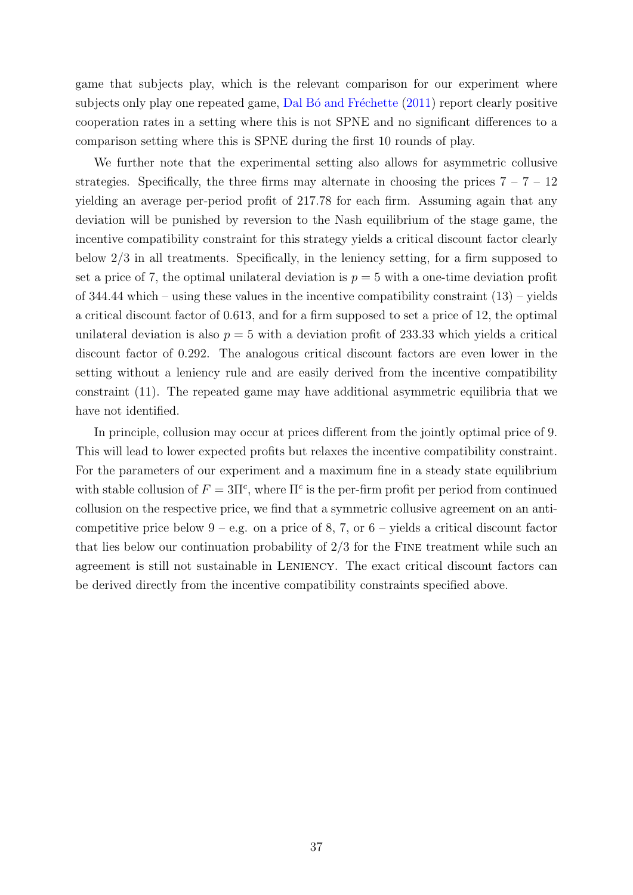game that subjects play, which is the relevant comparison for our experiment where subjects only play one repeated game, Dal Bó and Fréchette (2011) report clearly positive cooperation rates in a setting where this is not SPNE and no significant differences to a comparison setting where this is SPNE during the first 10 rounds of play.

We further note that the experimental setting also allows for asymmetric collusive strategies. Specifically, the three firms may alternate in choosing the prices 7 – 7 – 12 yielding an average per-period profit of 217.78 for each firm. Assuming again that any deviation will be punished by reversion to the Nash equilibrium of the stage game, the incentive compatibility constraint for this strategy yields a critical discount factor clearly below 2/3 in all treatments. Specifically, in the leniency setting, for a firm supposed to set a price of 7, the optimal unilateral deviation is $p = 5$ with a one-time deviation profit of 344.44 which – using these values in the incentive compatibility constraint (13) – yields a critical discount factor of 0.613, and for a firm supposed to set a price of 12, the optimal unilateral deviation is also $p = 5$ with a deviation profit of 233.33 which yields a critical discount factor of 0.292. The analogous critical discount factors are even lower in the setting without a leniency rule and are easily derived from the incentive compatibility constraint (11). The repeated game may have additional asymmetric equilibria that we have not identified.

In principle, collusion may occur at prices different from the jointly optimal price of 9. This will lead to lower expected profits but relaxes the incentive compatibility constraint. For the parameters of our experiment and a maximum fine in a steady state equilibrium with stable collusion of $F = 3\Pi^c$, where $\Pi^c$ is the per-firm profit per period from continued collusion on the respective price, we find that a symmetric collusive agreement on an anti-competitive price below 9 – e.g. on a price of 8, 7, or 6 – yields a critical discount factor that lies below our continuation probability of 2/3 for the Fine treatment while such an agreement is still not sustainable in Leniency. The exact critical discount factors can be derived directly from the incentive compatibility constraints specified above.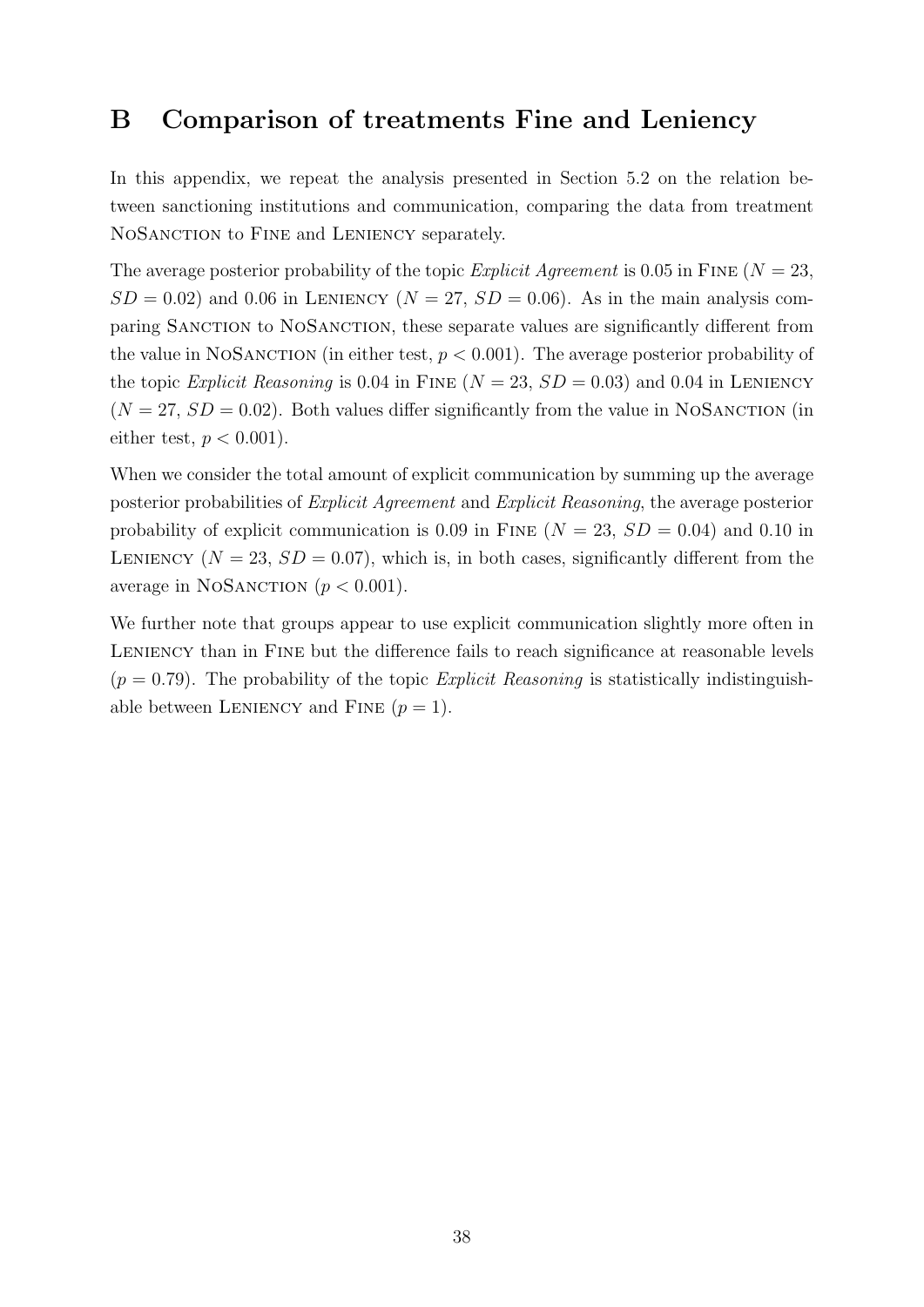## B Comparison of treatments Fine and Leniency

In this appendix, we repeat the analysis presented in Section 5.2 on the relation between sanctioning institutions and communication, comparing the data from treatment NoSanction to Fine and Leniency separately.

The average posterior probability of the topic *Explicit Agreement* is 0.05 in Fine ($N = 23$, $SD = 0.02$) and 0.06 in Leniency ($N = 27$, $SD = 0.06$). As in the main analysis comparing Sanction to NoSanction, these separate values are significantly different from the value in NoSanction (in either test, $p < 0.001$). The average posterior probability of the topic *Explicit Reasoning* is 0.04 in Fine ($N = 23$, $SD = 0.03$) and 0.04 in Leniency ($N = 27$, $SD = 0.02$). Both values differ significantly from the value in NoSanction (in either test, $p < 0.001$).

When we consider the total amount of explicit communication by summing up the average posterior probabilities of *Explicit Agreement* and *Explicit Reasoning*, the average posterior probability of explicit communication is 0.09 in Fine ($N = 23$, $SD = 0.04$) and 0.10 in Leniency ($N = 23$, $SD = 0.07$), which is, in both cases, significantly different from the average in NoSanction ($p < 0.001$).

We further note that groups appear to use explicit communication slightly more often in Leniency than in Fine but the difference fails to reach significance at reasonable levels ($p = 0.79$). The probability of the topic *Explicit Reasoning* is statistically indistinguishable between Leniency and Fine ($p = 1$).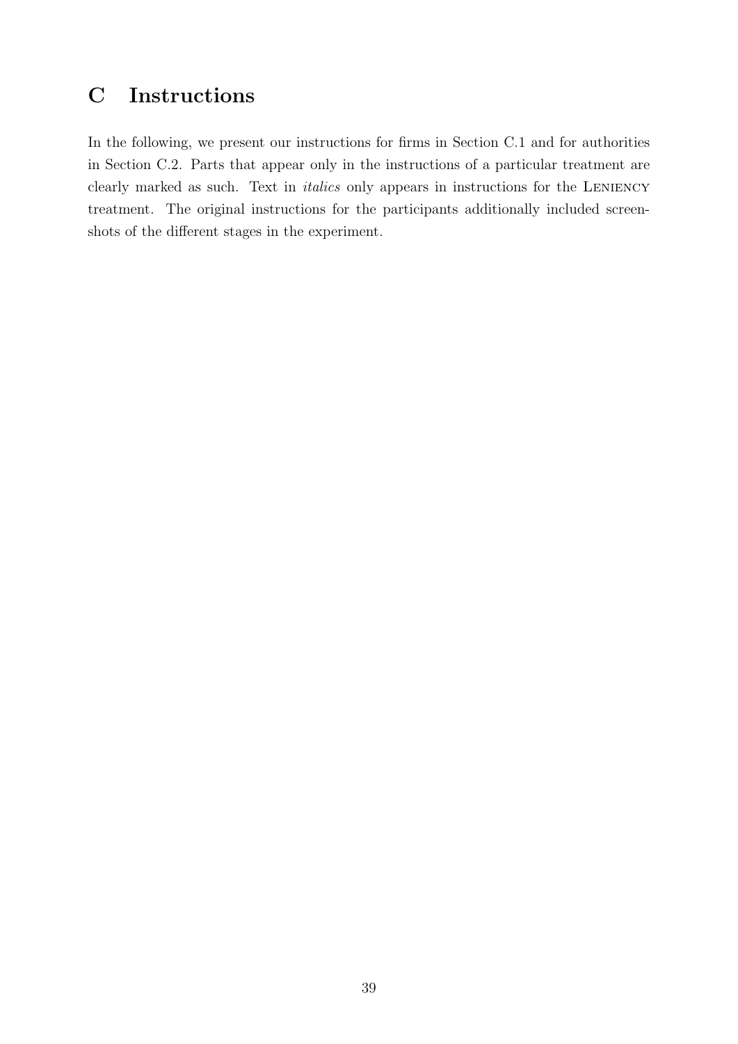# C Instructions

In the following, we present our instructions for firms in Section C.1 and for authorities in Section C.2. Parts that appear only in the instructions of a particular treatment are clearly marked as such. Text in *italics* only appears in instructions for the LENIENCY treatment. The original instructions for the participants additionally included screenshots of the different stages in the experiment.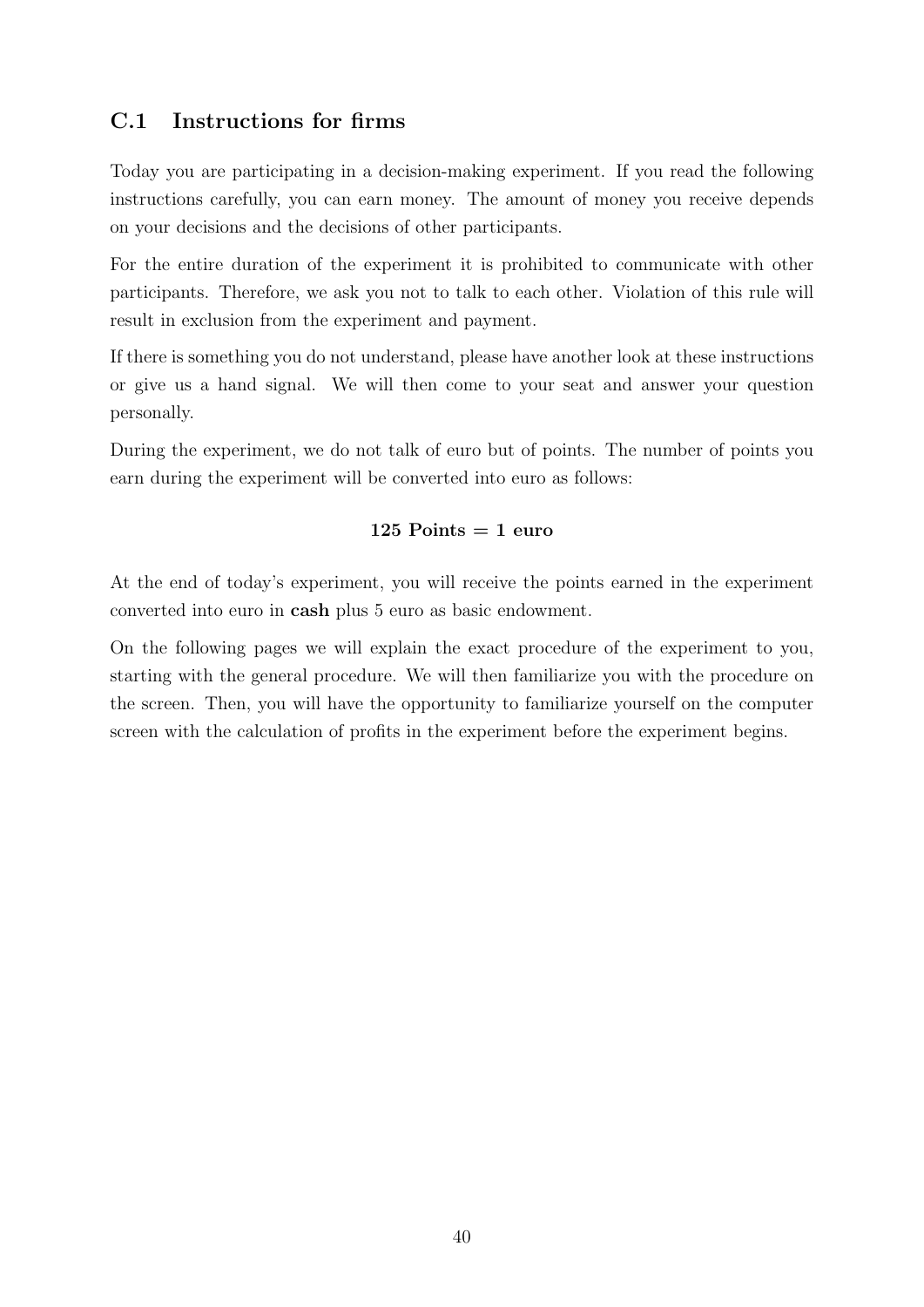## C.1 Instructions for firms

Today you are participating in a decision-making experiment. If you read the following instructions carefully, you can earn money. The amount of money you receive depends on your decisions and the decisions of other participants.

For the entire duration of the experiment it is prohibited to communicate with other participants. Therefore, we ask you not to talk to each other. Violation of this rule will result in exclusion from the experiment and payment.

If there is something you do not understand, please have another look at these instructions or give us a hand signal. We will then come to your seat and answer your question personally.

During the experiment, we do not talk of euro but of points. The number of points you earn during the experiment will be converted into euro as follows:

**125 Points = 1 euro**

At the end of today's experiment, you will receive the points earned in the experiment converted into euro in **cash** plus 5 euro as basic endowment.

On the following pages we will explain the exact procedure of the experiment to you, starting with the general procedure. We will then familiarize you with the procedure on the screen. Then, you will have the opportunity to familiarize yourself on the computer screen with the calculation of profits in the experiment before the experiment begins.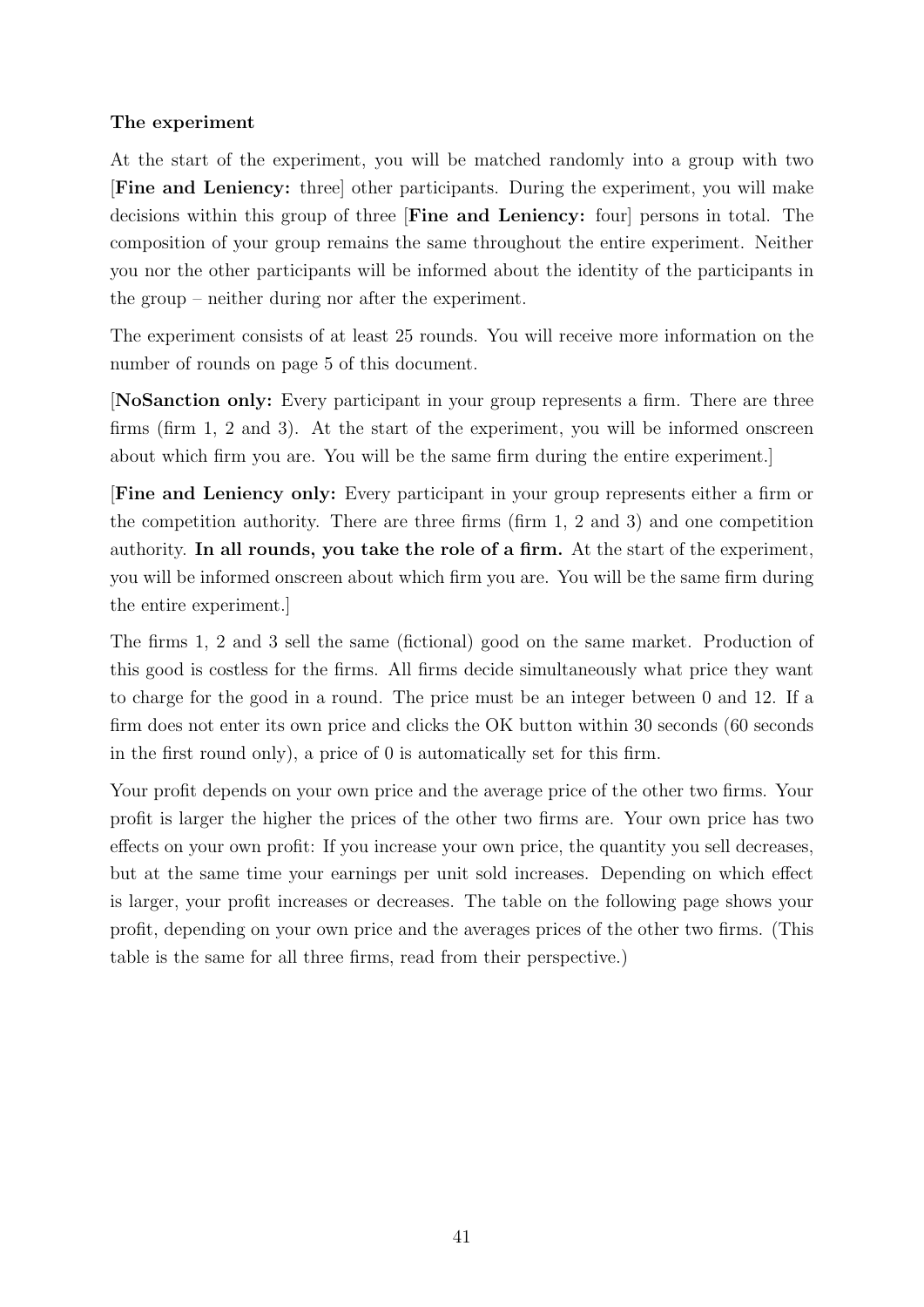**The experiment**

At the start of the experiment, you will be matched randomly into a group with two [**Fine and Leniency:** three] other participants. During the experiment, you will make decisions within this group of three [**Fine and Leniency:** four] persons in total. The composition of your group remains the same throughout the entire experiment. Neither you nor the other participants will be informed about the identity of the participants in the group – neither during nor after the experiment.

The experiment consists of at least 25 rounds. You will receive more information on the number of rounds on page 5 of this document.

[**NoSanction only:** Every participant in your group represents a firm. There are three firms (firm 1, 2 and 3). At the start of the experiment, you will be informed onscreen about which firm you are. You will be the same firm during the entire experiment.]

[**Fine and Leniency only:** Every participant in your group represents either a firm or the competition authority. There are three firms (firm 1, 2 and 3) and one competition authority. **In all rounds, you take the role of a firm.** At the start of the experiment, you will be informed onscreen about which firm you are. You will be the same firm during the entire experiment.]

The firms 1, 2 and 3 sell the same (fictional) good on the same market. Production of this good is costless for the firms. All firms decide simultaneously what price they want to charge for the good in a round. The price must be an integer between 0 and 12. If a firm does not enter its own price and clicks the OK button within 30 seconds (60 seconds in the first round only), a price of 0 is automatically set for this firm.

Your profit depends on your own price and the average price of the other two firms. Your profit is larger the higher the prices of the other two firms are. Your own price has two effects on your own profit: If you increase your own price, the quantity you sell decreases, but at the same time your earnings per unit sold increases. Depending on which effect is larger, your profit increases or decreases. The table on the following page shows your profit, depending on your own price and the averages prices of the other two firms. (This table is the same for all three firms, read from their perspective.)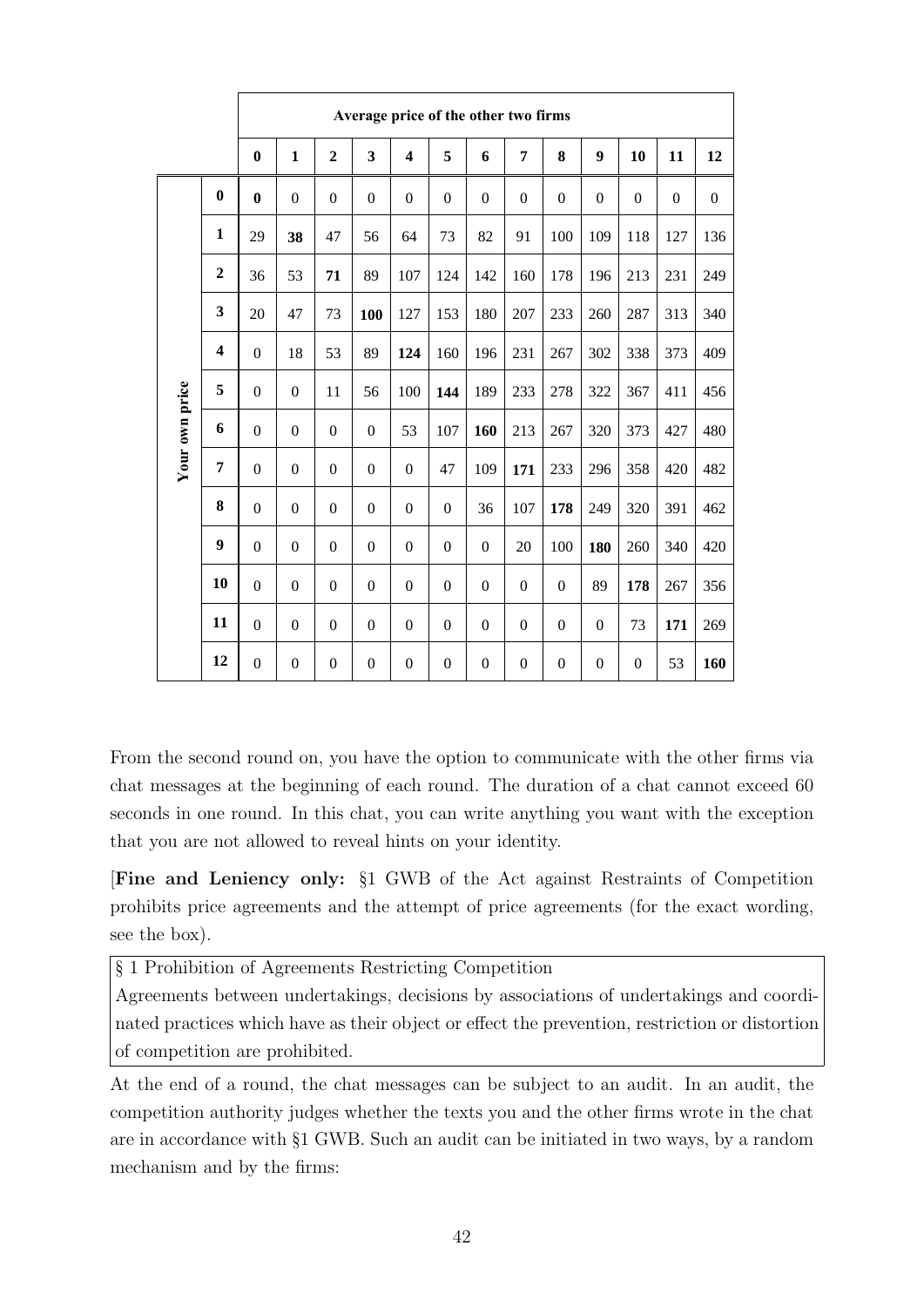| | | Average price of the other two firms | | | | | | | | | | | | |
|---|---|---|---|---|---|---|---|---|---|---|---|---|---|---|
| | | **0** | **1** | **2** | **3** | **4** | **5** | **6** | **7** | **8** | **9** | **10** | **11** | **12** |
| Your own price | **0** | **0** | 0 | 0 | 0 | 0 | 0 | 0 | 0 | 0 | 0 | 0 | 0 | 0 |
| | **1** | 29 | **38** | 47 | 56 | 64 | 73 | 82 | 91 | 100 | 109 | 118 | 127 | 136 |
| | **2** | 36 | 53 | **71** | 89 | 107 | 124 | 142 | 160 | 178 | 196 | 213 | 231 | 249 |
| | **3** | 20 | 47 | 73 | **100** | 127 | 153 | 180 | 207 | 233 | 260 | 287 | 313 | 340 |
| | **4** | 0 | 18 | 53 | 89 | **124** | 160 | 196 | 231 | 267 | 302 | 338 | 373 | 409 |
| | **5** | 0 | 0 | 11 | 56 | 100 | **144** | 189 | 233 | 278 | 322 | 367 | 411 | 456 |
| | **6** | 0 | 0 | 0 | 0 | 53 | 107 | **160** | 213 | 267 | 320 | 373 | 427 | 480 |
| | **7** | 0 | 0 | 0 | 0 | 0 | 47 | 109 | **171** | 233 | 296 | 358 | 420 | 482 |
| | **8** | 0 | 0 | 0 | 0 | 0 | 0 | 36 | 107 | **178** | 249 | 320 | 391 | 462 |
| | **9** | 0 | 0 | 0 | 0 | 0 | 0 | 0 | 20 | 100 | **180** | 260 | 340 | 420 |
| | **10** | 0 | 0 | 0 | 0 | 0 | 0 | 0 | 0 | 0 | 89 | **178** | 267 | 356 |
| | **11** | 0 | 0 | 0 | 0 | 0 | 0 | 0 | 0 | 0 | 0 | 73 | **171** | 269 |
| | **12** | 0 | 0 | 0 | 0 | 0 | 0 | 0 | 0 | 0 | 0 | 0 | 53 | **160** |

From the second round on, you have the option to communicate with the other firms via chat messages at the beginning of each round. The duration of a chat cannot exceed 60 seconds in one round. In this chat, you can write anything you want with the exception that you are not allowed to reveal hints on your identity.

[**Fine and Leniency only:** §1 GWB of the Act against Restraints of Competition prohibits price agreements and the attempt of price agreements (for the exact wording, see the box).

> § 1 Prohibition of Agreements Restricting Competition
> Agreements between undertakings, decisions by associations of undertakings and coordinated practices which have as their object or effect the prevention, restriction or distortion of competition are prohibited.

At the end of a round, the chat messages can be subject to an audit. In an audit, the competition authority judges whether the texts you and the other firms wrote in the chat are in accordance with §1 GWB. Such an audit can be initiated in two ways, by a random mechanism and by the firms: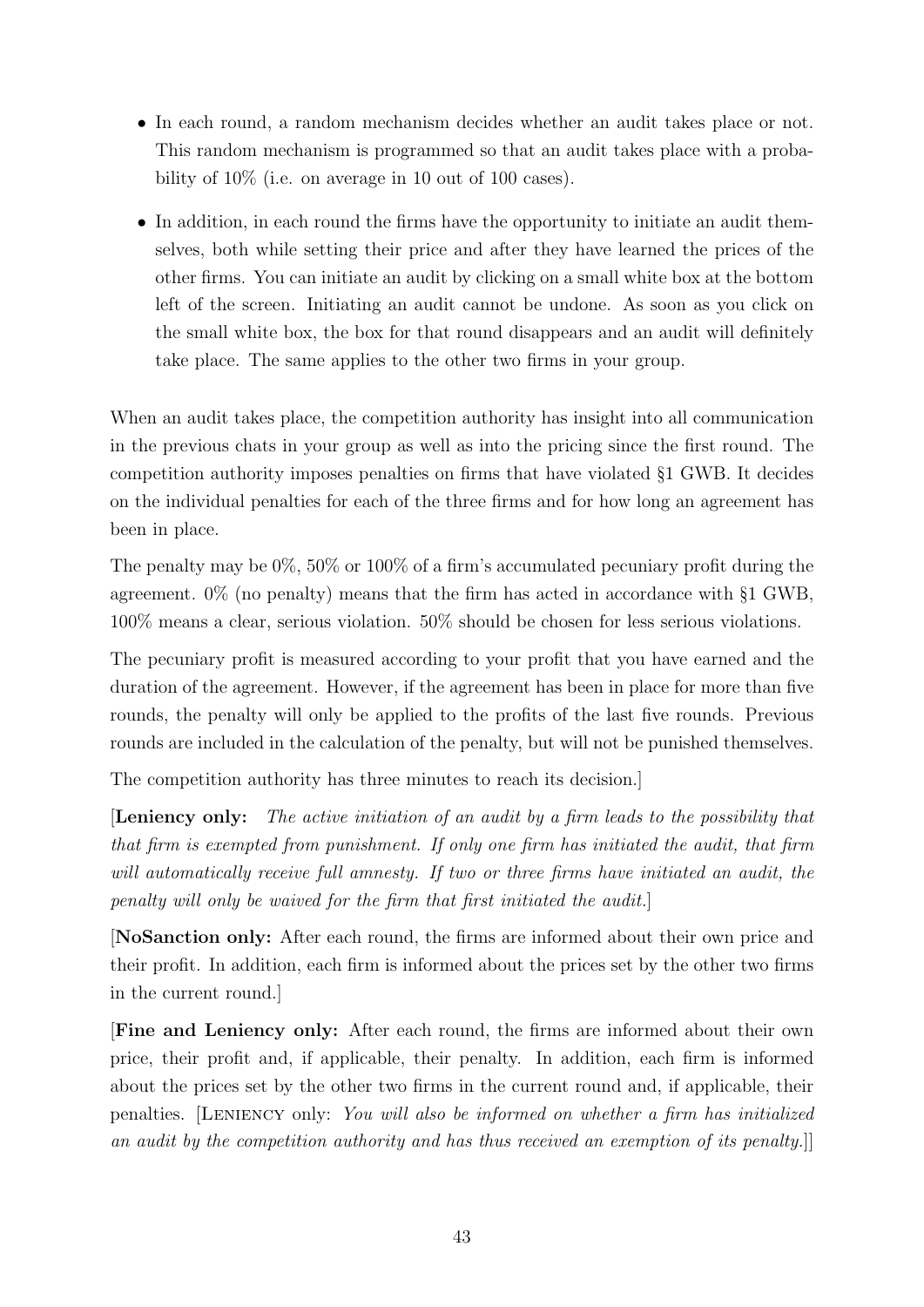- In each round, a random mechanism decides whether an audit takes place or not. This random mechanism is programmed so that an audit takes place with a probability of 10% (i.e. on average in 10 out of 100 cases).
- In addition, in each round the firms have the opportunity to initiate an audit themselves, both while setting their price and after they have learned the prices of the other firms. You can initiate an audit by clicking on a small white box at the bottom left of the screen. Initiating an audit cannot be undone. As soon as you click on the small white box, the box for that round disappears and an audit will definitely take place. The same applies to the other two firms in your group.

When an audit takes place, the competition authority has insight into all communication in the previous chats in your group as well as into the pricing since the first round. The competition authority imposes penalties on firms that have violated §1 GWB. It decides on the individual penalties for each of the three firms and for how long an agreement has been in place.

The penalty may be 0%, 50% or 100% of a firm's accumulated pecuniary profit during the agreement. 0% (no penalty) means that the firm has acted in accordance with §1 GWB, 100% means a clear, serious violation. 50% should be chosen for less serious violations.

The pecuniary profit is measured according to your profit that you have earned and the duration of the agreement. However, if the agreement has been in place for more than five rounds, the penalty will only be applied to the profits of the last five rounds. Previous rounds are included in the calculation of the penalty, but will not be punished themselves.

The competition authority has three minutes to reach its decision.]

[**Leniency only:** *The active initiation of an audit by a firm leads to the possibility that that firm is exempted from punishment. If only one firm has initiated the audit, that firm will automatically receive full amnesty. If two or three firms have initiated an audit, the penalty will only be waived for the firm that first initiated the audit.*]

[**NoSanction only:** After each round, the firms are informed about their own price and their profit. In addition, each firm is informed about the prices set by the other two firms in the current round.]

[**Fine and Leniency only:** After each round, the firms are informed about their own price, their profit and, if applicable, their penalty. In addition, each firm is informed about the prices set by the other two firms in the current round and, if applicable, their penalties. [Leniency only: *You will also be informed on whether a firm has initialized an audit by the competition authority and has thus received an exemption of its penalty.*]]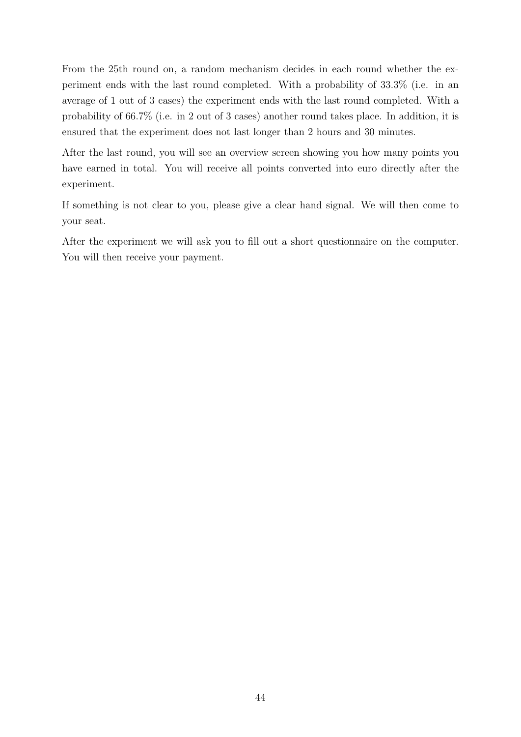From the 25th round on, a random mechanism decides in each round whether the experiment ends with the last round completed. With a probability of 33.3% (i.e. in an average of 1 out of 3 cases) the experiment ends with the last round completed. With a probability of 66.7% (i.e. in 2 out of 3 cases) another round takes place. In addition, it is ensured that the experiment does not last longer than 2 hours and 30 minutes.

After the last round, you will see an overview screen showing you how many points you have earned in total. You will receive all points converted into euro directly after the experiment.

If something is not clear to you, please give a clear hand signal. We will then come to your seat.

After the experiment we will ask you to fill out a short questionnaire on the computer. You will then receive your payment.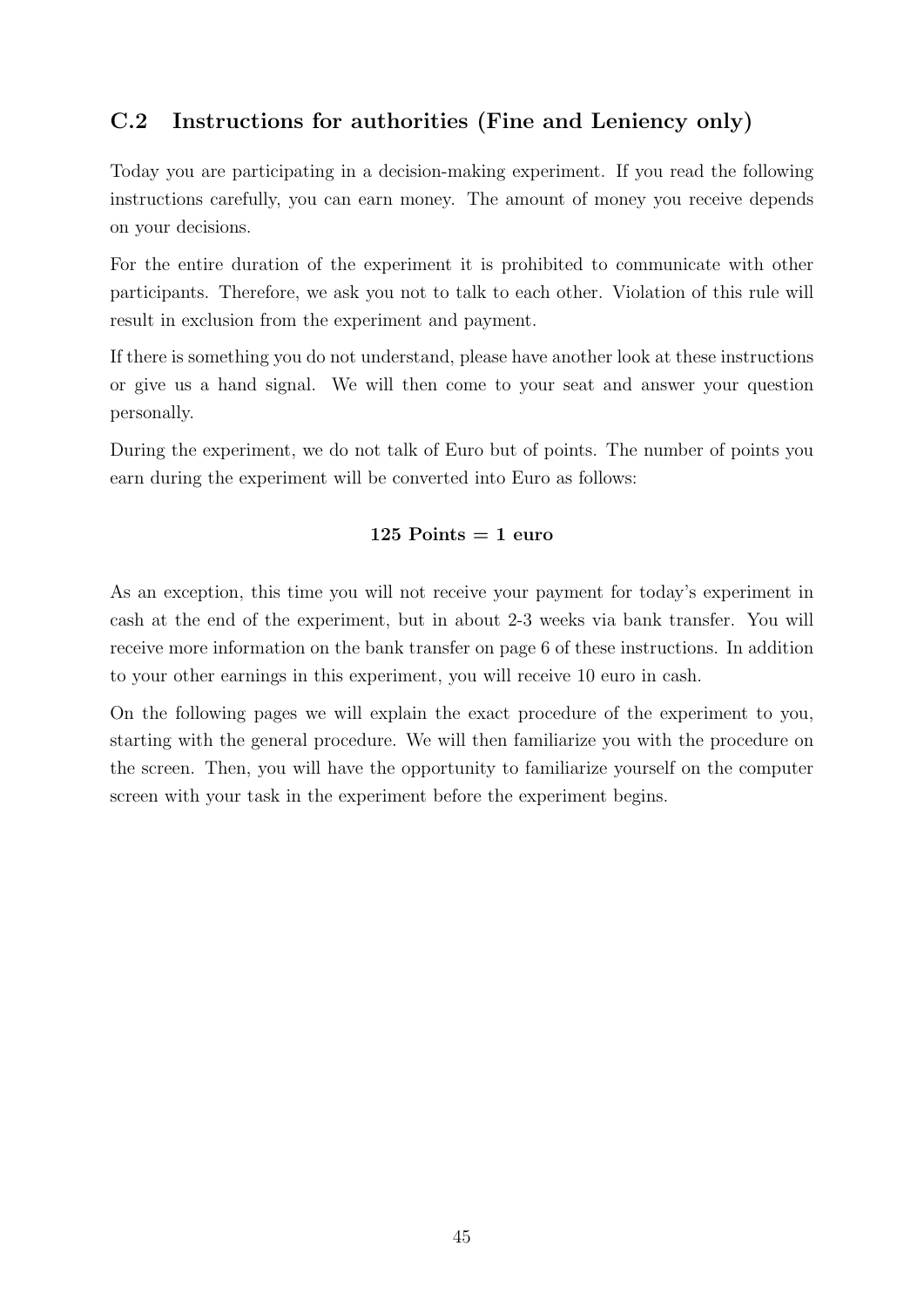## C.2 Instructions for authorities (Fine and Leniency only)

Today you are participating in a decision-making experiment. If you read the following instructions carefully, you can earn money. The amount of money you receive depends on your decisions.

For the entire duration of the experiment it is prohibited to communicate with other participants. Therefore, we ask you not to talk to each other. Violation of this rule will result in exclusion from the experiment and payment.

If there is something you do not understand, please have another look at these instructions or give us a hand signal. We will then come to your seat and answer your question personally.

During the experiment, we do not talk of Euro but of points. The number of points you earn during the experiment will be converted into Euro as follows:

**125 Points = 1 euro**

As an exception, this time you will not receive your payment for today's experiment in cash at the end of the experiment, but in about 2-3 weeks via bank transfer. You will receive more information on the bank transfer on page 6 of these instructions. In addition to your other earnings in this experiment, you will receive 10 euro in cash.

On the following pages we will explain the exact procedure of the experiment to you, starting with the general procedure. We will then familiarize you with the procedure on the screen. Then, you will have the opportunity to familiarize yourself on the computer screen with your task in the experiment before the experiment begins.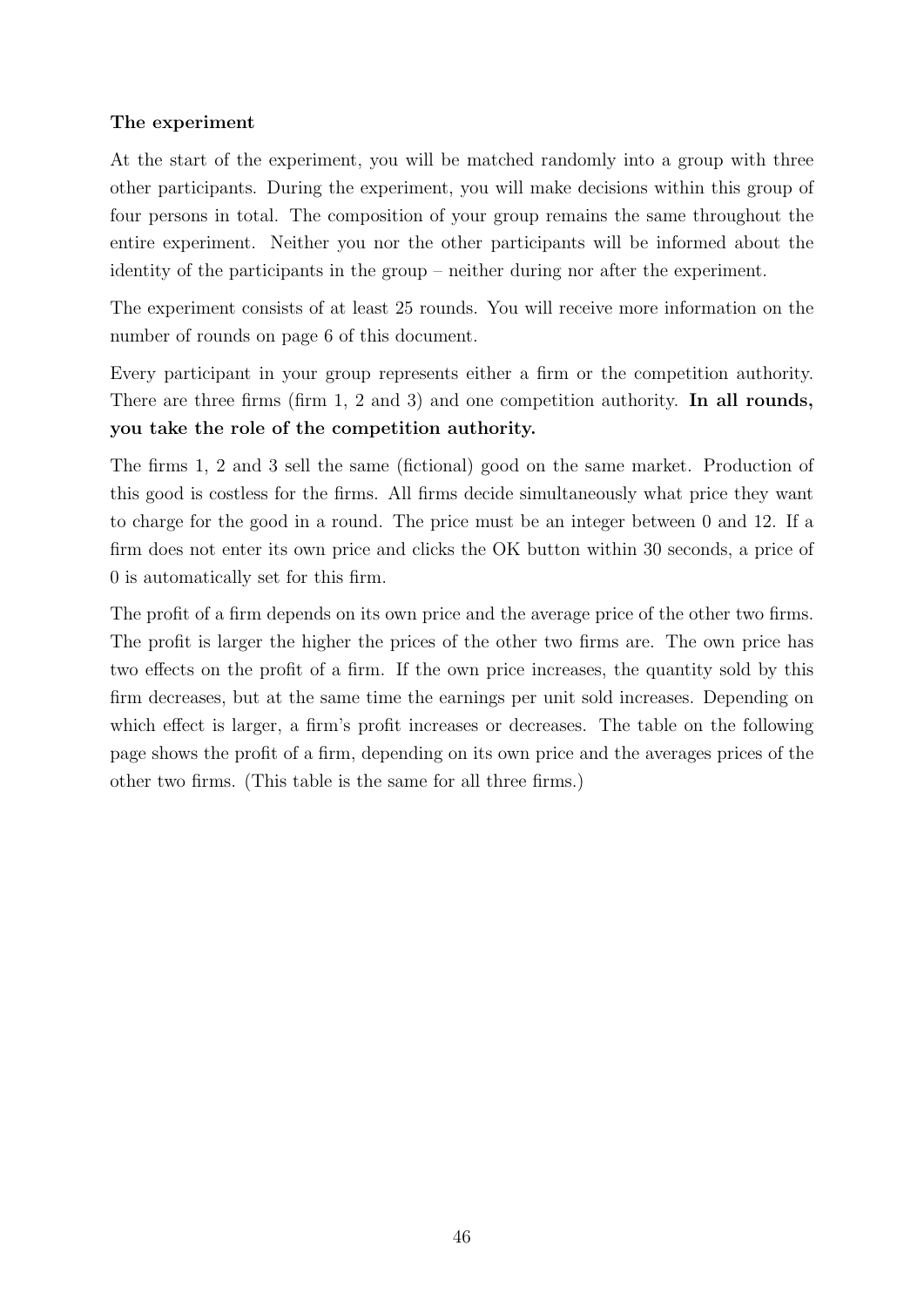**The experiment**

At the start of the experiment, you will be matched randomly into a group with three other participants. During the experiment, you will make decisions within this group of four persons in total. The composition of your group remains the same throughout the entire experiment. Neither you nor the other participants will be informed about the identity of the participants in the group – neither during nor after the experiment.

The experiment consists of at least 25 rounds. You will receive more information on the number of rounds on page 6 of this document.

Every participant in your group represents either a firm or the competition authority. There are three firms (firm 1, 2 and 3) and one competition authority. **In all rounds, you take the role of the competition authority.**

The firms 1, 2 and 3 sell the same (fictional) good on the same market. Production of this good is costless for the firms. All firms decide simultaneously what price they want to charge for the good in a round. The price must be an integer between 0 and 12. If a firm does not enter its own price and clicks the OK button within 30 seconds, a price of 0 is automatically set for this firm.

The profit of a firm depends on its own price and the average price of the other two firms. The profit is larger the higher the prices of the other two firms are. The own price has two effects on the profit of a firm. If the own price increases, the quantity sold by this firm decreases, but at the same time the earnings per unit sold increases. Depending on which effect is larger, a firm's profit increases or decreases. The table on the following page shows the profit of a firm, depending on its own price and the averages prices of the other two firms. (This table is the same for all three firms.)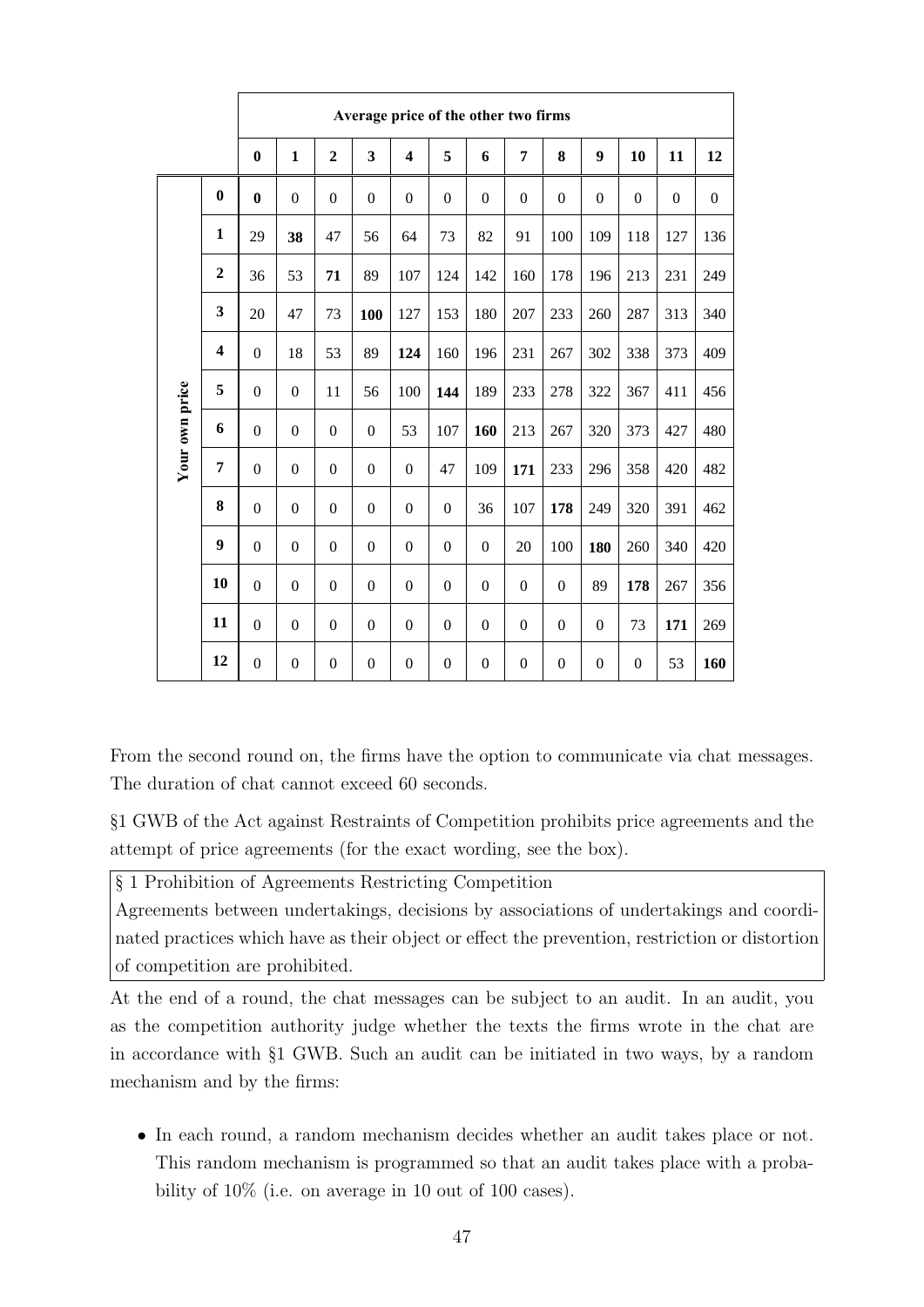| | | Average price of the other two firms | | | | | | | | | | | | |
|---|---|---|---|---|---|---|---|---|---|---|---|---|---|---|
| | | **0** | **1** | **2** | **3** | **4** | **5** | **6** | **7** | **8** | **9** | **10** | **11** | **12** |
| Your own price | **0** | **0** | 0 | 0 | 0 | 0 | 0 | 0 | 0 | 0 | 0 | 0 | 0 | 0 |
| | **1** | 29 | **38** | 47 | 56 | 64 | 73 | 82 | 91 | 100 | 109 | 118 | 127 | 136 |
| | **2** | 36 | 53 | **71** | 89 | 107 | 124 | 142 | 160 | 178 | 196 | 213 | 231 | 249 |
| | **3** | 20 | 47 | 73 | **100** | 127 | 153 | 180 | 207 | 233 | 260 | 287 | 313 | 340 |
| | **4** | 0 | 18 | 53 | 89 | **124** | 160 | 196 | 231 | 267 | 302 | 338 | 373 | 409 |
| | **5** | 0 | 0 | 11 | 56 | 100 | **144** | 189 | 233 | 278 | 322 | 367 | 411 | 456 |
| | **6** | 0 | 0 | 0 | 0 | 53 | 107 | **160** | 213 | 267 | 320 | 373 | 427 | 480 |
| | **7** | 0 | 0 | 0 | 0 | 0 | 47 | 109 | **171** | 233 | 296 | 358 | 420 | 482 |
| | **8** | 0 | 0 | 0 | 0 | 0 | 0 | 36 | 107 | **178** | 249 | 320 | 391 | 462 |
| | **9** | 0 | 0 | 0 | 0 | 0 | 0 | 0 | 20 | 100 | **180** | 260 | 340 | 420 |
| | **10** | 0 | 0 | 0 | 0 | 0 | 0 | 0 | 0 | 0 | 89 | **178** | 267 | 356 |
| | **11** | 0 | 0 | 0 | 0 | 0 | 0 | 0 | 0 | 0 | 0 | 73 | **171** | 269 |
| | **12** | 0 | 0 | 0 | 0 | 0 | 0 | 0 | 0 | 0 | 0 | 0 | 53 | **160** |

From the second round on, the firms have the option to communicate via chat messages. The duration of chat cannot exceed 60 seconds.

§1 GWB of the Act against Restraints of Competition prohibits price agreements and the attempt of price agreements (for the exact wording, see the box).

> § 1 Prohibition of Agreements Restricting Competition
> Agreements between undertakings, decisions by associations of undertakings and coordinated practices which have as their object or effect the prevention, restriction or distortion of competition are prohibited.

At the end of a round, the chat messages can be subject to an audit. In an audit, you as the competition authority judge whether the texts the firms wrote in the chat are in accordance with §1 GWB. Such an audit can be initiated in two ways, by a random mechanism and by the firms:

- In each round, a random mechanism decides whether an audit takes place or not. This random mechanism is programmed so that an audit takes place with a probability of 10% (i.e. on average in 10 out of 100 cases).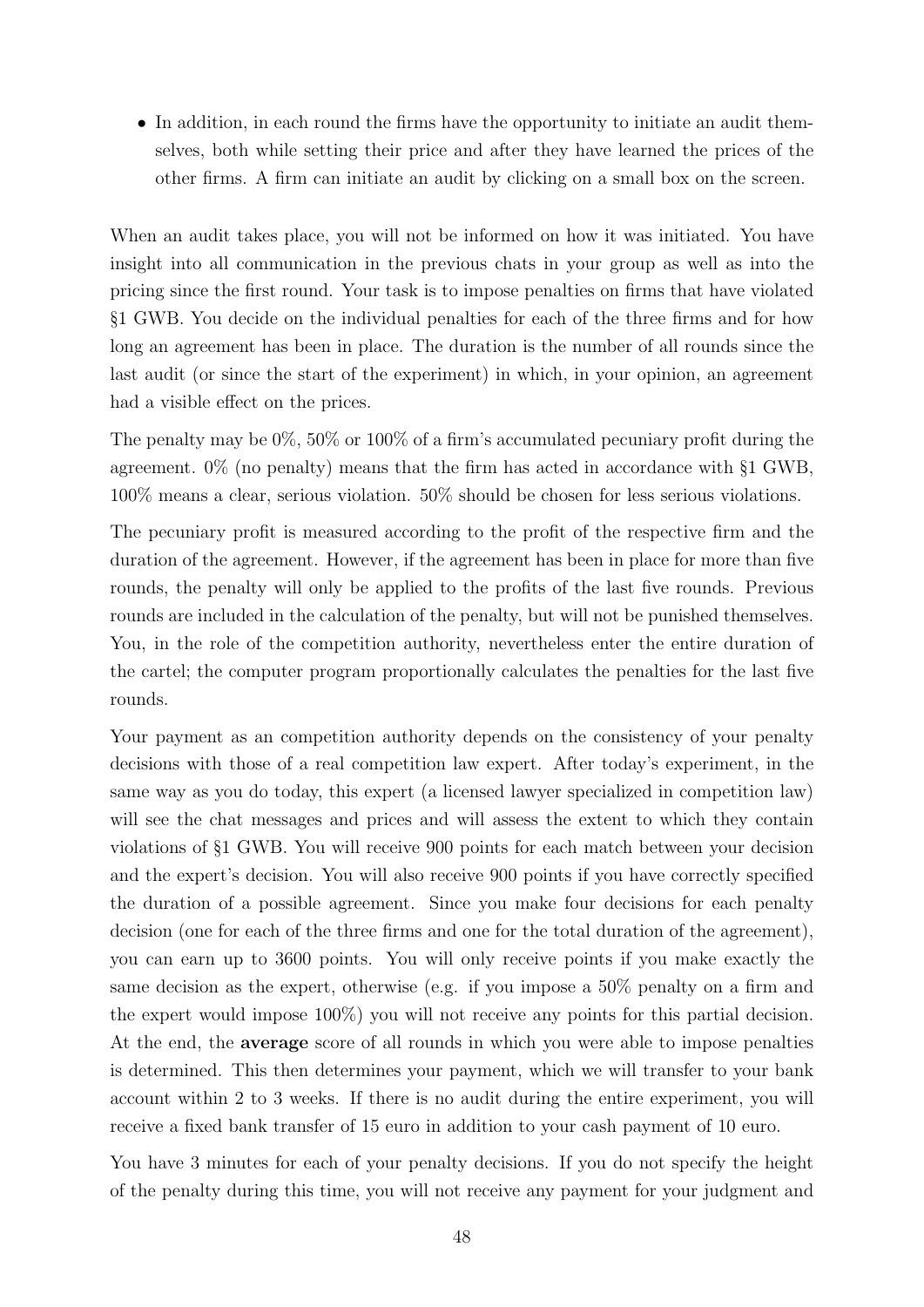- In addition, in each round the firms have the opportunity to initiate an audit themselves, both while setting their price and after they have learned the prices of the other firms. A firm can initiate an audit by clicking on a small box on the screen.

When an audit takes place, you will not be informed on how it was initiated. You have insight into all communication in the previous chats in your group as well as into the pricing since the first round. Your task is to impose penalties on firms that have violated §1 GWB. You decide on the individual penalties for each of the three firms and for how long an agreement has been in place. The duration is the number of all rounds since the last audit (or since the start of the experiment) in which, in your opinion, an agreement had a visible effect on the prices.

The penalty may be 0%, 50% or 100% of a firm's accumulated pecuniary profit during the agreement. 0% (no penalty) means that the firm has acted in accordance with §1 GWB, 100% means a clear, serious violation. 50% should be chosen for less serious violations.

The pecuniary profit is measured according to the profit of the respective firm and the duration of the agreement. However, if the agreement has been in place for more than five rounds, the penalty will only be applied to the profits of the last five rounds. Previous rounds are included in the calculation of the penalty, but will not be punished themselves. You, in the role of the competition authority, nevertheless enter the entire duration of the cartel; the computer program proportionally calculates the penalties for the last five rounds.

Your payment as an competition authority depends on the consistency of your penalty decisions with those of a real competition law expert. After today's experiment, in the same way as you do today, this expert (a licensed lawyer specialized in competition law) will see the chat messages and prices and will assess the extent to which they contain violations of §1 GWB. You will receive 900 points for each match between your decision and the expert's decision. You will also receive 900 points if you have correctly specified the duration of a possible agreement. Since you make four decisions for each penalty decision (one for each of the three firms and one for the total duration of the agreement), you can earn up to 3600 points. You will only receive points if you make exactly the same decision as the expert, otherwise (e.g. if you impose a 50% penalty on a firm and the expert would impose 100%) you will not receive any points for this partial decision. At the end, the **average** score of all rounds in which you were able to impose penalties is determined. This then determines your payment, which we will transfer to your bank account within 2 to 3 weeks. If there is no audit during the entire experiment, you will receive a fixed bank transfer of 15 euro in addition to your cash payment of 10 euro.

You have 3 minutes for each of your penalty decisions. If you do not specify the height of the penalty during this time, you will not receive any payment for your judgment and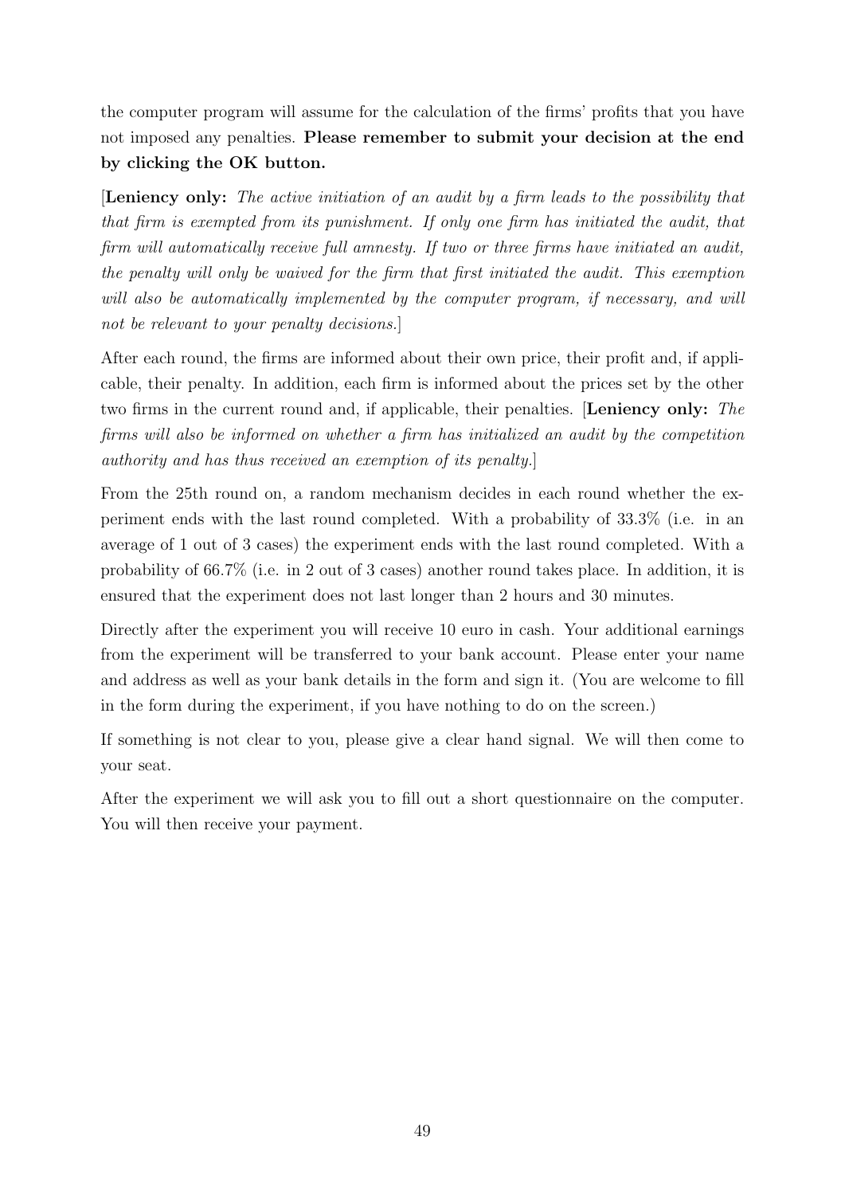the computer program will assume for the calculation of the firms' profits that you have not imposed any penalties. **Please remember to submit your decision at the end by clicking the OK button.**

[**Leniency only:** *The active initiation of an audit by a firm leads to the possibility that that firm is exempted from its punishment. If only one firm has initiated the audit, that firm will automatically receive full amnesty. If two or three firms have initiated an audit, the penalty will only be waived for the firm that first initiated the audit. This exemption will also be automatically implemented by the computer program, if necessary, and will not be relevant to your penalty decisions.*]

After each round, the firms are informed about their own price, their profit and, if applicable, their penalty. In addition, each firm is informed about the prices set by the other two firms in the current round and, if applicable, their penalties. [**Leniency only:** *The firms will also be informed on whether a firm has initialized an audit by the competition authority and has thus received an exemption of its penalty.*]

From the 25th round on, a random mechanism decides in each round whether the experiment ends with the last round completed. With a probability of 33.3% (i.e. in an average of 1 out of 3 cases) the experiment ends with the last round completed. With a probability of 66.7% (i.e. in 2 out of 3 cases) another round takes place. In addition, it is ensured that the experiment does not last longer than 2 hours and 30 minutes.

Directly after the experiment you will receive 10 euro in cash. Your additional earnings from the experiment will be transferred to your bank account. Please enter your name and address as well as your bank details in the form and sign it. (You are welcome to fill in the form during the experiment, if you have nothing to do on the screen.)

If something is not clear to you, please give a clear hand signal. We will then come to your seat.

After the experiment we will ask you to fill out a short questionnaire on the computer. You will then receive your payment.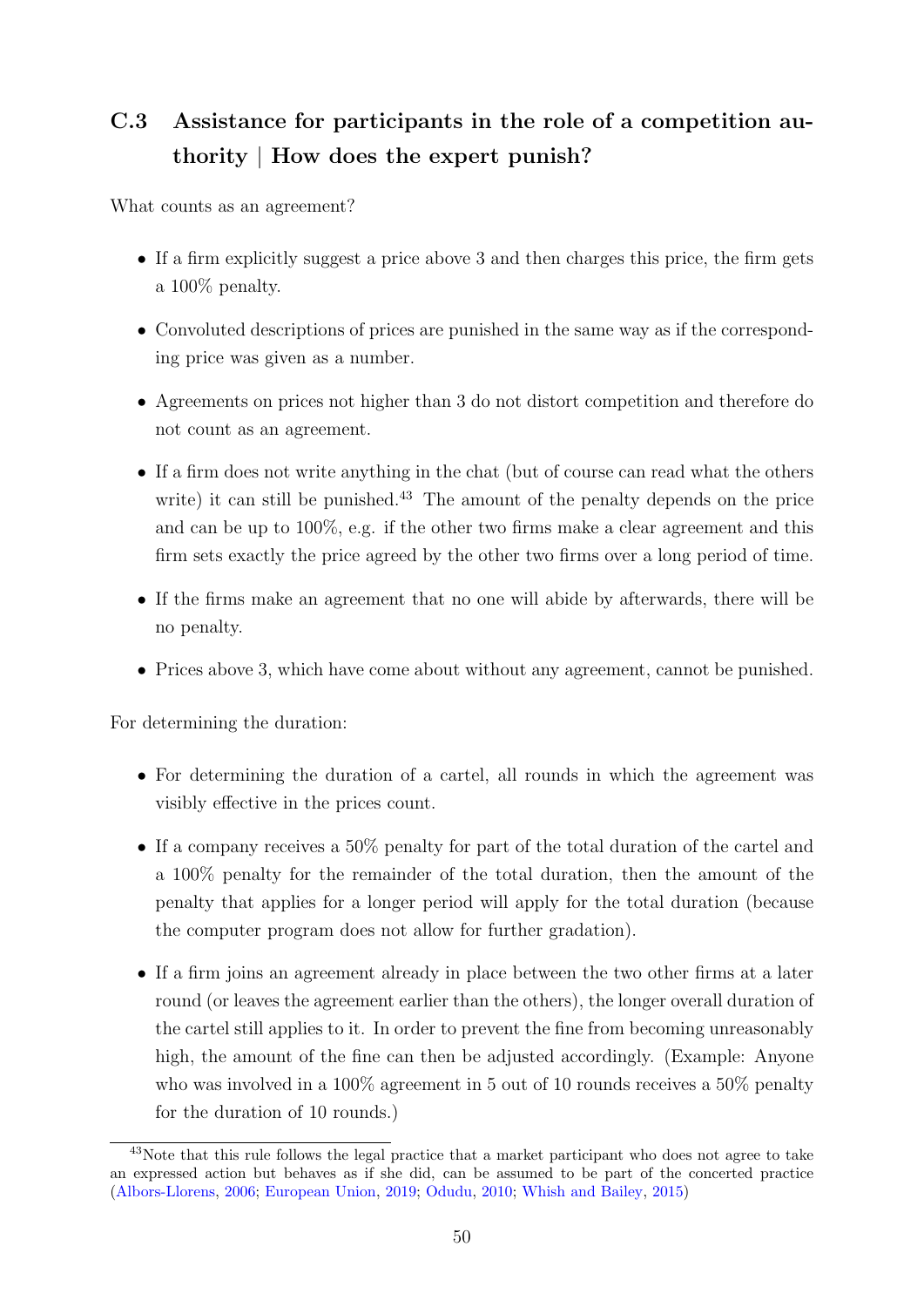## C.3 Assistance for participants in the role of a competition authority | How does the expert punish?

What counts as an agreement?

- If a firm explicitly suggest a price above 3 and then charges this price, the firm gets a 100% penalty.
- Convoluted descriptions of prices are punished in the same way as if the corresponding price was given as a number.
- Agreements on prices not higher than 3 do not distort competition and therefore do not count as an agreement.
- If a firm does not write anything in the chat (but of course can read what the others write) it can still be punished.[43] The amount of the penalty depends on the price and can be up to 100%, e.g. if the other two firms make a clear agreement and this firm sets exactly the price agreed by the other two firms over a long period of time.
- If the firms make an agreement that no one will abide by afterwards, there will be no penalty.
- Prices above 3, which have come about without any agreement, cannot be punished.

For determining the duration:

- For determining the duration of a cartel, all rounds in which the agreement was visibly effective in the prices count.
- If a company receives a 50% penalty for part of the total duration of the cartel and a 100% penalty for the remainder of the total duration, then the amount of the penalty that applies for a longer period will apply for the total duration (because the computer program does not allow for further gradation).
- If a firm joins an agreement already in place between the two other firms at a later round (or leaves the agreement earlier than the others), the longer overall duration of the cartel still applies to it. In order to prevent the fine from becoming unreasonably high, the amount of the fine can then be adjusted accordingly. (Example: Anyone who was involved in a 100% agreement in 5 out of 10 rounds receives a 50% penalty for the duration of 10 rounds.)

[43] Note that this rule follows the legal practice that a market participant who does not agree to take an expressed action but behaves as if she did, can be assumed to be part of the concerted practice (Albors-Llorens, 2006; European Union, 2019; Odudu, 2010; Whish and Bailey, 2015)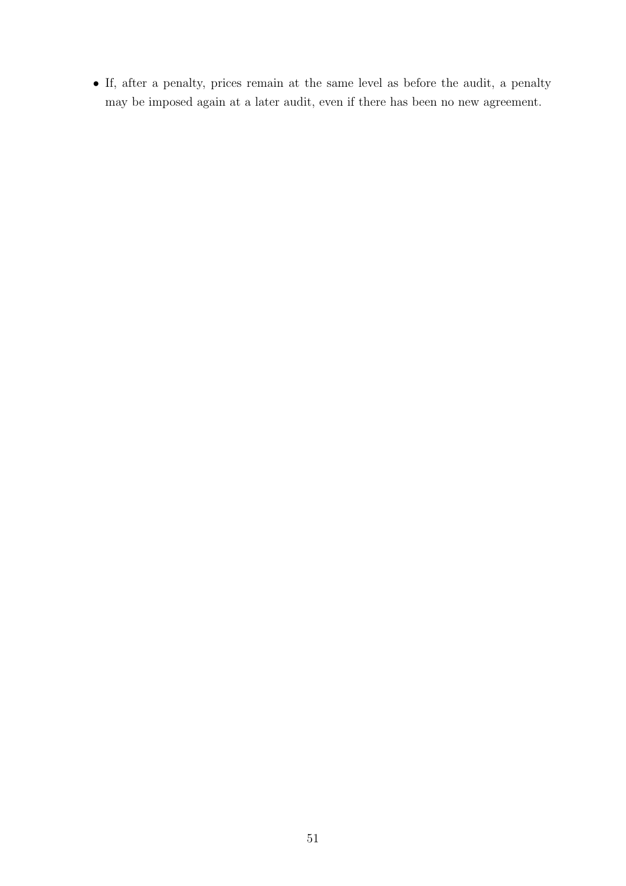- If, after a penalty, prices remain at the same level as before the audit, a penalty may be imposed again at a later audit, even if there has been no new agreement.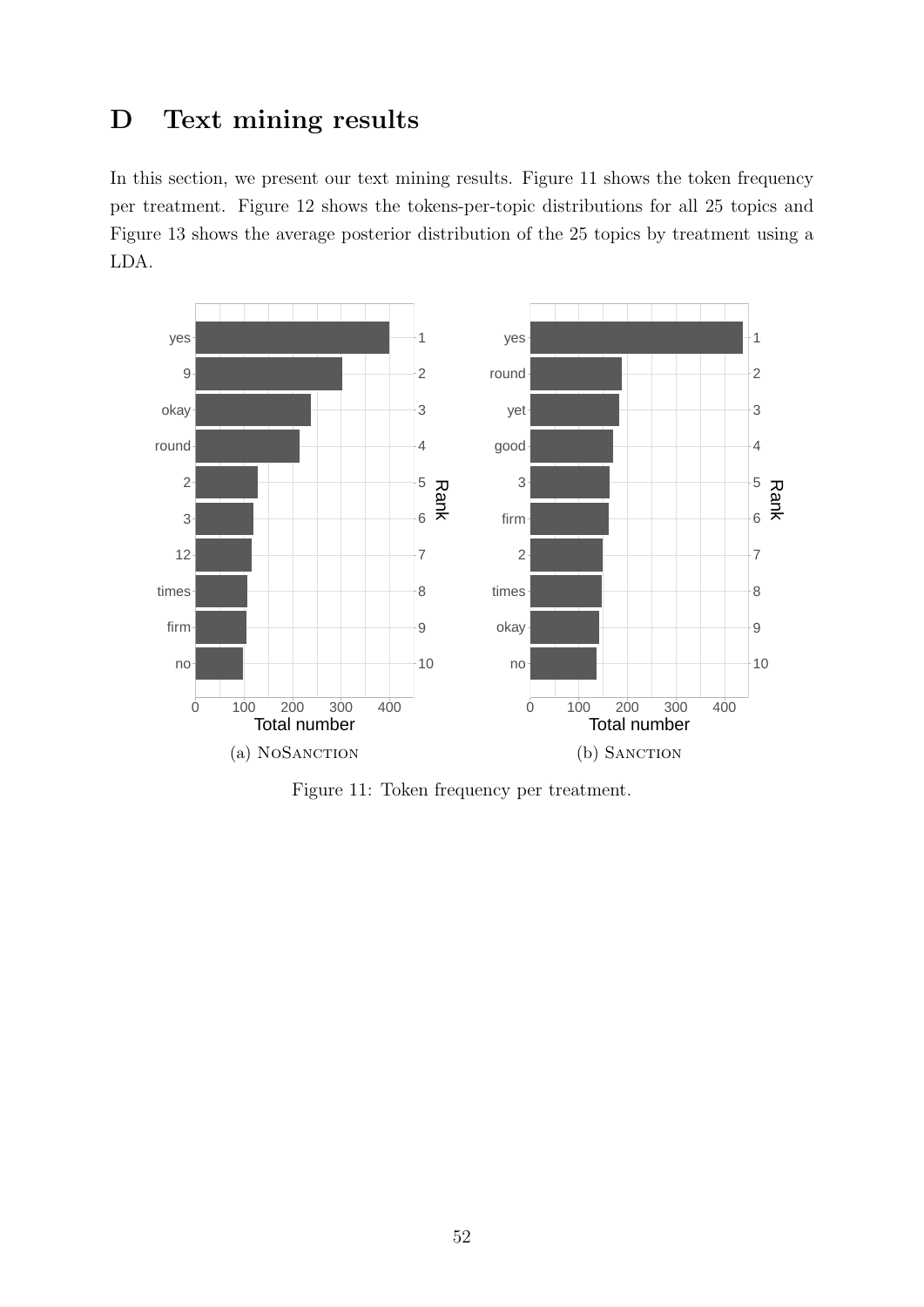# D Text mining results

In this section, we present our text mining results. Figure 11 shows the token frequency per treatment. Figure 12 shows the tokens-per-topic distributions for all 25 topics and Figure 13 shows the average posterior distribution of the 25 topics by treatment using a LDA.

(a) NoSanction

(b) Sanction

Figure 11: Token frequency per treatment.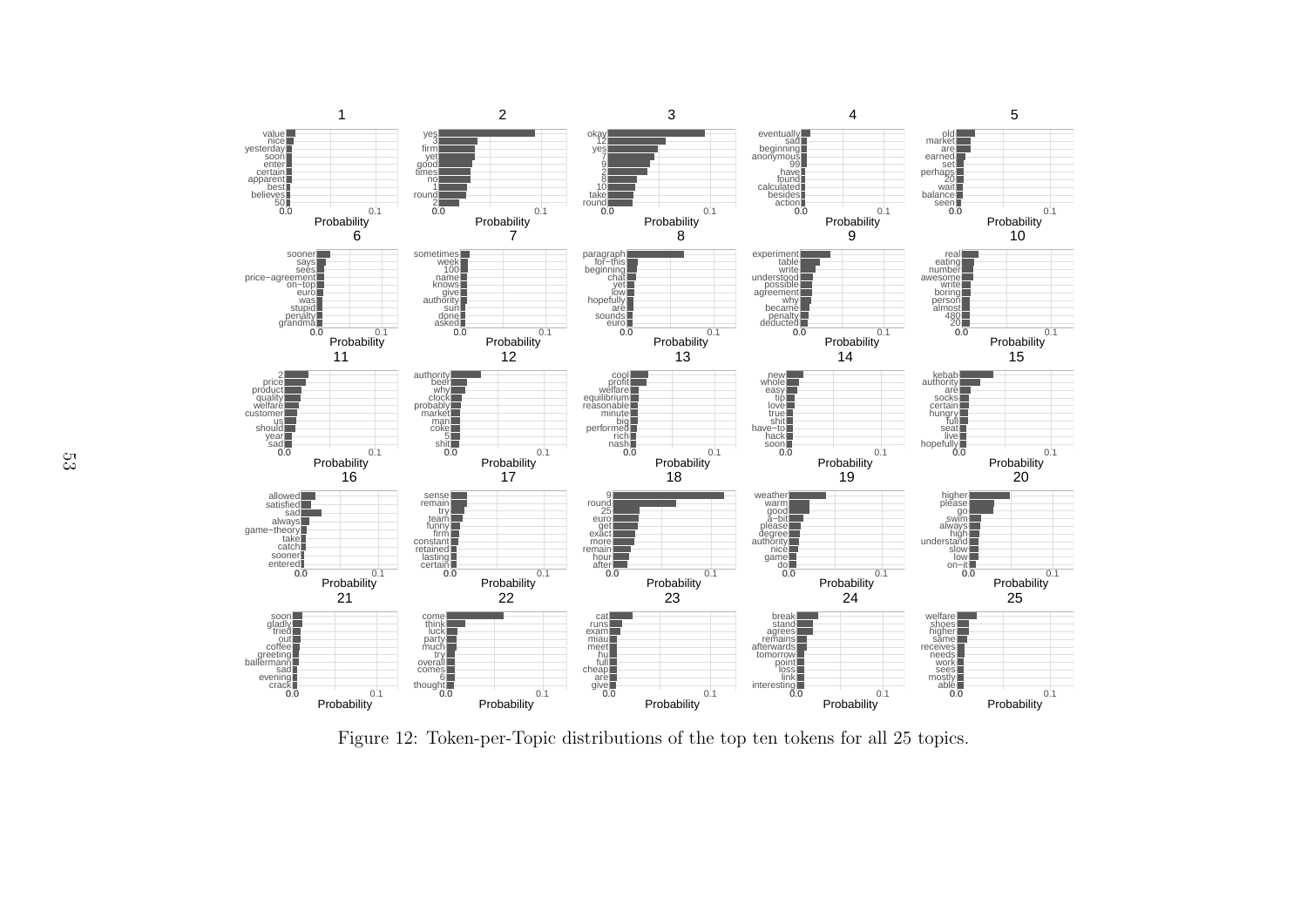Figure 12: Token-per-Topic distributions of the top ten tokens for all 25 topics.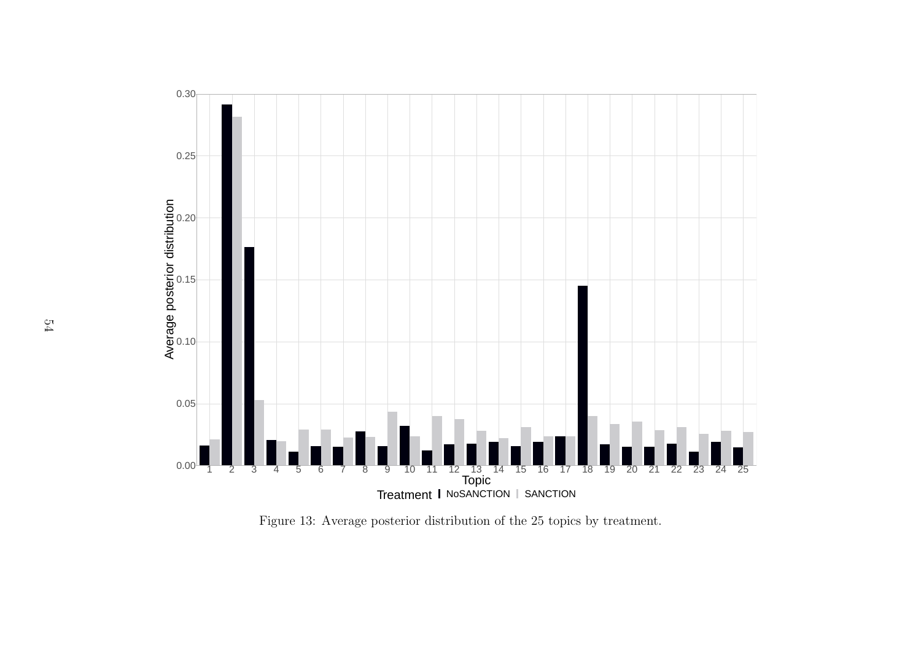Figure 13: Average posterior distribution of the 25 topics by treatment.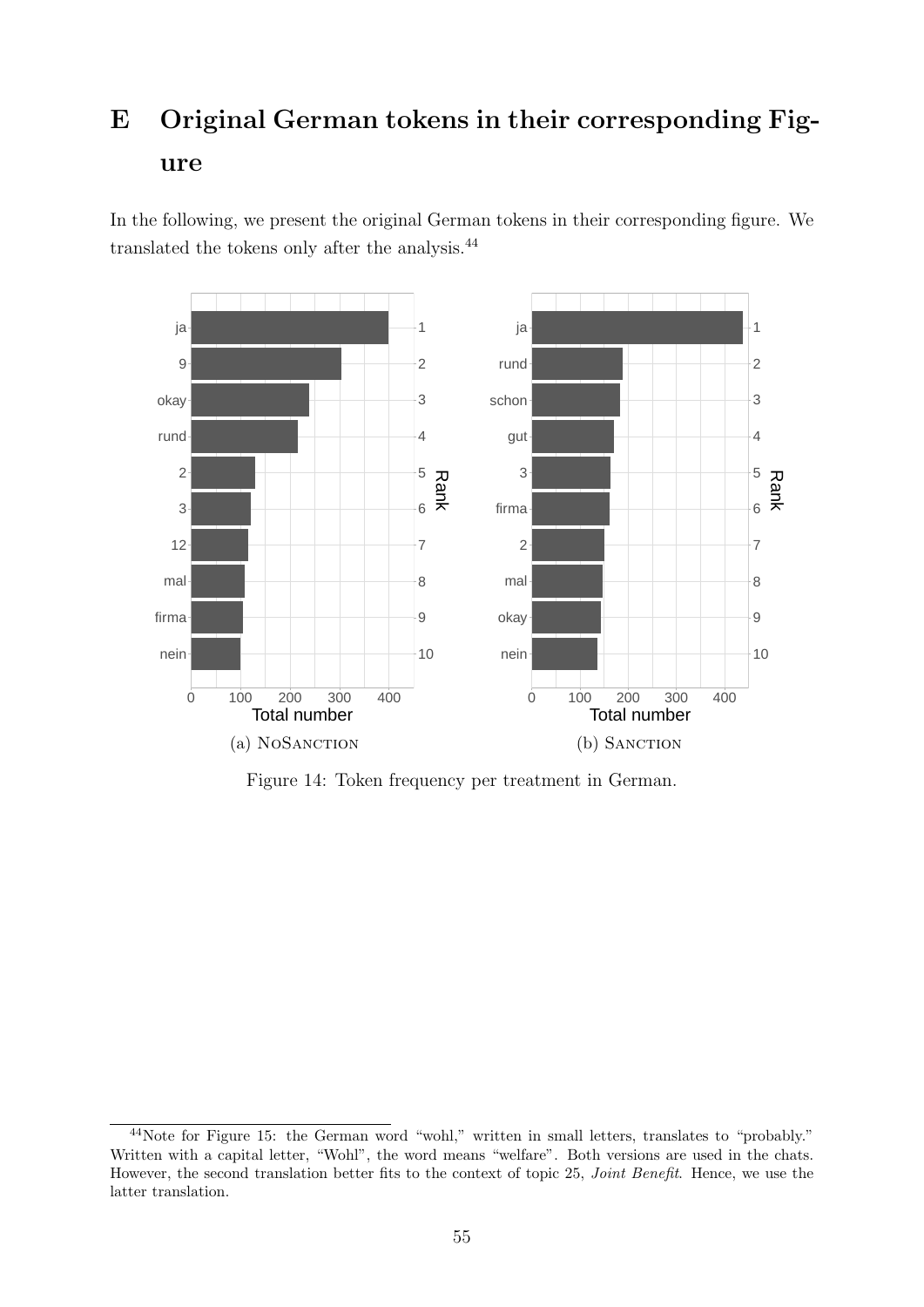# E Original German tokens in their corresponding Figure

In the following, we present the original German tokens in their corresponding figure. We translated the tokens only after the analysis.[44]

(a) NoSanction

(b) Sanction

Figure 14: Token frequency per treatment in German.

[44] Note for Figure 15: the German word "wohl," written in small letters, translates to "probably." Written with a capital letter, "Wohl", the word means "welfare". Both versions are used in the chats. However, the second translation better fits to the context of topic 25, *Joint Benefit*. Hence, we use the latter translation.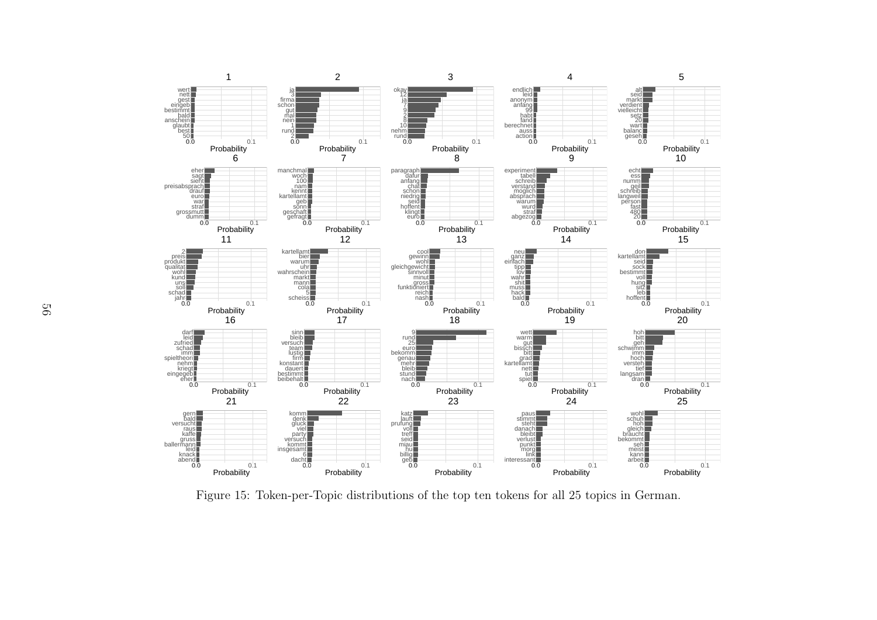Figure 15: Token-per-Topic distributions of the top ten tokens for all 25 topics in German.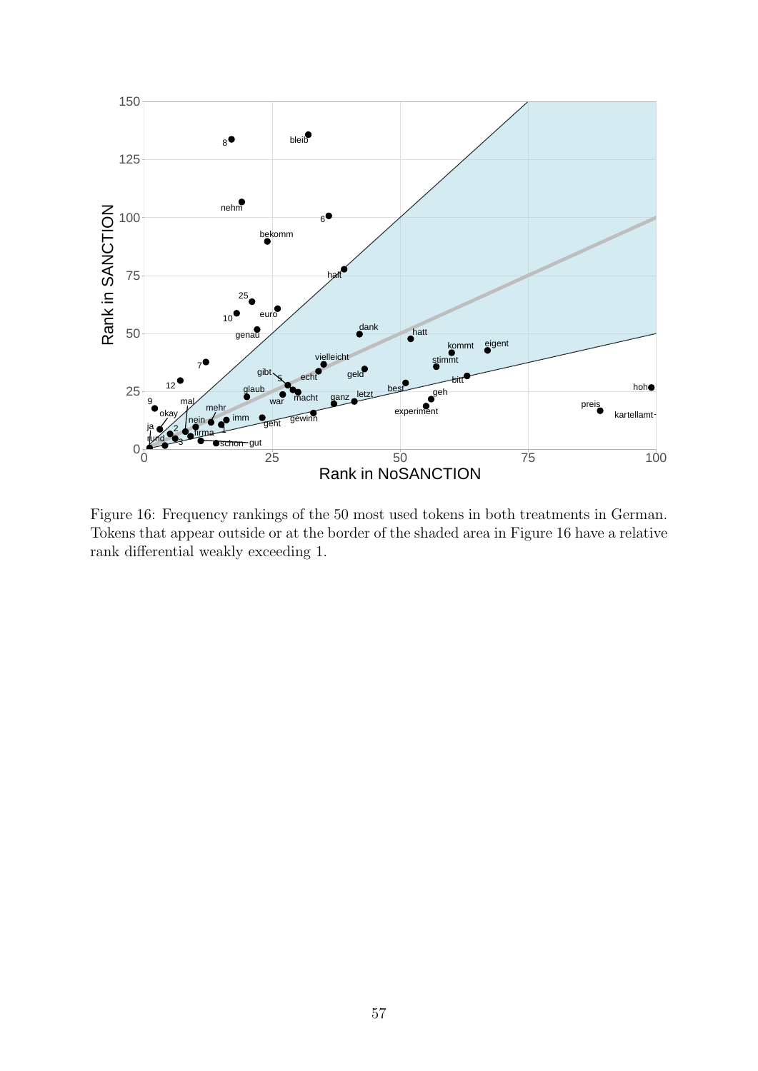150
125
100
75
50
25
0

Rank in SANCTION

0
25
50
75
100

Rank in NoSANCTION

8
bleib
nehm
6
bekomm
halt
25
10
euro
genau
dank
hatt
kommt
eigent
stimmt
7
vielleicht
gibt
5
echt
geld
bitt
12
glaub
best
geh
hoh
9
mal
war
macht
ganz
letzt
okay
mehr
experiment
preis
kartellamt
nein
imm
geht
gewinn
ja
2
1
rund
3
firma
schon
gut

Figure 16: Frequency rankings of the 50 most used tokens in both treatments in German. Tokens that appear outside or at the border of the shaded area in Figure 16 have a relative rank differential weakly exceeding 1.